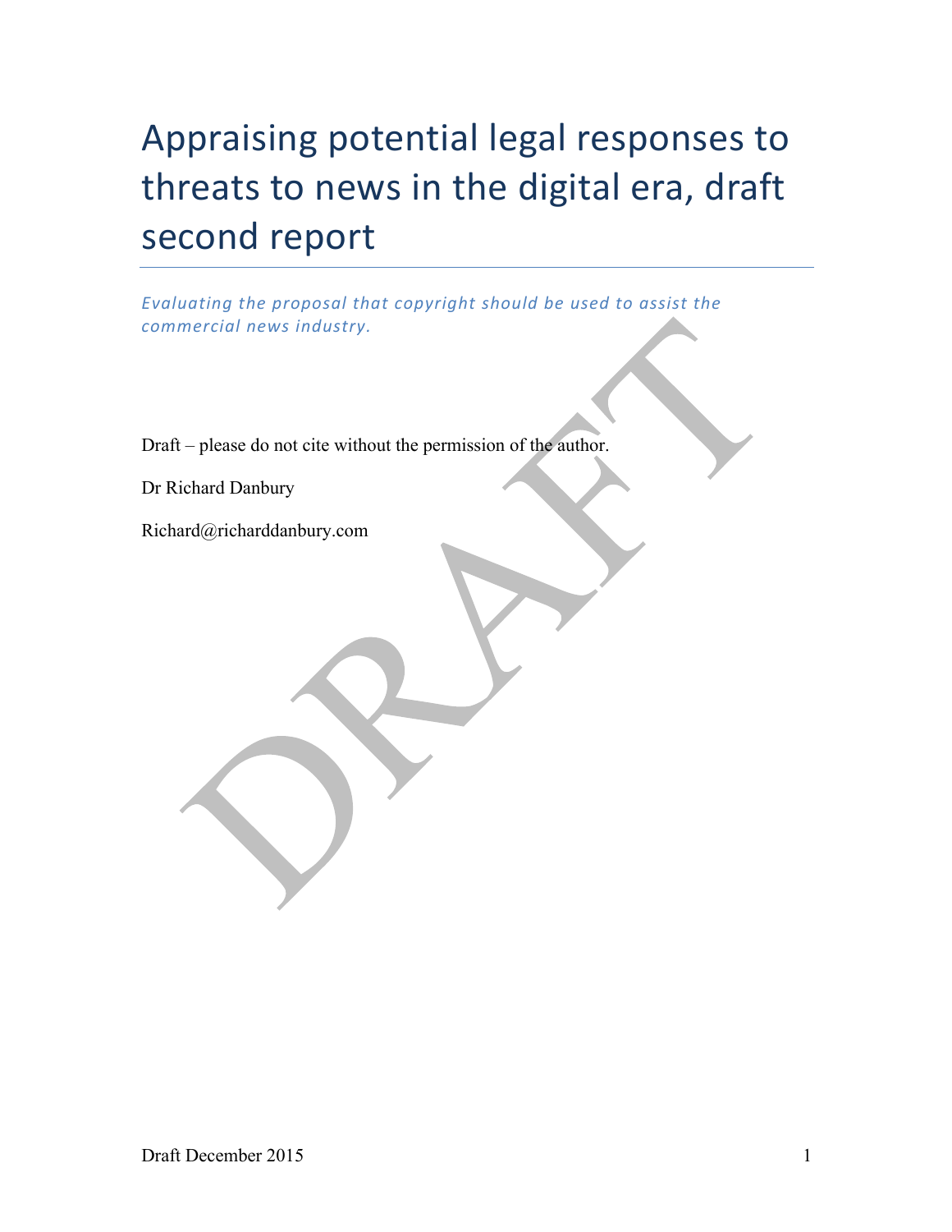# Appraising potential legal responses to threats to news in the digital era, draft second report

*Evaluating the proposal that copyright should be used to assist the commercial news industry.*

Draft – please do not cite without the permission of the author.

Dr Richard Danbury

Richard@richarddanbury.com

Draft December 2015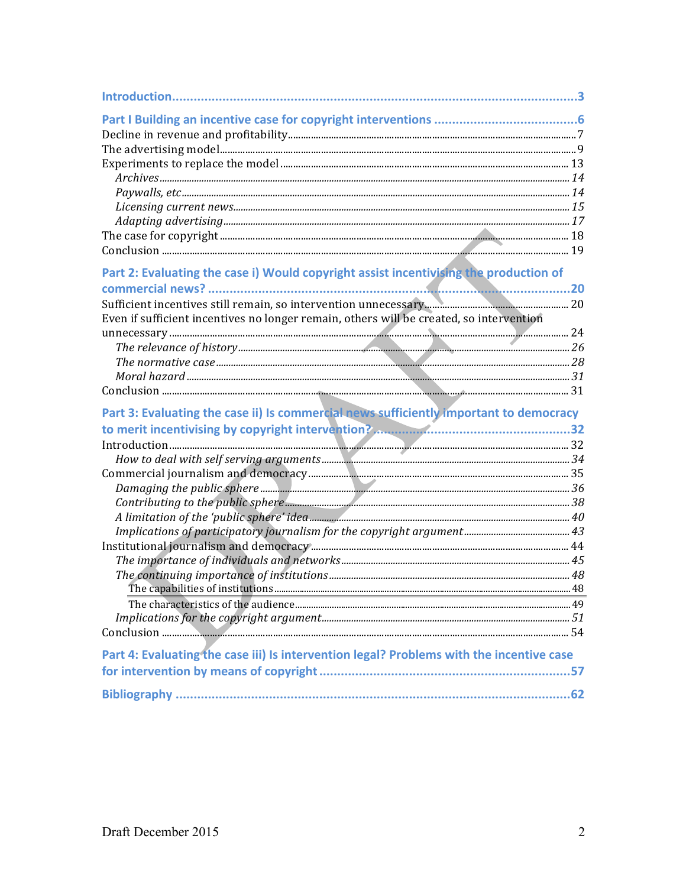**Introduction** ........................................................................................................ 3

**Part I Building an incentive case for copyright interventions** ........................................ 6

Decline in revenue and profitability ........................................................................ 7

The advertising model ........................................................................................ 9

Experiments to replace the model ........................................................................ 13

*Archives* ........................................................................................................ 14

*Paywalls, etc* .................................................................................................. 14

*Licensing current news* ................................................................................... 15

*Adapting advertising* ....................................................................................... 17

The case for copyright ........................................................................................ 18

Conclusion ........................................................................................................ 19

**Part 2: Evaluating the case i) Would copyright assist incentivising the production of commercial news?** ........................................................................................................ 20

Sufficient incentives still remain, so intervention unnecessary ................................. 20

Even if sufficient incentives no longer remain, others will be created, so intervention unnecessary ........................................................................................................ 24

*The relevance of history* ................................................................................... 26

*The normative case* ......................................................................................... 28

*Moral hazard* .................................................................................................. 31

Conclusion ........................................................................................................ 31

**Part 3: Evaluating the case ii) Is commercial news sufficiently important to democracy to merit incentivising by copyright intervention?** ................................................................ 32

Introduction ...................................................................................................... 32

*How to deal with self serving arguments* ............................................................ 34

Commercial journalism and democracy ................................................................. 35

*Damaging the public sphere* ............................................................................. 36

*Contributing to the public sphere* ...................................................................... 38

*A limitation of the 'public sphere' idea* ................................................................ 40

*Implications of participatory journalism for the copyright argument* ...................... 43

Institutional journalism and democracy ................................................................. 44

*The importance of individuals and networks* ....................................................... 45

*The continuing importance of institutions* .......................................................... 48

The capabilities of institutions ............................................................................. 48

The characteristics of the audience ...................................................................... 49

*Implications for the copyright argument* ............................................................. 51

Conclusion ........................................................................................................ 54

**Part 4: Evaluating the case iii) Is intervention legal? Problems with the incentive case for intervention by means of copyright** .............................................................................. 57

**Bibliography** ................................................................................................... 62

Draft December 2015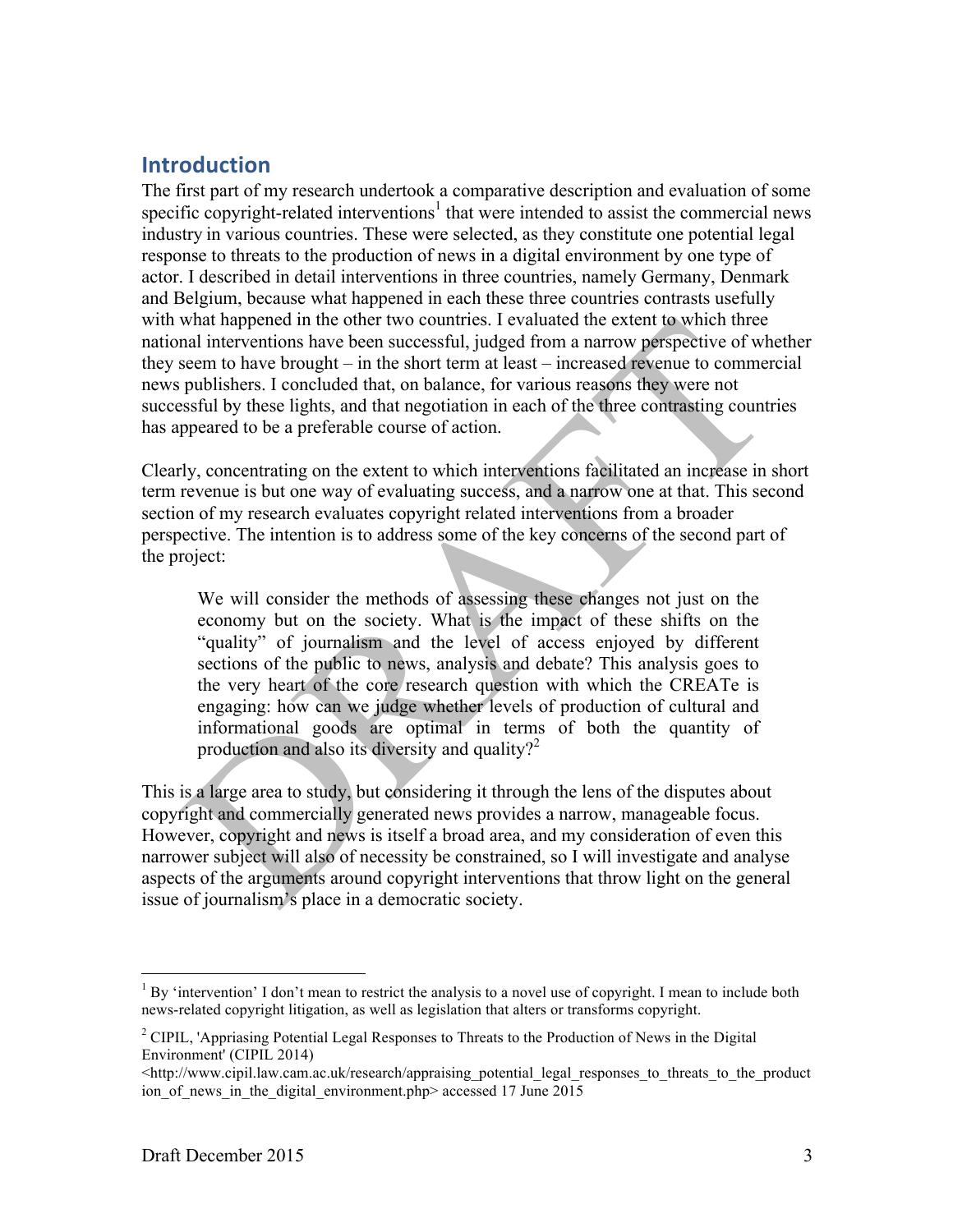## Introduction

The first part of my research undertook a comparative description and evaluation of some specific copyright-related interventions[1] that were intended to assist the commercial news industry in various countries. These were selected, as they constitute one potential legal response to threats to the production of news in a digital environment by one type of actor. I described in detail interventions in three countries, namely Germany, Denmark and Belgium, because what happened in each these three countries contrasts usefully with what happened in the other two countries. I evaluated the extent to which three national interventions have been successful, judged from a narrow perspective of whether they seem to have brought – in the short term at least – increased revenue to commercial news publishers. I concluded that, on balance, for various reasons they were not successful by these lights, and that negotiation in each of the three contrasting countries has appeared to be a preferable course of action.

Clearly, concentrating on the extent to which interventions facilitated an increase in short term revenue is but one way of evaluating success, and a narrow one at that. This second section of my research evaluates copyright related interventions from a broader perspective. The intention is to address some of the key concerns of the second part of the project:

> We will consider the methods of assessing these changes not just on the economy but on the society. What is the impact of these shifts on the "quality" of journalism and the level of access enjoyed by different sections of the public to news, analysis and debate? This analysis goes to the very heart of the core research question with which the CREATe is engaging: how can we judge whether levels of production of cultural and informational goods are optimal in terms of both the quantity of production and also its diversity and quality?[2]

This is a large area to study, but considering it through the lens of the disputes about copyright and commercially generated news provides a narrow, manageable focus. However, copyright and news is itself a broad area, and my consideration of even this narrower subject will also of necessity be constrained, so I will investigate and analyse aspects of the arguments around copyright interventions that throw light on the general issue of journalism's place in a democratic society.

---

[1] By 'intervention' I don't mean to restrict the analysis to a novel use of copyright. I mean to include both news-related copyright litigation, as well as legislation that alters or transforms copyright.

[2] CIPIL, 'Appriasing Potential Legal Responses to Threats to the Production of News in the Digital Environment' (CIPIL 2014) <http://www.cipil.law.cam.ac.uk/research/appraising_potential_legal_responses_to_threats_to_the_production_of_news_in_the_digital_environment.php> accessed 17 June 2015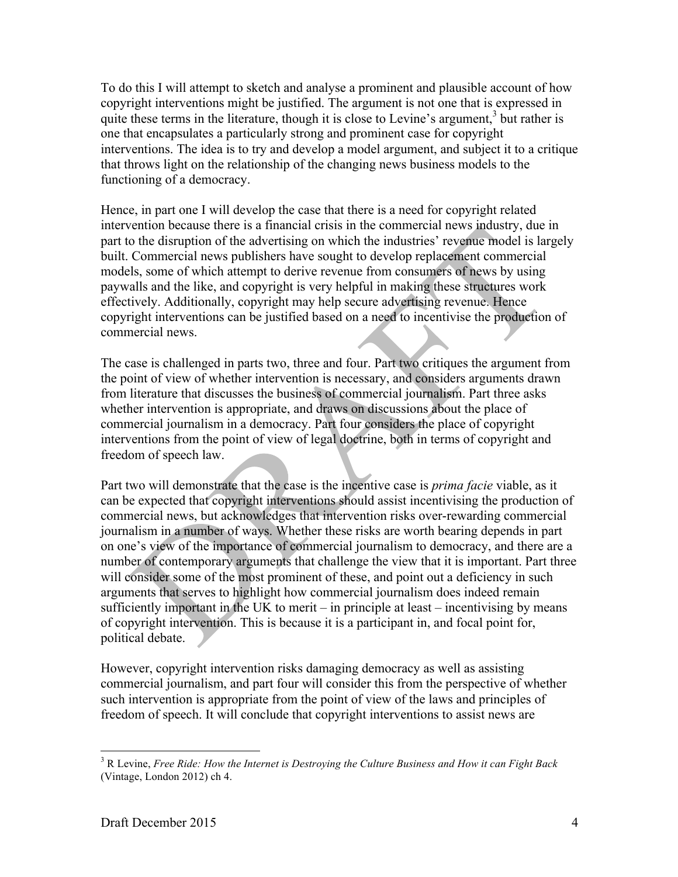To do this I will attempt to sketch and analyse a prominent and plausible account of how copyright interventions might be justified. The argument is not one that is expressed in quite these terms in the literature, though it is close to Levine's argument,[3] but rather is one that encapsulates a particularly strong and prominent case for copyright interventions. The idea is to try and develop a model argument, and subject it to a critique that throws light on the relationship of the changing news business models to the functioning of a democracy.

Hence, in part one I will develop the case that there is a need for copyright related intervention because there is a financial crisis in the commercial news industry, due in part to the disruption of the advertising on which the industries' revenue model is largely built. Commercial news publishers have sought to develop replacement commercial models, some of which attempt to derive revenue from consumers of news by using paywalls and the like, and copyright is very helpful in making these structures work effectively. Additionally, copyright may help secure advertising revenue. Hence copyright interventions can be justified based on a need to incentivise the production of commercial news.

The case is challenged in parts two, three and four. Part two critiques the argument from the point of view of whether intervention is necessary, and considers arguments drawn from literature that discusses the business of commercial journalism. Part three asks whether intervention is appropriate, and draws on discussions about the place of commercial journalism in a democracy. Part four considers the place of copyright interventions from the point of view of legal doctrine, both in terms of copyright and freedom of speech law.

Part two will demonstrate that the case is the incentive case is *prima facie* viable, as it can be expected that copyright interventions should assist incentivising the production of commercial news, but acknowledges that intervention risks over-rewarding commercial journalism in a number of ways. Whether these risks are worth bearing depends in part on one's view of the importance of commercial journalism to democracy, and there are a number of contemporary arguments that challenge the view that it is important. Part three will consider some of the most prominent of these, and point out a deficiency in such arguments that serves to highlight how commercial journalism does indeed remain sufficiently important in the UK to merit – in principle at least – incentivising by means of copyright intervention. This is because it is a participant in, and focal point for, political debate.

However, copyright intervention risks damaging democracy as well as assisting commercial journalism, and part four will consider this from the perspective of whether such intervention is appropriate from the point of view of the laws and principles of freedom of speech. It will conclude that copyright interventions to assist news are

---

[3] R Levine, *Free Ride: How the Internet is Destroying the Culture Business and How it can Fight Back* (Vintage, London 2012) ch 4.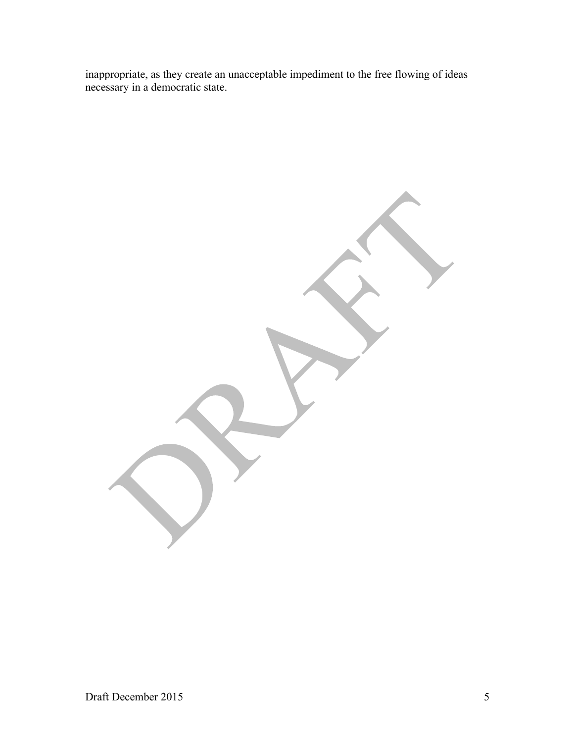inappropriate, as they create an unacceptable impediment to the free flowing of ideas necessary in a democratic state.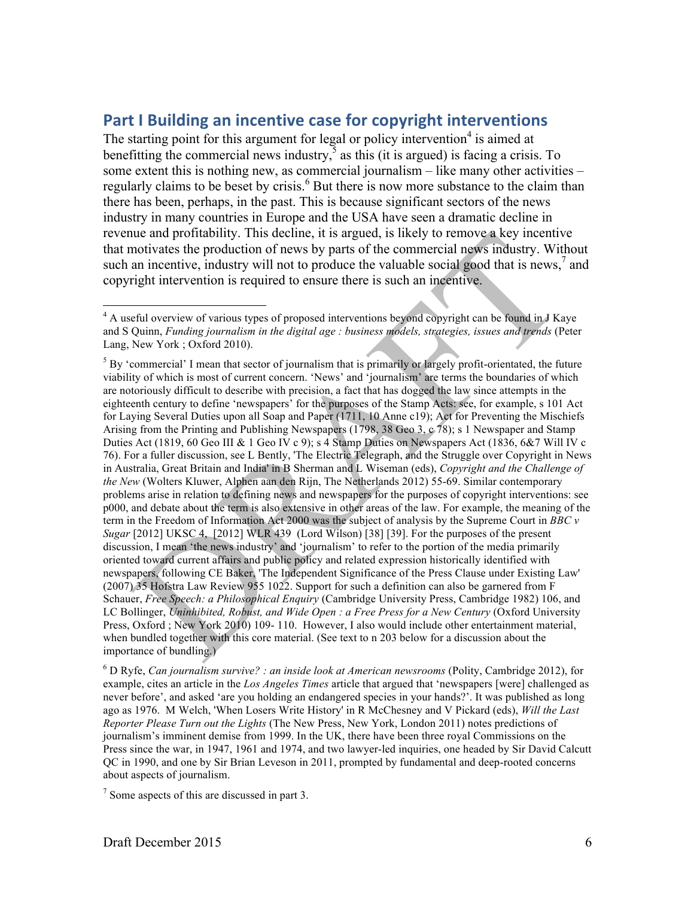## Part I Building an incentive case for copyright interventions

The starting point for this argument for legal or policy intervention[4] is aimed at benefitting the commercial news industry,[5] as this (it is argued) is facing a crisis. To some extent this is nothing new, as commercial journalism – like many other activities – regularly claims to be beset by crisis.[6] But there is now more substance to the claim than there has been, perhaps, in the past. This is because significant sectors of the news industry in many countries in Europe and the USA have seen a dramatic decline in revenue and profitability. This decline, it is argued, is likely to remove a key incentive that motivates the production of news by parts of the commercial news industry. Without such an incentive, industry will not to produce the valuable social good that is news,[7] and copyright intervention is required to ensure there is such an incentive.

---

[4] A useful overview of various types of proposed interventions beyond copyright can be found in J Kaye and S Quinn, *Funding journalism in the digital age : business models, strategies, issues and trends* (Peter Lang, New York ; Oxford 2010).

[5] By 'commercial' I mean that sector of journalism that is primarily or largely profit-orientated, the future viability of which is most of current concern. 'News' and 'journalism' are terms the boundaries of which are notoriously difficult to describe with precision, a fact that has dogged the law since attempts in the eighteenth century to define 'newspapers' for the purposes of the Stamp Acts: see, for example, s 101 Act for Laying Several Duties upon all Soap and Paper (1711, 10 Anne c19); Act for Preventing the Mischiefs Arising from the Printing and Publishing Newspapers (1798, 38 Geo 3, c 78); s 1 Newspaper and Stamp Duties Act (1819, 60 Geo III & 1 Geo IV c 9); s 4 Stamp Duties on Newspapers Act (1836, 6&7 Will IV c 76). For a fuller discussion, see L Bently, 'The Electric Telegraph, and the Struggle over Copyright in News in Australia, Great Britain and India' in B Sherman and L Wiseman (eds), *Copyright and the Challenge of the New* (Wolters Kluwer, Alphen aan den Rijn, The Netherlands 2012) 55-69. Similar contemporary problems arise in relation to defining news and newspapers for the purposes of copyright interventions: see p000, and debate about the term is also extensive in other areas of the law. For example, the meaning of the term in the Freedom of Information Act 2000 was the subject of analysis by the Supreme Court in *BBC v Sugar* [2012] UKSC 4, [2012] WLR 439 (Lord Wilson) [38] [39]. For the purposes of the present discussion, I mean 'the news industry' and 'journalism' to refer to the portion of the media primarily oriented toward current affairs and public policy and related expression historically identified with newspapers, following CE Baker, 'The Independent Significance of the Press Clause under Existing Law' (2007) 35 Hofstra Law Review 955 1022. Support for such a definition can also be garnered from F Schauer, *Free Speech: a Philosophical Enquiry* (Cambridge University Press, Cambridge 1982) 106, and LC Bollinger, *Uninhibited, Robust, and Wide Open : a Free Press for a New Century* (Oxford University Press, Oxford ; New York 2010) 109- 110. However, I also would include other entertainment material, when bundled together with this core material. (See text to n 203 below for a discussion about the importance of bundling.)

[6] D Ryfe, *Can journalism survive? : an inside look at American newsrooms* (Polity, Cambridge 2012), for example, cites an article in the *Los Angeles Times* article that argued that 'newspapers [were] challenged as never before', and asked 'are you holding an endangered species in your hands?'. It was published as long ago as 1976. M Welch, 'When Losers Write History' in R McChesney and V Pickard (eds), *Will the Last Reporter Please Turn out the Lights* (The New Press, New York, London 2011) notes predictions of journalism's imminent demise from 1999. In the UK, there have been three royal Commissions on the Press since the war, in 1947, 1961 and 1974, and two lawyer-led inquiries, one headed by Sir David Calcutt QC in 1990, and one by Sir Brian Leveson in 2011, prompted by fundamental and deep-rooted concerns about aspects of journalism.

[7] Some aspects of this are discussed in part 3.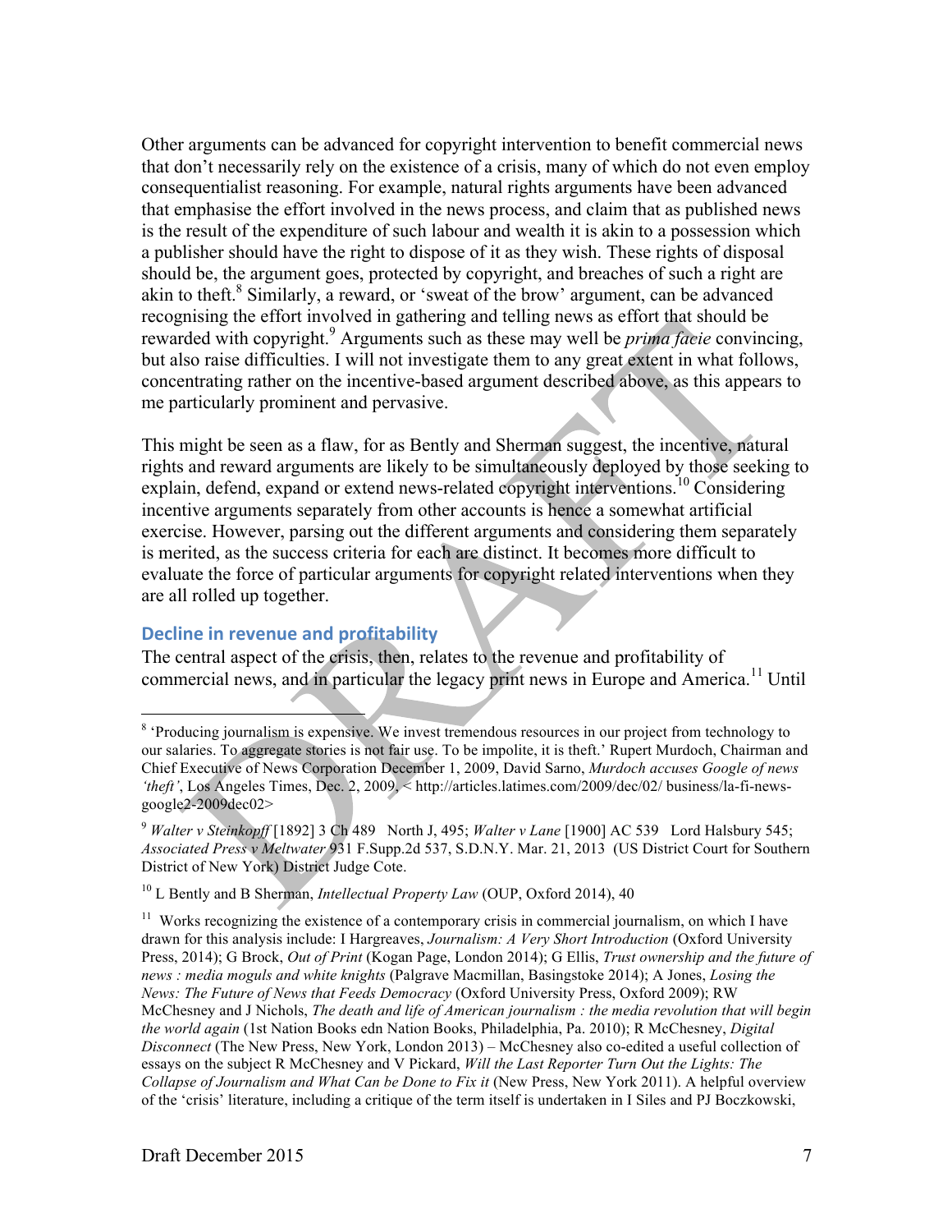Other arguments can be advanced for copyright intervention to benefit commercial news that don't necessarily rely on the existence of a crisis, many of which do not even employ consequentialist reasoning. For example, natural rights arguments have been advanced that emphasise the effort involved in the news process, and claim that as published news is the result of the expenditure of such labour and wealth it is akin to a possession which a publisher should have the right to dispose of it as they wish. These rights of disposal should be, the argument goes, protected by copyright, and breaches of such a right are akin to theft.[8] Similarly, a reward, or 'sweat of the brow' argument, can be advanced recognising the effort involved in gathering and telling news as effort that should be rewarded with copyright.[9] Arguments such as these may well be *prima facie* convincing, but also raise difficulties. I will not investigate them to any great extent in what follows, concentrating rather on the incentive-based argument described above, as this appears to me particularly prominent and pervasive.

This might be seen as a flaw, for as Bently and Sherman suggest, the incentive, natural rights and reward arguments are likely to be simultaneously deployed by those seeking to explain, defend, expand or extend news-related copyright interventions.[10] Considering incentive arguments separately from other accounts is hence a somewhat artificial exercise. However, parsing out the different arguments and considering them separately is merited, as the success criteria for each are distinct. It becomes more difficult to evaluate the force of particular arguments for copyright related interventions when they are all rolled up together.

### Decline in revenue and profitability

The central aspect of the crisis, then, relates to the revenue and profitability of commercial news, and in particular the legacy print news in Europe and America.[11] Until

---

[8] 'Producing journalism is expensive. We invest tremendous resources in our project from technology to our salaries. To aggregate stories is not fair use. To be impolite, it is theft.' Rupert Murdoch, Chairman and Chief Executive of News Corporation December 1, 2009, David Sarno, *Murdoch accuses Google of news 'theft'*, Los Angeles Times, Dec. 2, 2009, < http://articles.latimes.com/2009/dec/02/ business/la-fi-news-google2-2009dec02>

[9] *Walter v Steinkopff* [1892] 3 Ch 489 North J, 495; *Walter v Lane* [1900] AC 539 Lord Halsbury 545; *Associated Press v Meltwater* 931 F.Supp.2d 537, S.D.N.Y. Mar. 21, 2013 (US District Court for Southern District of New York) District Judge Cote.

[10] L Bently and B Sherman, *Intellectual Property Law* (OUP, Oxford 2014), 40

[11] Works recognizing the existence of a contemporary crisis in commercial journalism, on which I have drawn for this analysis include: I Hargreaves, *Journalism: A Very Short Introduction* (Oxford University Press, 2014); G Brock, *Out of Print* (Kogan Page, London 2014); G Ellis, *Trust ownership and the future of news : media moguls and white knights* (Palgrave Macmillan, Basingstoke 2014); A Jones, *Losing the News: The Future of News that Feeds Democracy* (Oxford University Press, Oxford 2009); RW McChesney and J Nichols, *The death and life of American journalism : the media revolution that will begin the world again* (1st Nation Books edn Nation Books, Philadelphia, Pa. 2010); R McChesney, *Digital Disconnect* (The New Press, New York, London 2013) – McChesney also co-edited a useful collection of essays on the subject R McChesney and V Pickard, *Will the Last Reporter Turn Out the Lights: The Collapse of Journalism and What Can be Done to Fix it* (New Press, New York 2011). A helpful overview of the 'crisis' literature, including a critique of the term itself is undertaken in I Siles and PJ Boczkowski,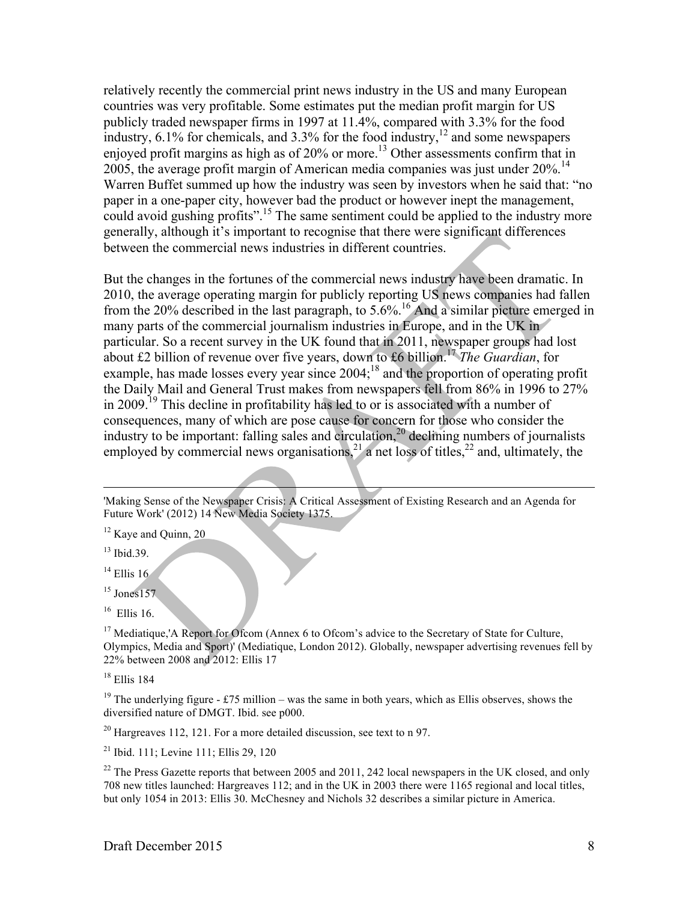relatively recently the commercial print news industry in the US and many European countries was very profitable. Some estimates put the median profit margin for US publicly traded newspaper firms in 1997 at 11.4%, compared with 3.3% for the food industry, 6.1% for chemicals, and 3.3% for the food industry,[12] and some newspapers enjoyed profit margins as high as of 20% or more.[13] Other assessments confirm that in 2005, the average profit margin of American media companies was just under 20%.[14] Warren Buffet summed up how the industry was seen by investors when he said that: "no paper in a one-paper city, however bad the product or however inept the management, could avoid gushing profits".[15] The same sentiment could be applied to the industry more generally, although it's important to recognise that there were significant differences between the commercial news industries in different countries.

But the changes in the fortunes of the commercial news industry have been dramatic. In 2010, the average operating margin for publicly reporting US news companies had fallen from the 20% described in the last paragraph, to 5.6%.[16] And a similar picture emerged in many parts of the commercial journalism industries in Europe, and in the UK in particular. So a recent survey in the UK found that in 2011, newspaper groups had lost about £2 billion of revenue over five years, down to £6 billion.[17] *The Guardian*, for example, has made losses every year since 2004;[18] and the proportion of operating profit the Daily Mail and General Trust makes from newspapers fell from 86% in 1996 to 27% in 2009.[19] This decline in profitability has led to or is associated with a number of consequences, many of which are pose cause for concern for those who consider the industry to be important: falling sales and circulation,[20] declining numbers of journalists employed by commercial news organisations,[21] a net loss of titles,[22] and, ultimately, the

---

'Making Sense of the Newspaper Crisis: A Critical Assessment of Existing Research and an Agenda for Future Work' (2012) 14 New Media Society 1375.

[12] Kaye and Quinn, 20

[13] Ibid.39.

[14] Ellis 16

[15] Jones157

[16] Ellis 16.

[17] Mediatique,'A Report for Ofcom (Annex 6 to Ofcom's advice to the Secretary of State for Culture, Olympics, Media and Sport)' (Mediatique, London 2012). Globally, newspaper advertising revenues fell by 22% between 2008 and 2012: Ellis 17

[18] Ellis 184

[19] The underlying figure - £75 million – was the same in both years, which as Ellis observes, shows the diversified nature of DMGT. Ibid. see p000.

[20] Hargreaves 112, 121. For a more detailed discussion, see text to n 97.

[21] Ibid. 111; Levine 111; Ellis 29, 120

[22] The Press Gazette reports that between 2005 and 2011, 242 local newspapers in the UK closed, and only 708 new titles launched: Hargreaves 112; and in the UK in 2003 there were 1165 regional and local titles, but only 1054 in 2013: Ellis 30. McChesney and Nichols 32 describes a similar picture in America.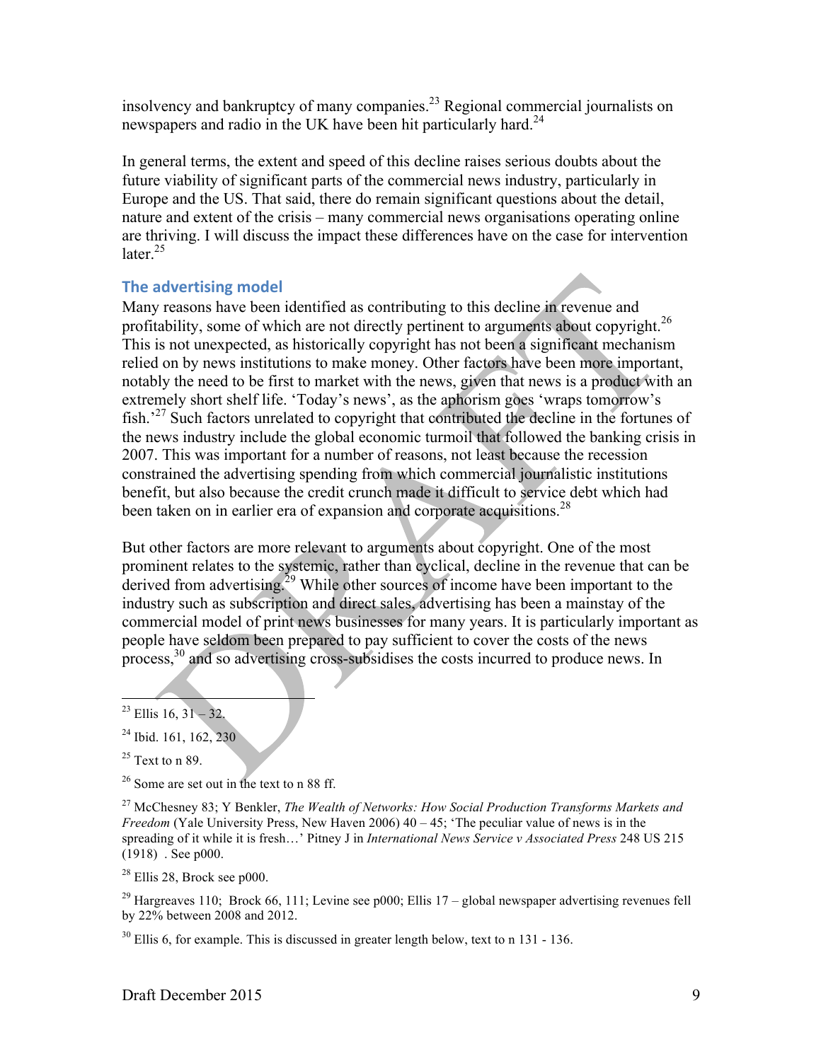insolvency and bankruptcy of many companies.[23] Regional commercial journalists on newspapers and radio in the UK have been hit particularly hard.[24]

In general terms, the extent and speed of this decline raises serious doubts about the future viability of significant parts of the commercial news industry, particularly in Europe and the US. That said, there do remain significant questions about the detail, nature and extent of the crisis – many commercial news organisations operating online are thriving. I will discuss the impact these differences have on the case for intervention later.[25]

### The advertising model

Many reasons have been identified as contributing to this decline in revenue and profitability, some of which are not directly pertinent to arguments about copyright.[26] This is not unexpected, as historically copyright has not been a significant mechanism relied on by news institutions to make money. Other factors have been more important, notably the need to be first to market with the news, given that news is a product with an extremely short shelf life. 'Today's news', as the aphorism goes 'wraps tomorrow's fish.'[27] Such factors unrelated to copyright that contributed the decline in the fortunes of the news industry include the global economic turmoil that followed the banking crisis in 2007. This was important for a number of reasons, not least because the recession constrained the advertising spending from which commercial journalistic institutions benefit, but also because the credit crunch made it difficult to service debt which had been taken on in earlier era of expansion and corporate acquisitions.[28]

But other factors are more relevant to arguments about copyright. One of the most prominent relates to the systemic, rather than cyclical, decline in the revenue that can be derived from advertising.[29] While other sources of income have been important to the industry such as subscription and direct sales, advertising has been a mainstay of the commercial model of print news businesses for many years. It is particularly important as people have seldom been prepared to pay sufficient to cover the costs of the news process,[30] and so advertising cross-subsidises the costs incurred to produce news. In

---

[23] Ellis 16, 31 – 32.

[24] Ibid. 161, 162, 230

[25] Text to n 89.

[26] Some are set out in the text to n 88 ff.

[27] McChesney 83; Y Benkler, *The Wealth of Networks: How Social Production Transforms Markets and Freedom* (Yale University Press, New Haven 2006) 40 – 45; 'The peculiar value of news is in the spreading of it while it is fresh…' Pitney J in *International News Service v Associated Press* 248 US 215 (1918) . See p000.

[28] Ellis 28, Brock see p000.

[29] Hargreaves 110; Brock 66, 111; Levine see p000; Ellis 17 – global newspaper advertising revenues fell by 22% between 2008 and 2012.

[30] Ellis 6, for example. This is discussed in greater length below, text to n 131 - 136.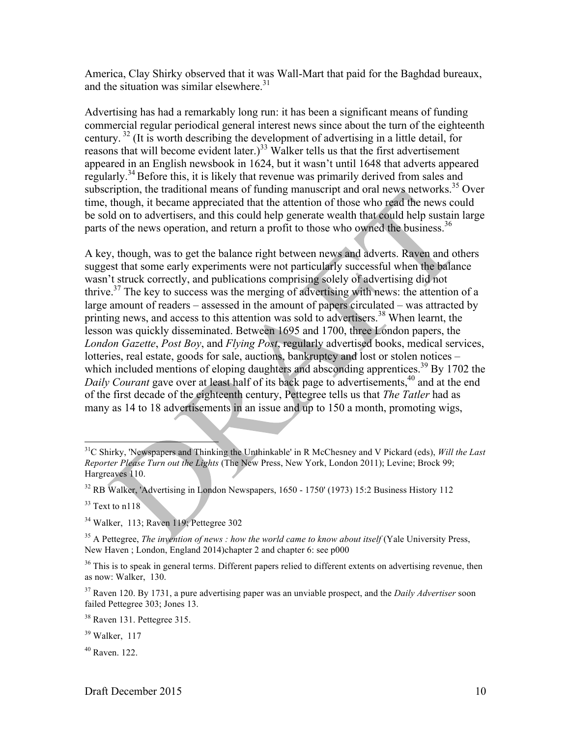America, Clay Shirky observed that it was Wall-Mart that paid for the Baghdad bureaux, and the situation was similar elsewhere.[31]

Advertising has had a remarkably long run: it has been a significant means of funding commercial regular periodical general interest news since about the turn of the eighteenth century. [32] (It is worth describing the development of advertising in a little detail, for reasons that will become evident later.)[33] Walker tells us that the first advertisement appeared in an English newsbook in 1624, but it wasn't until 1648 that adverts appeared regularly.[34] Before this, it is likely that revenue was primarily derived from sales and subscription, the traditional means of funding manuscript and oral news networks.[35] Over time, though, it became appreciated that the attention of those who read the news could be sold on to advertisers, and this could help generate wealth that could help sustain large parts of the news operation, and return a profit to those who owned the business.[36]

A key, though, was to get the balance right between news and adverts. Raven and others suggest that some early experiments were not particularly successful when the balance wasn't struck correctly, and publications comprising solely of advertising did not thrive.[37] The key to success was the merging of advertising with news: the attention of a large amount of readers – assessed in the amount of papers circulated – was attracted by printing news, and access to this attention was sold to advertisers.[38] When learnt, the lesson was quickly disseminated. Between 1695 and 1700, three London papers, the *London Gazette*, *Post Boy*, and *Flying Post*, regularly advertised books, medical services, lotteries, real estate, goods for sale, auctions, bankruptcy and lost or stolen notices – which included mentions of eloping daughters and absconding apprentices.[39] By 1702 the *Daily Courant* gave over at least half of its back page to advertisements,[40] and at the end of the first decade of the eighteenth century, Pettegree tells us that *The Tatler* had as many as 14 to 18 advertisements in an issue and up to 150 a month, promoting wigs,

---

[31] C Shirky, 'Newspapers and Thinking the Unthinkable' in R McChesney and V Pickard (eds), *Will the Last Reporter Please Turn out the Lights* (The New Press, New York, London 2011); Levine; Brock 99; Hargreaves 110.

[32] RB Walker, 'Advertising in London Newspapers, 1650 - 1750' (1973) 15:2 Business History 112

[33] Text to n118

[34] Walker, 113; Raven 119; Pettegree 302

[35] A Pettegree, *The invention of news : how the world came to know about itself* (Yale University Press, New Haven ; London, England 2014)chapter 2 and chapter 6: see p000

[36] This is to speak in general terms. Different papers relied to different extents on advertising revenue, then as now: Walker, 130.

[37] Raven 120. By 1731, a pure advertising paper was an unviable prospect, and the *Daily Advertiser* soon failed Pettegree 303; Jones 13.

[38] Raven 131. Pettegree 315.

[39] Walker, 117

[40] Raven. 122.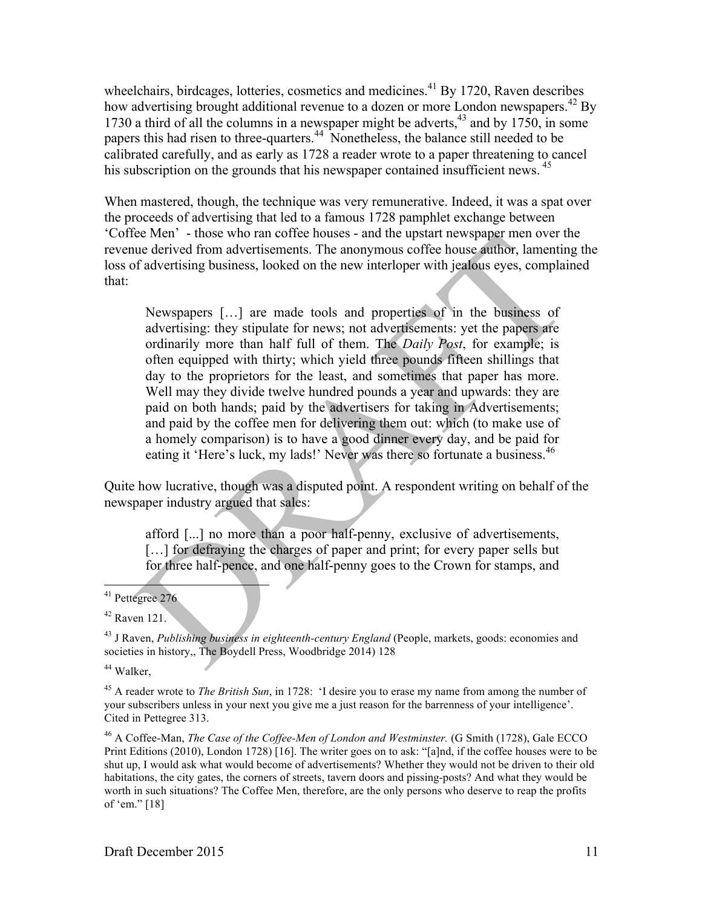wheelchairs, birdcages, lotteries, cosmetics and medicines.[41] By 1720, Raven describes how advertising brought additional revenue to a dozen or more London newspapers.[42] By 1730 a third of all the columns in a newspaper might be adverts,[43] and by 1750, in some papers this had risen to three-quarters.[44] Nonetheless, the balance still needed to be calibrated carefully, and as early as 1728 a reader wrote to a paper threatening to cancel his subscription on the grounds that his newspaper contained insufficient news.[45]

When mastered, though, the technique was very remunerative. Indeed, it was a spat over the proceeds of advertising that led to a famous 1728 pamphlet exchange between 'Coffee Men' - those who ran coffee houses - and the upstart newspaper men over the revenue derived from advertisements. The anonymous coffee house author, lamenting the loss of advertising business, looked on the new interloper with jealous eyes, complained that:

> Newspapers […] are made tools and properties of in the business of advertising: they stipulate for news; not advertisements: yet the papers are ordinarily more than half full of them. The *Daily Post*, for example; is often equipped with thirty; which yield three pounds fifteen shillings that day to the proprietors for the least, and sometimes that paper has more. Well may they divide twelve hundred pounds a year and upwards: they are paid on both hands; paid by the advertisers for taking in Advertisements; and paid by the coffee men for delivering them out: which (to make use of a homely comparison) is to have a good dinner every day, and be paid for eating it 'Here's luck, my lads!' Never was there so fortunate a business.[46]

Quite how lucrative, though was a disputed point. A respondent writing on behalf of the newspaper industry argued that sales:

> afford [...] no more than a poor half-penny, exclusive of advertisements, […] for defraying the charges of paper and print; for every paper sells but for three half-pence, and one half-penny goes to the Crown for stamps, and

---

[41] Pettegree 276

[42] Raven 121.

[43] J Raven, *Publishing business in eighteenth-century England* (People, markets, goods: economies and societies in history,, The Boydell Press, Woodbridge 2014) 128

[44] Walker,

[45] A reader wrote to *The British Sun*, in 1728: 'I desire you to erase my name from among the number of your subscribers unless in your next you give me a just reason for the barrenness of your intelligence'. Cited in Pettegree 313.

[46] A Coffee-Man, *The Case of the Coffee-Men of London and Westminster.* (G Smith (1728), Gale ECCO Print Editions (2010), London 1728) [16]. The writer goes on to ask: "[a]nd, if the coffee houses were to be shut up, I would ask what would become of advertisements? Whether they would not be driven to their old habitations, the city gates, the corners of streets, tavern doors and pissing-posts? And what they would be worth in such situations? The Coffee Men, therefore, are the only persons who deserve to reap the profits of 'em." [18]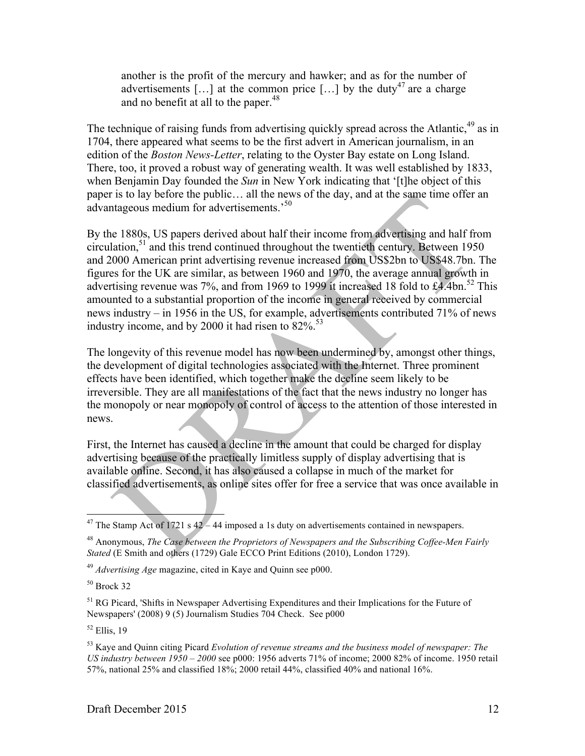> another is the profit of the mercury and hawker; and as for the number of advertisements […] at the common price […] by the duty[47] are a charge and no benefit at all to the paper.[48]

The technique of raising funds from advertising quickly spread across the Atlantic,[49] as in 1704, there appeared what seems to be the first advert in American journalism, in an edition of the *Boston News-Letter*, relating to the Oyster Bay estate on Long Island. There, too, it proved a robust way of generating wealth. It was well established by 1833, when Benjamin Day founded the *Sun* in New York indicating that '[t]he object of this paper is to lay before the public… all the news of the day, and at the same time offer an advantageous medium for advertisements.'[50]

By the 1880s, US papers derived about half their income from advertising and half from circulation,[51] and this trend continued throughout the twentieth century. Between 1950 and 2000 American print advertising revenue increased from US$2bn to US$48.7bn. The figures for the UK are similar, as between 1960 and 1970, the average annual growth in advertising revenue was 7%, and from 1969 to 1999 it increased 18 fold to £4.4bn.[52] This amounted to a substantial proportion of the income in general received by commercial news industry – in 1956 in the US, for example, advertisements contributed 71% of news industry income, and by 2000 it had risen to 82%.[53]

The longevity of this revenue model has now been undermined by, amongst other things, the development of digital technologies associated with the Internet. Three prominent effects have been identified, which together make the decline seem likely to be irreversible. They are all manifestations of the fact that the news industry no longer has the monopoly or near monopoly of control of access to the attention of those interested in news.

First, the Internet has caused a decline in the amount that could be charged for display advertising because of the practically limitless supply of display advertising that is available online. Second, it has also caused a collapse in much of the market for classified advertisements, as online sites offer for free a service that was once available in

---

[47] The Stamp Act of 1721 s 42 – 44 imposed a 1s duty on advertisements contained in newspapers.

[48] Anonymous, *The Case between the Proprietors of Newspapers and the Subscribing Coffee-Men Fairly Stated* (E Smith and others (1729) Gale ECCO Print Editions (2010), London 1729).

[49] *Advertising Age* magazine, cited in Kaye and Quinn see p000.

[50] Brock 32

[51] RG Picard, 'Shifts in Newspaper Advertising Expenditures and their Implications for the Future of Newspapers' (2008) 9 (5) Journalism Studies 704 Check. See p000

[52] Ellis, 19

[53] Kaye and Quinn citing Picard *Evolution of revenue streams and the business model of newspaper: The US industry between 1950 – 2000* see p000: 1956 adverts 71% of income; 2000 82% of income. 1950 retail 57%, national 25% and classified 18%; 2000 retail 44%, classified 40% and national 16%.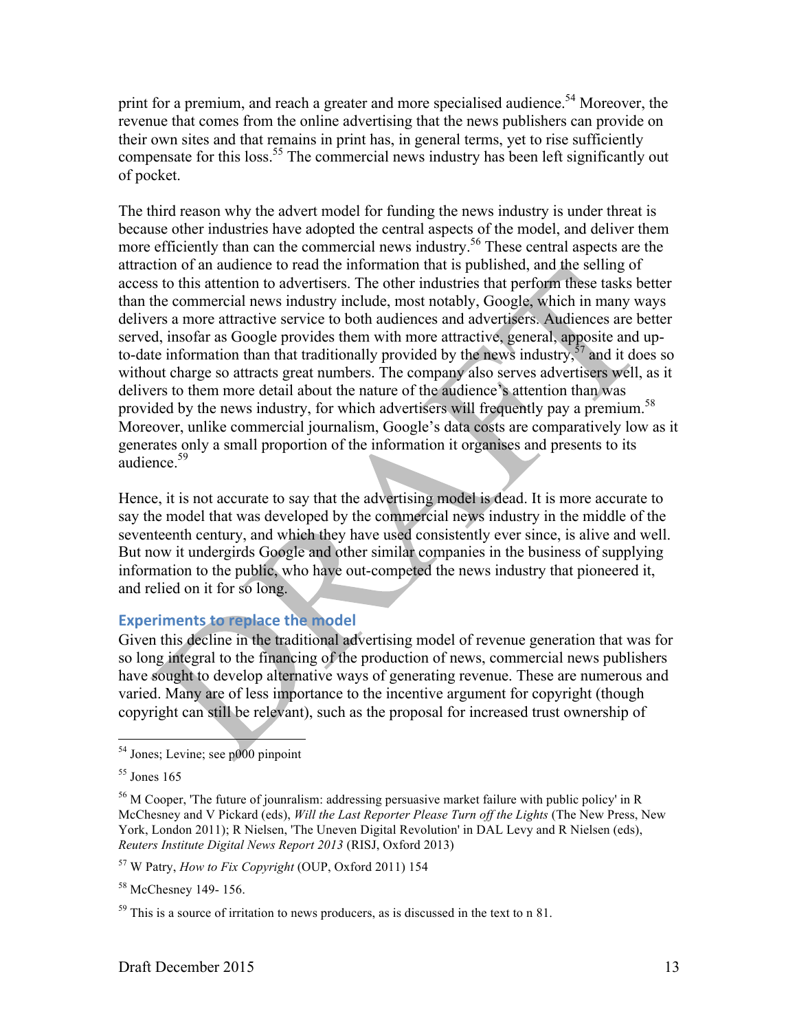print for a premium, and reach a greater and more specialised audience.[54] Moreover, the revenue that comes from the online advertising that the news publishers can provide on their own sites and that remains in print has, in general terms, yet to rise sufficiently compensate for this loss.[55] The commercial news industry has been left significantly out of pocket.

The third reason why the advert model for funding the news industry is under threat is because other industries have adopted the central aspects of the model, and deliver them more efficiently than can the commercial news industry.[56] These central aspects are the attraction of an audience to read the information that is published, and the selling of access to this attention to advertisers. The other industries that perform these tasks better than the commercial news industry include, most notably, Google, which in many ways delivers a more attractive service to both audiences and advertisers. Audiences are better served, insofar as Google provides them with more attractive, general, apposite and up-to-date information than that traditionally provided by the news industry,[57] and it does so without charge so attracts great numbers. The company also serves advertisers well, as it delivers to them more detail about the nature of the audience's attention than was provided by the news industry, for which advertisers will frequently pay a premium.[58] Moreover, unlike commercial journalism, Google's data costs are comparatively low as it generates only a small proportion of the information it organises and presents to its audience.[59]

Hence, it is not accurate to say that the advertising model is dead. It is more accurate to say the model that was developed by the commercial news industry in the middle of the seventeenth century, and which they have used consistently ever since, is alive and well. But now it undergirds Google and other similar companies in the business of supplying information to the public, who have out-competed the news industry that pioneered it, and relied on it for so long.

### Experiments to replace the model

Given this decline in the traditional advertising model of revenue generation that was for so long integral to the financing of the production of news, commercial news publishers have sought to develop alternative ways of generating revenue. These are numerous and varied. Many are of less importance to the incentive argument for copyright (though copyright can still be relevant), such as the proposal for increased trust ownership of

---

[54] Jones; Levine; see p000 pinpoint

[55] Jones 165

[56] M Cooper, 'The future of jounralism: addressing persuasive market failure with public policy' in R McChesney and V Pickard (eds), *Will the Last Reporter Please Turn off the Lights* (The New Press, New York, London 2011); R Nielsen, 'The Uneven Digital Revolution' in DAL Levy and R Nielsen (eds), *Reuters Institute Digital News Report 2013* (RISJ, Oxford 2013)

[57] W Patry, *How to Fix Copyright* (OUP, Oxford 2011) 154

[58] McChesney 149- 156.

[59] This is a source of irritation to news producers, as is discussed in the text to n 81.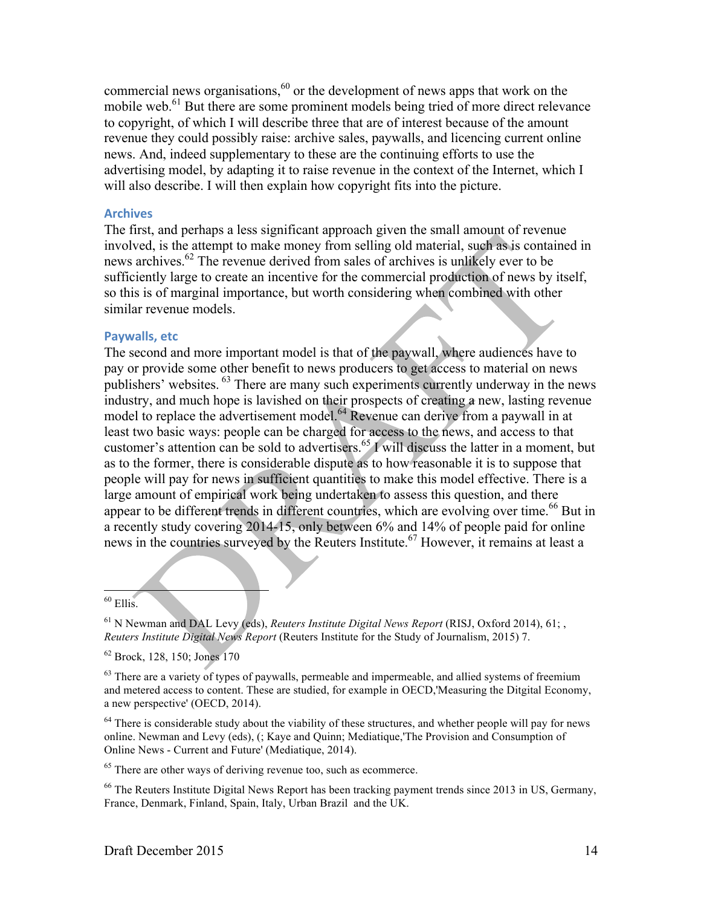commercial news organisations,[60] or the development of news apps that work on the mobile web.[61] But there are some prominent models being tried of more direct relevance to copyright, of which I will describe three that are of interest because of the amount revenue they could possibly raise: archive sales, paywalls, and licencing current online news. And, indeed supplementary to these are the continuing efforts to use the advertising model, by adapting it to raise revenue in the context of the Internet, which I will also describe. I will then explain how copyright fits into the picture.

### Archives

The first, and perhaps a less significant approach given the small amount of revenue involved, is the attempt to make money from selling old material, such as is contained in news archives.[62] The revenue derived from sales of archives is unlikely ever to be sufficiently large to create an incentive for the commercial production of news by itself, so this is of marginal importance, but worth considering when combined with other similar revenue models.

### Paywalls, etc

The second and more important model is that of the paywall, where audiences have to pay or provide some other benefit to news producers to get access to material on news publishers' websites. [63] There are many such experiments currently underway in the news industry, and much hope is lavished on their prospects of creating a new, lasting revenue model to replace the advertisement model.[64] Revenue can derive from a paywall in at least two basic ways: people can be charged for access to the news, and access to that customer's attention can be sold to advertisers.[65] I will discuss the latter in a moment, but as to the former, there is considerable dispute as to how reasonable it is to suppose that people will pay for news in sufficient quantities to make this model effective. There is a large amount of empirical work being undertaken to assess this question, and there appear to be different trends in different countries, which are evolving over time.[66] But in a recently study covering 2014-15, only between 6% and 14% of people paid for online news in the countries surveyed by the Reuters Institute.[67] However, it remains at least a

---

[60] Ellis.

[61] N Newman and DAL Levy (eds), *Reuters Institute Digital News Report* (RISJ, Oxford 2014), 61; , *Reuters Institute Digital News Report* (Reuters Institute for the Study of Journalism, 2015) 7.

[62] Brock, 128, 150; Jones 170

[63] There are a variety of types of paywalls, permeable and impermeable, and allied systems of freemium and metered access to content. These are studied, for example in OECD,'Measuring the Ditgital Economy, a new perspective' (OECD, 2014).

[64] There is considerable study about the viability of these structures, and whether people will pay for news online. Newman and Levy (eds), (; Kaye and Quinn; Mediatique,'The Provision and Consumption of Online News - Current and Future' (Mediatique, 2014).

[65] There are other ways of deriving revenue too, such as ecommerce.

[66] The Reuters Institute Digital News Report has been tracking payment trends since 2013 in US, Germany, France, Denmark, Finland, Spain, Italy, Urban Brazil and the UK.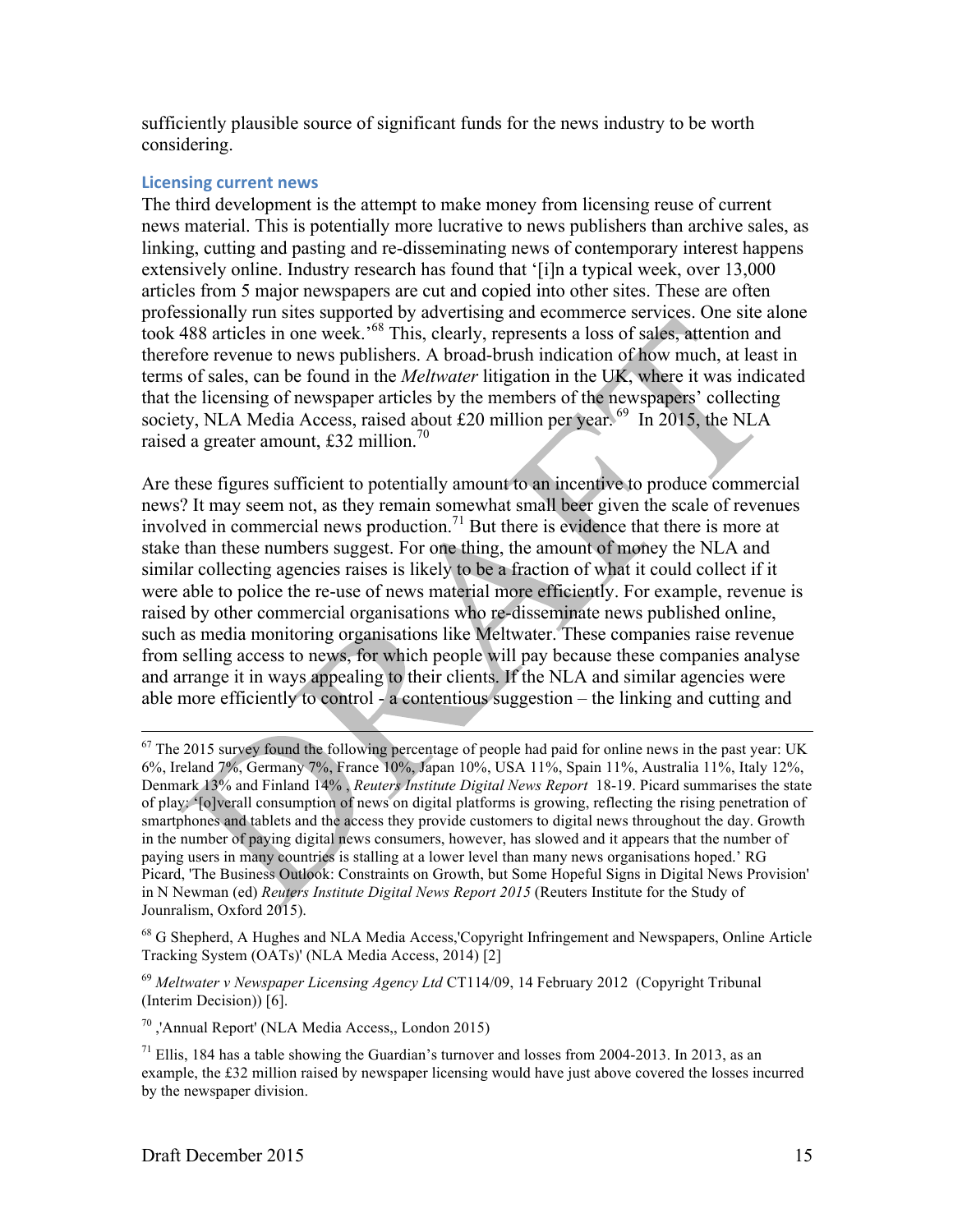sufficiently plausible source of significant funds for the news industry to be worth considering.

### Licensing current news

The third development is the attempt to make money from licensing reuse of current news material. This is potentially more lucrative to news publishers than archive sales, as linking, cutting and pasting and re-disseminating news of contemporary interest happens extensively online. Industry research has found that '[i]n a typical week, over 13,000 articles from 5 major newspapers are cut and copied into other sites. These are often professionally run sites supported by advertising and ecommerce services. One site alone took 488 articles in one week.'[68] This, clearly, represents a loss of sales, attention and therefore revenue to news publishers. A broad-brush indication of how much, at least in terms of sales, can be found in the *Meltwater* litigation in the UK, where it was indicated that the licensing of newspaper articles by the members of the newspapers' collecting society, NLA Media Access, raised about £20 million per year.[69] In 2015, the NLA raised a greater amount, £32 million.[70]

Are these figures sufficient to potentially amount to an incentive to produce commercial news? It may seem not, as they remain somewhat small beer given the scale of revenues involved in commercial news production.[71] But there is evidence that there is more at stake than these numbers suggest. For one thing, the amount of money the NLA and similar collecting agencies raises is likely to be a fraction of what it could collect if it were able to police the re-use of news material more efficiently. For example, revenue is raised by other commercial organisations who re-disseminate news published online, such as media monitoring organisations like Meltwater. These companies raise revenue from selling access to news, for which people will pay because these companies analyse and arrange it in ways appealing to their clients. If the NLA and similar agencies were able more efficiently to control - a contentious suggestion – the linking and cutting and

---

[67] The 2015 survey found the following percentage of people had paid for online news in the past year: UK 6%, Ireland 7%, Germany 7%, France 10%, Japan 10%, USA 11%, Spain 11%, Australia 11%, Italy 12%, Denmark 13% and Finland 14% , *Reuters Institute Digital News Report* 18-19. Picard summarises the state of play: '[o]verall consumption of news on digital platforms is growing, reflecting the rising penetration of smartphones and tablets and the access they provide customers to digital news throughout the day. Growth in the number of paying digital news consumers, however, has slowed and it appears that the number of paying users in many countries is stalling at a lower level than many news organisations hoped.' RG Picard, 'The Business Outlook: Constraints on Growth, but Some Hopeful Signs in Digital News Provision' in N Newman (ed) *Reuters Institute Digital News Report 2015* (Reuters Institute for the Study of Jounralism, Oxford 2015).

[68] G Shepherd, A Hughes and NLA Media Access,'Copyright Infringement and Newspapers, Online Article Tracking System (OATs)' (NLA Media Access, 2014) [2]

[69] *Meltwater v Newspaper Licensing Agency Ltd* CT114/09, 14 February 2012 (Copyright Tribunal (Interim Decision)) [6].

[70] ,'Annual Report' (NLA Media Access,, London 2015)

[71] Ellis, 184 has a table showing the Guardian's turnover and losses from 2004-2013. In 2013, as an example, the £32 million raised by newspaper licensing would have just above covered the losses incurred by the newspaper division.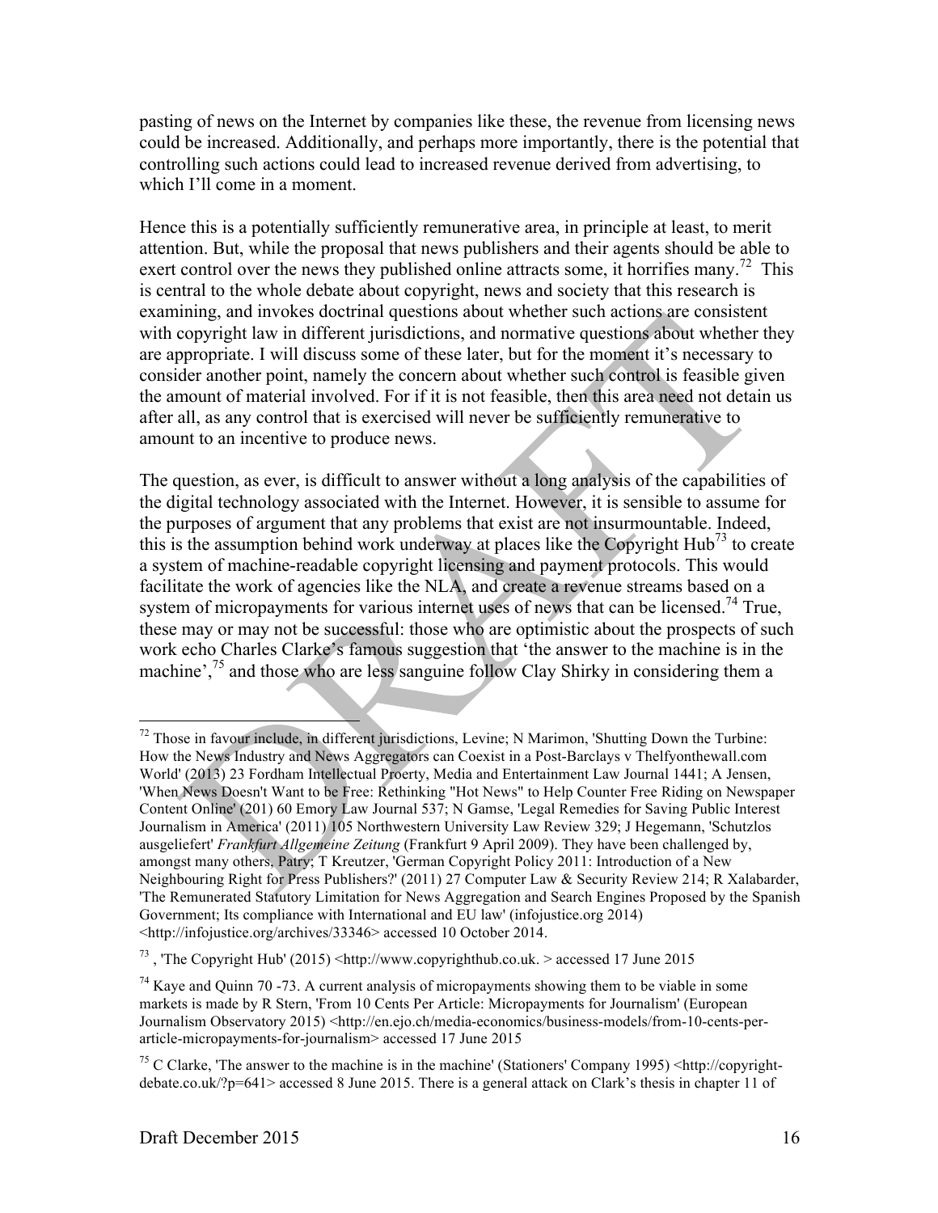pasting of news on the Internet by companies like these, the revenue from licensing news could be increased. Additionally, and perhaps more importantly, there is the potential that controlling such actions could lead to increased revenue derived from advertising, to which I'll come in a moment.

Hence this is a potentially sufficiently remunerative area, in principle at least, to merit attention. But, while the proposal that news publishers and their agents should be able to exert control over the news they published online attracts some, it horrifies many.[72] This is central to the whole debate about copyright, news and society that this research is examining, and invokes doctrinal questions about whether such actions are consistent with copyright law in different jurisdictions, and normative questions about whether they are appropriate. I will discuss some of these later, but for the moment it's necessary to consider another point, namely the concern about whether such control is feasible given the amount of material involved. For if it is not feasible, then this area need not detain us after all, as any control that is exercised will never be sufficiently remunerative to amount to an incentive to produce news.

The question, as ever, is difficult to answer without a long analysis of the capabilities of the digital technology associated with the Internet. However, it is sensible to assume for the purposes of argument that any problems that exist are not insurmountable. Indeed, this is the assumption behind work underway at places like the Copyright Hub[73] to create a system of machine-readable copyright licensing and payment protocols. This would facilitate the work of agencies like the NLA, and create a revenue streams based on a system of micropayments for various internet uses of news that can be licensed.[74] True, these may or may not be successful: those who are optimistic about the prospects of such work echo Charles Clarke's famous suggestion that 'the answer to the machine is in the machine',[75] and those who are less sanguine follow Clay Shirky in considering them a

---

[72] Those in favour include, in different jurisdictions, Levine; N Marimon, 'Shutting Down the Turbine: How the News Industry and News Aggregators can Coexist in a Post-Barclays v Thelfyonthewall.com World' (2013) 23 Fordham Intellectual Proerty, Media and Entertainment Law Journal 1441; A Jensen, 'When News Doesn't Want to be Free: Rethinking "Hot News" to Help Counter Free Riding on Newspaper Content Online' (201) 60 Emory Law Journal 537; N Gamse, 'Legal Remedies for Saving Public Interest Journalism in America' (2011) 105 Northwestern University Law Review 329; J Hegemann, 'Schutzlos ausgeliefert' *Frankfurt Allgemeine Zeitung* (Frankfurt 9 April 2009). They have been challenged by, amongst many others, Patry; T Kreutzer, 'German Copyright Policy 2011: Introduction of a New Neighbouring Right for Press Publishers?' (2011) 27 Computer Law & Security Review 214; R Xalabarder, 'The Remunerated Statutory Limitation for News Aggregation and Search Engines Proposed by the Spanish Government; Its compliance with International and EU law' (infojustice.org 2014) <http://infojustice.org/archives/33346> accessed 10 October 2014.

[73] , 'The Copyright Hub' (2015) <http://www.copyrighthub.co.uk. > accessed 17 June 2015

[74] Kaye and Quinn 70 -73. A current analysis of micropayments showing them to be viable in some markets is made by R Stern, 'From 10 Cents Per Article: Micropayments for Journalism' (European Journalism Observatory 2015) <http://en.ejo.ch/media-economics/business-models/from-10-cents-per-article-micropayments-for-journalism> accessed 17 June 2015

[75] C Clarke, 'The answer to the machine is in the machine' (Stationers' Company 1995) <http://copyright-debate.co.uk/?p=641> accessed 8 June 2015. There is a general attack on Clark's thesis in chapter 11 of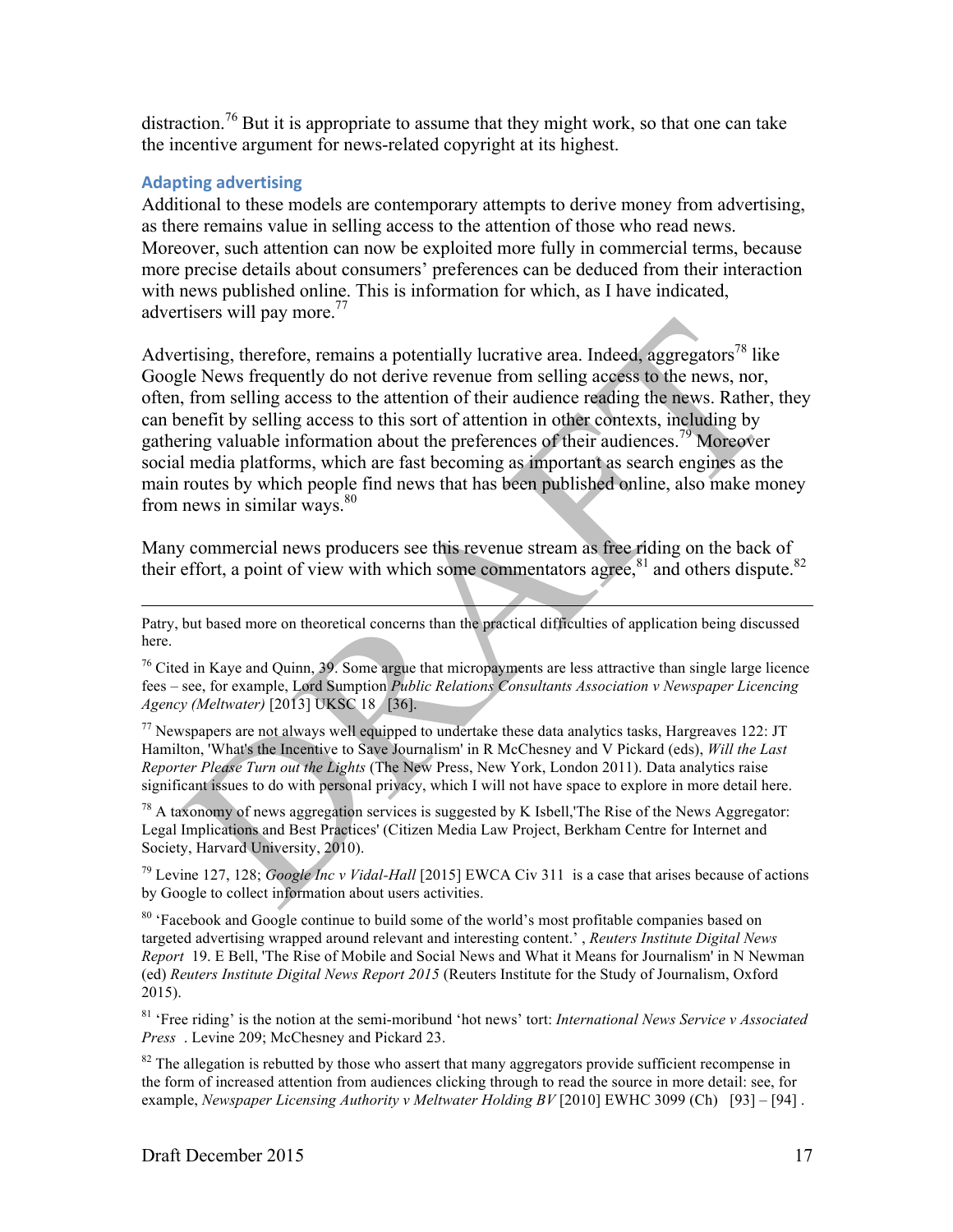distraction.[76] But it is appropriate to assume that they might work, so that one can take the incentive argument for news-related copyright at its highest.

### Adapting advertising

Additional to these models are contemporary attempts to derive money from advertising, as there remains value in selling access to the attention of those who read news. Moreover, such attention can now be exploited more fully in commercial terms, because more precise details about consumers' preferences can be deduced from their interaction with news published online. This is information for which, as I have indicated, advertisers will pay more.[77]

Advertising, therefore, remains a potentially lucrative area. Indeed, aggregators[78] like Google News frequently do not derive revenue from selling access to the news, nor, often, from selling access to the attention of their audience reading the news. Rather, they can benefit by selling access to this sort of attention in other contexts, including by gathering valuable information about the preferences of their audiences.[79] Moreover social media platforms, which are fast becoming as important as search engines as the main routes by which people find news that has been published online, also make money from news in similar ways.[80]

Many commercial news producers see this revenue stream as free riding on the back of their effort, a point of view with which some commentators agree,[81] and others dispute.[82]

---

Patry, but based more on theoretical concerns than the practical difficulties of application being discussed here.

[76] Cited in Kaye and Quinn, 39. Some argue that micropayments are less attractive than single large licence fees – see, for example, Lord Sumption *Public Relations Consultants Association v Newspaper Licencing Agency (Meltwater)* [2013] UKSC 18 [36].

[77] Newspapers are not always well equipped to undertake these data analytics tasks, Hargreaves 122: JT Hamilton, 'What's the Incentive to Save Journalism' in R McChesney and V Pickard (eds), *Will the Last Reporter Please Turn out the Lights* (The New Press, New York, London 2011). Data analytics raise significant issues to do with personal privacy, which I will not have space to explore in more detail here.

[78] A taxonomy of news aggregation services is suggested by K Isbell,'The Rise of the News Aggregator: Legal Implications and Best Practices' (Citizen Media Law Project, Berkham Centre for Internet and Society, Harvard University, 2010).

[79] Levine 127, 128; *Google Inc v Vidal-Hall* [2015] EWCA Civ 311 is a case that arises because of actions by Google to collect information about users activities.

[80] 'Facebook and Google continue to build some of the world's most profitable companies based on targeted advertising wrapped around relevant and interesting content.' , *Reuters Institute Digital News Report* 19. E Bell, 'The Rise of Mobile and Social News and What it Means for Journalism' in N Newman (ed) *Reuters Institute Digital News Report 2015* (Reuters Institute for the Study of Journalism, Oxford 2015).

[81] 'Free riding' is the notion at the semi-moribund 'hot news' tort: *International News Service v Associated Press* . Levine 209; McChesney and Pickard 23.

[82] The allegation is rebutted by those who assert that many aggregators provide sufficient recompense in the form of increased attention from audiences clicking through to read the source in more detail: see, for example, *Newspaper Licensing Authority v Meltwater Holding BV* [2010] EWHC 3099 (Ch) [93] – [94] .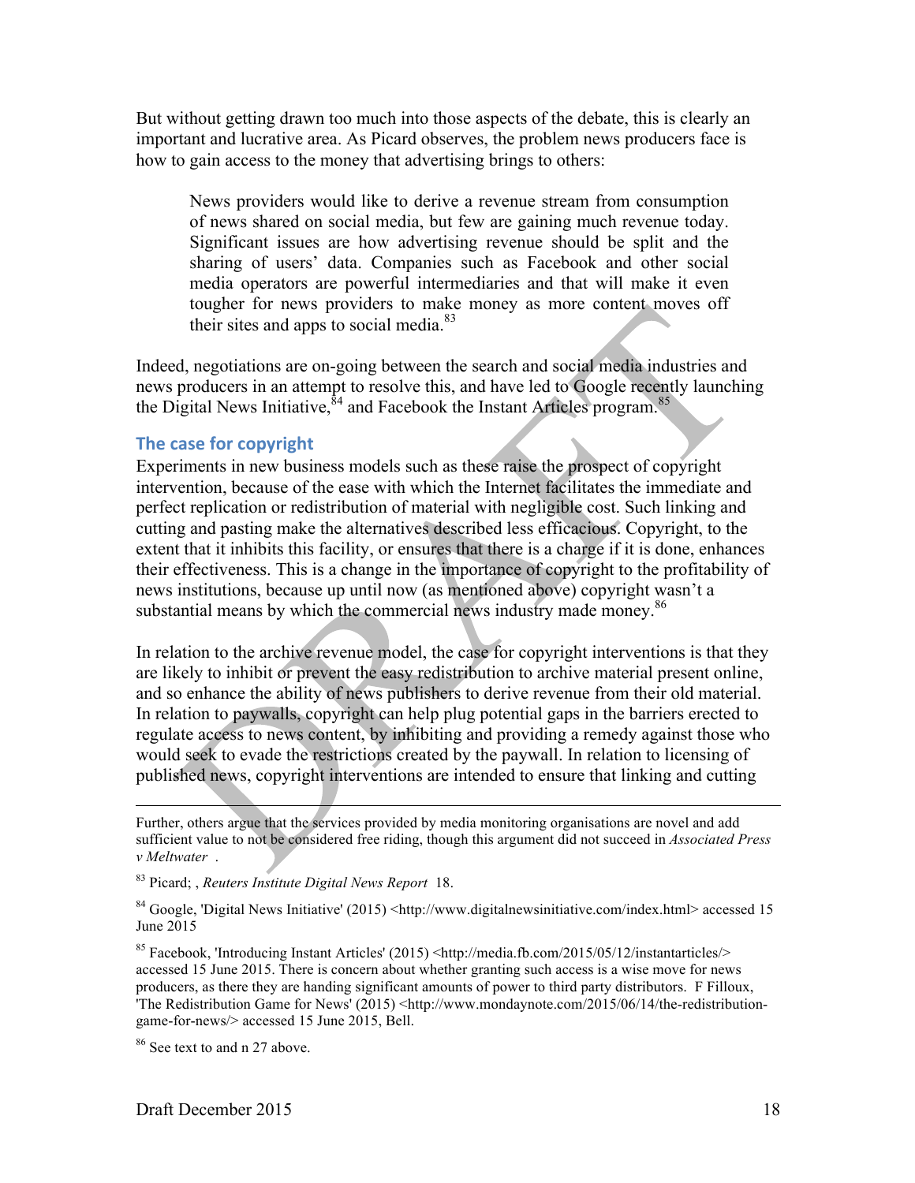But without getting drawn too much into those aspects of the debate, this is clearly an important and lucrative area. As Picard observes, the problem news producers face is how to gain access to the money that advertising brings to others:

> News providers would like to derive a revenue stream from consumption of news shared on social media, but few are gaining much revenue today. Significant issues are how advertising revenue should be split and the sharing of users' data. Companies such as Facebook and other social media operators are powerful intermediaries and that will make it even tougher for news providers to make money as more content moves off their sites and apps to social media.[83]

Indeed, negotiations are on-going between the search and social media industries and news producers in an attempt to resolve this, and have led to Google recently launching the Digital News Initiative,[84] and Facebook the Instant Articles program.[85]

### The case for copyright

Experiments in new business models such as these raise the prospect of copyright intervention, because of the ease with which the Internet facilitates the immediate and perfect replication or redistribution of material with negligible cost. Such linking and cutting and pasting make the alternatives described less efficacious. Copyright, to the extent that it inhibits this facility, or ensures that there is a charge if it is done, enhances their effectiveness. This is a change in the importance of copyright to the profitability of news institutions, because up until now (as mentioned above) copyright wasn't a substantial means by which the commercial news industry made money.[86]

In relation to the archive revenue model, the case for copyright interventions is that they are likely to inhibit or prevent the easy redistribution to archive material present online, and so enhance the ability of news publishers to derive revenue from their old material. In relation to paywalls, copyright can help plug potential gaps in the barriers erected to regulate access to news content, by inhibiting and providing a remedy against those who would seek to evade the restrictions created by the paywall. In relation to licensing of published news, copyright interventions are intended to ensure that linking and cutting

---

Further, others argue that the services provided by media monitoring organisations are novel and add sufficient value to not be considered free riding, though this argument did not succeed in *Associated Press v Meltwater* .

[83] Picard; , *Reuters Institute Digital News Report* 18.

[84] Google, 'Digital News Initiative' (2015) <http://www.digitalnewsinitiative.com/index.html> accessed 15 June 2015

[85] Facebook, 'Introducing Instant Articles' (2015) <http://media.fb.com/2015/05/12/instantarticles/> accessed 15 June 2015. There is concern about whether granting such access is a wise move for news producers, as there they are handing significant amounts of power to third party distributors. F Filloux, 'The Redistribution Game for News' (2015) <http://www.mondaynote.com/2015/06/14/the-redistribution-game-for-news/> accessed 15 June 2015, Bell.

[86] See text to and n 27 above.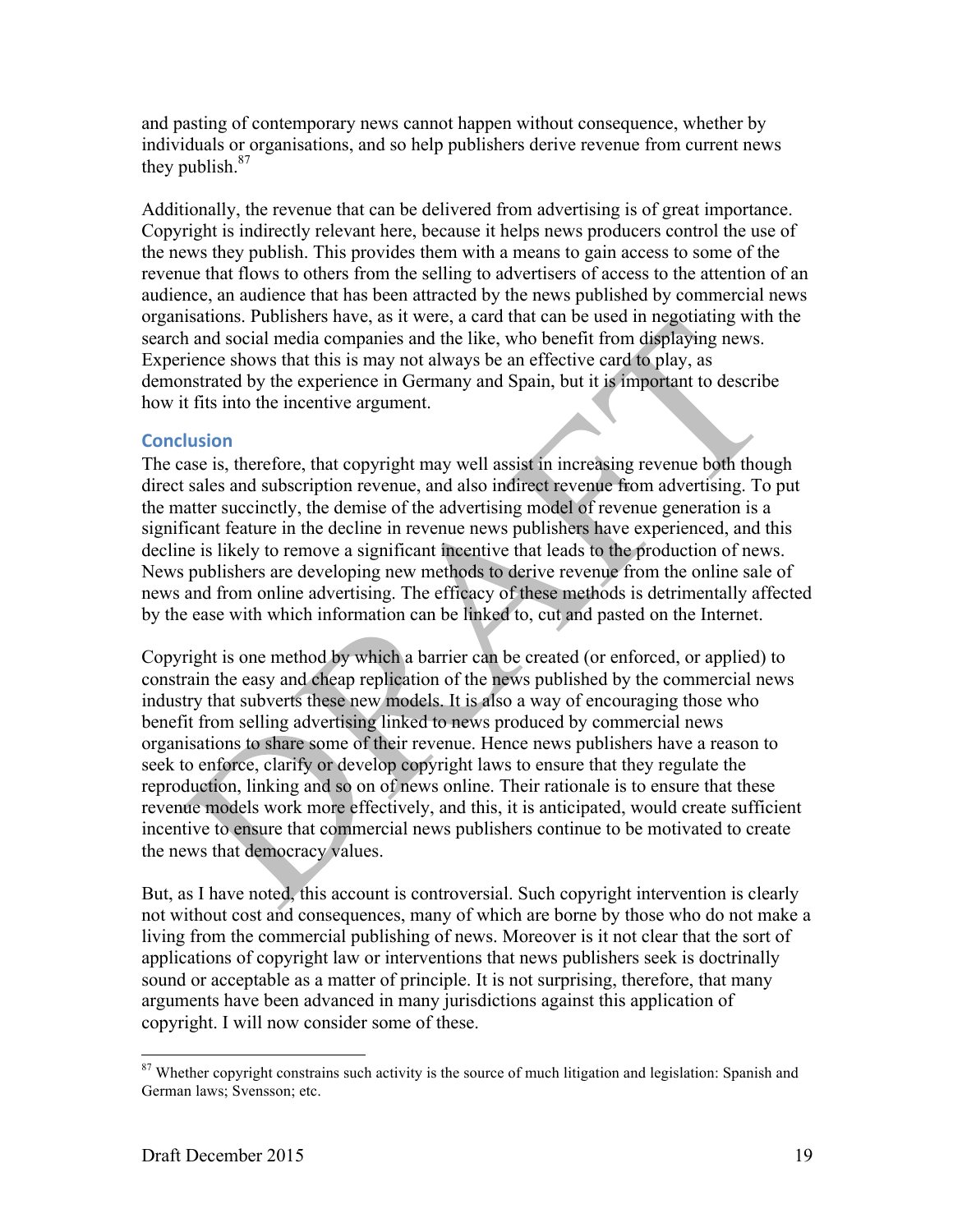and pasting of contemporary news cannot happen without consequence, whether by individuals or organisations, and so help publishers derive revenue from current news they publish.[87]

Additionally, the revenue that can be delivered from advertising is of great importance. Copyright is indirectly relevant here, because it helps news producers control the use of the news they publish. This provides them with a means to gain access to some of the revenue that flows to others from the selling to advertisers of access to the attention of an audience, an audience that has been attracted by the news published by commercial news organisations. Publishers have, as it were, a card that can be used in negotiating with the search and social media companies and the like, who benefit from displaying news. Experience shows that this is may not always be an effective card to play, as demonstrated by the experience in Germany and Spain, but it is important to describe how it fits into the incentive argument.

## Conclusion

The case is, therefore, that copyright may well assist in increasing revenue both though direct sales and subscription revenue, and also indirect revenue from advertising. To put the matter succinctly, the demise of the advertising model of revenue generation is a significant feature in the decline in revenue news publishers have experienced, and this decline is likely to remove a significant incentive that leads to the production of news. News publishers are developing new methods to derive revenue from the online sale of news and from online advertising. The efficacy of these methods is detrimentally affected by the ease with which information can be linked to, cut and pasted on the Internet.

Copyright is one method by which a barrier can be created (or enforced, or applied) to constrain the easy and cheap replication of the news published by the commercial news industry that subverts these new models. It is also a way of encouraging those who benefit from selling advertising linked to news produced by commercial news organisations to share some of their revenue. Hence news publishers have a reason to seek to enforce, clarify or develop copyright laws to ensure that they regulate the reproduction, linking and so on of news online. Their rationale is to ensure that these revenue models work more effectively, and this, it is anticipated, would create sufficient incentive to ensure that commercial news publishers continue to be motivated to create the news that democracy values.

But, as I have noted, this account is controversial. Such copyright intervention is clearly not without cost and consequences, many of which are borne by those who do not make a living from the commercial publishing of news. Moreover is it not clear that the sort of applications of copyright law or interventions that news publishers seek is doctrinally sound or acceptable as a matter of principle. It is not surprising, therefore, that many arguments have been advanced in many jurisdictions against this application of copyright. I will now consider some of these.

[87] Whether copyright constrains such activity is the source of much litigation and legislation: Spanish and German laws; Svensson; etc.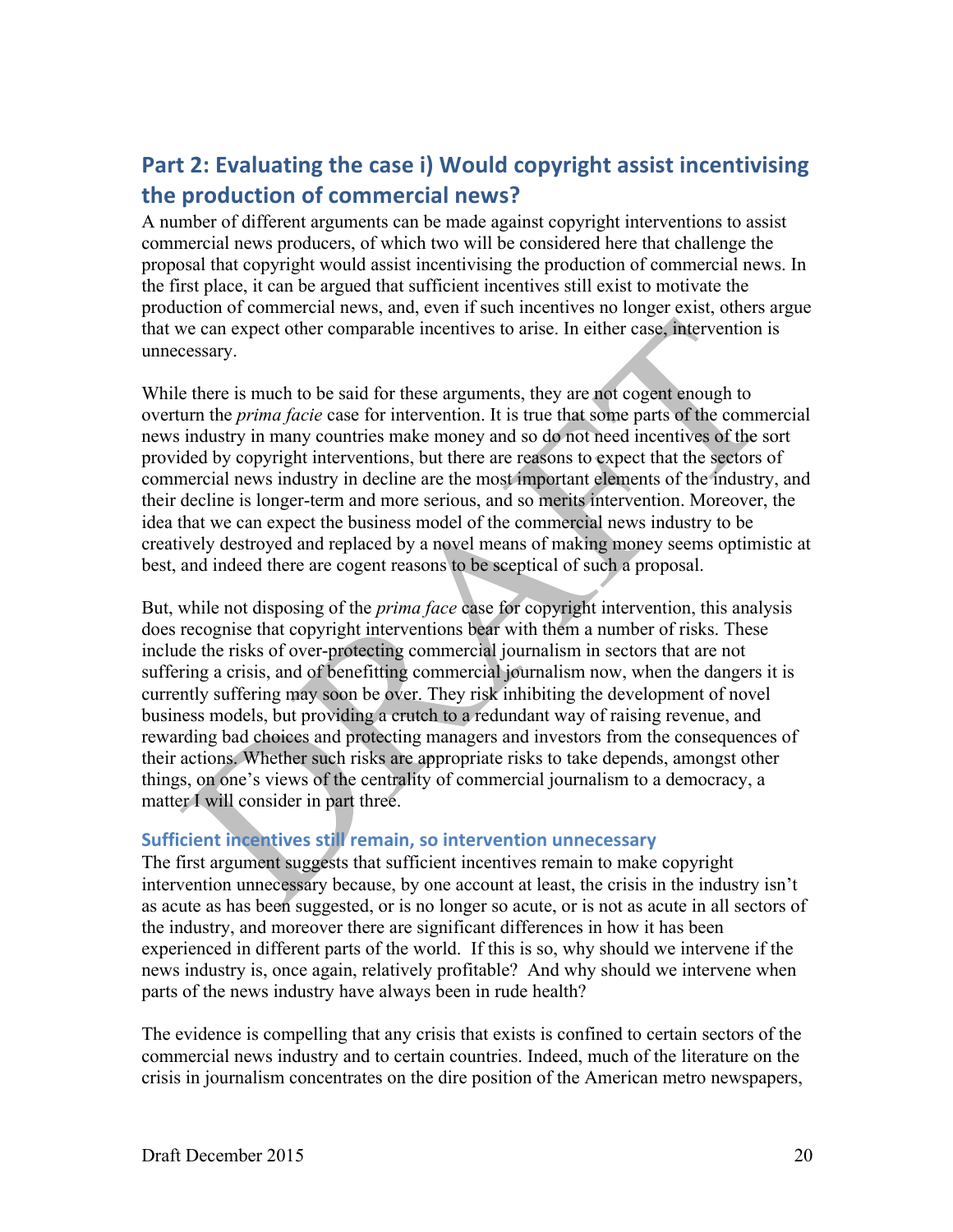## Part 2: Evaluating the case i) Would copyright assist incentivising the production of commercial news?

A number of different arguments can be made against copyright interventions to assist commercial news producers, of which two will be considered here that challenge the proposal that copyright would assist incentivising the production of commercial news. In the first place, it can be argued that sufficient incentives still exist to motivate the production of commercial news, and, even if such incentives no longer exist, others argue that we can expect other comparable incentives to arise. In either case, intervention is unnecessary.

While there is much to be said for these arguments, they are not cogent enough to overturn the *prima facie* case for intervention. It is true that some parts of the commercial news industry in many countries make money and so do not need incentives of the sort provided by copyright interventions, but there are reasons to expect that the sectors of commercial news industry in decline are the most important elements of the industry, and their decline is longer-term and more serious, and so merits intervention. Moreover, the idea that we can expect the business model of the commercial news industry to be creatively destroyed and replaced by a novel means of making money seems optimistic at best, and indeed there are cogent reasons to be sceptical of such a proposal.

But, while not disposing of the *prima face* case for copyright intervention, this analysis does recognise that copyright interventions bear with them a number of risks. These include the risks of over-protecting commercial journalism in sectors that are not suffering a crisis, and of benefitting commercial journalism now, when the dangers it is currently suffering may soon be over. They risk inhibiting the development of novel business models, but providing a crutch to a redundant way of raising revenue, and rewarding bad choices and protecting managers and investors from the consequences of their actions. Whether such risks are appropriate risks to take depends, amongst other things, on one's views of the centrality of commercial journalism to a democracy, a matter I will consider in part three.

### Sufficient incentives still remain, so intervention unnecessary

The first argument suggests that sufficient incentives remain to make copyright intervention unnecessary because, by one account at least, the crisis in the industry isn't as acute as has been suggested, or is no longer so acute, or is not as acute in all sectors of the industry, and moreover there are significant differences in how it has been experienced in different parts of the world. If this is so, why should we intervene if the news industry is, once again, relatively profitable? And why should we intervene when parts of the news industry have always been in rude health?

The evidence is compelling that any crisis that exists is confined to certain sectors of the commercial news industry and to certain countries. Indeed, much of the literature on the crisis in journalism concentrates on the dire position of the American metro newspapers,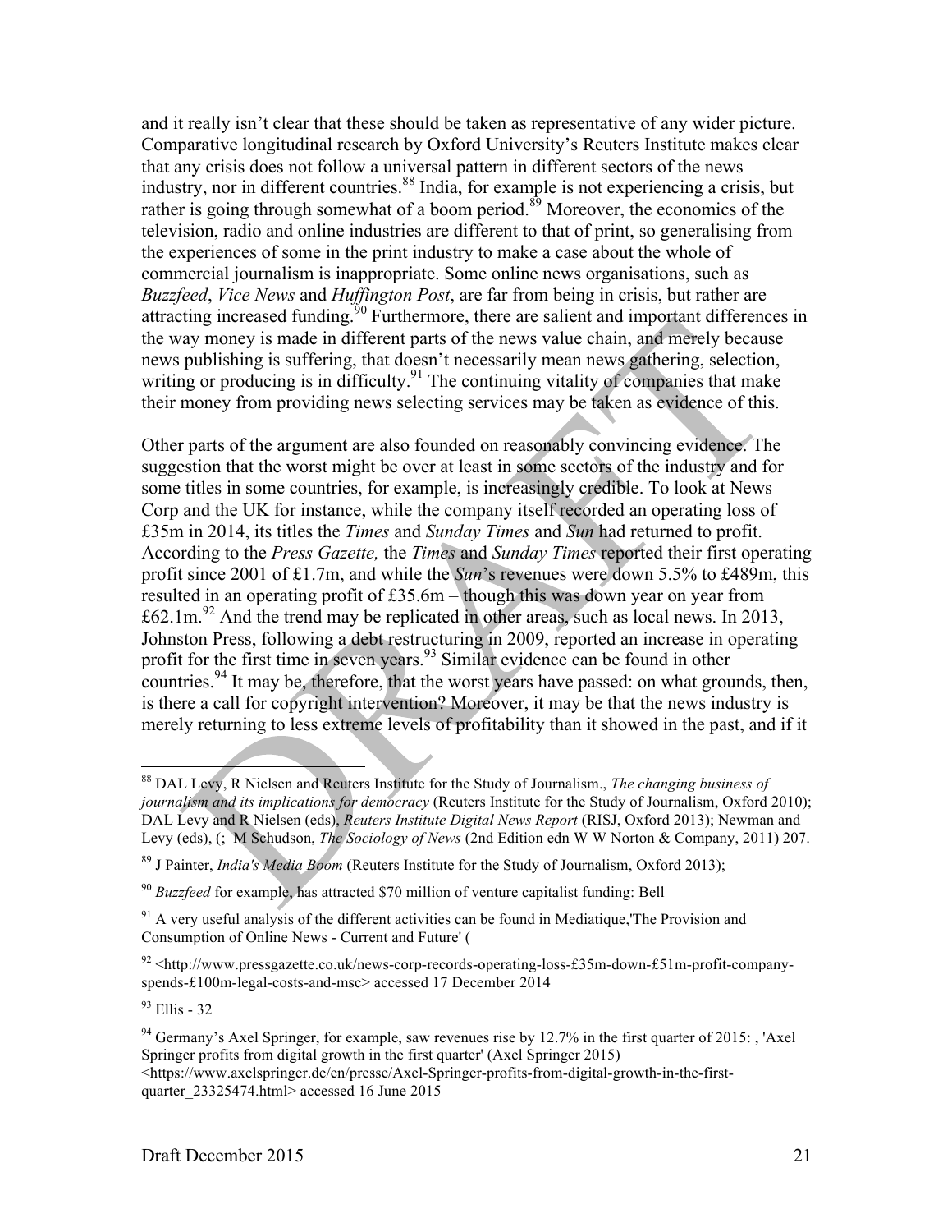and it really isn't clear that these should be taken as representative of any wider picture. Comparative longitudinal research by Oxford University's Reuters Institute makes clear that any crisis does not follow a universal pattern in different sectors of the news industry, nor in different countries.[88] India, for example is not experiencing a crisis, but rather is going through somewhat of a boom period.[89] Moreover, the economics of the television, radio and online industries are different to that of print, so generalising from the experiences of some in the print industry to make a case about the whole of commercial journalism is inappropriate. Some online news organisations, such as *Buzzfeed*, *Vice News* and *Huffington Post*, are far from being in crisis, but rather are attracting increased funding.[90] Furthermore, there are salient and important differences in the way money is made in different parts of the news value chain, and merely because news publishing is suffering, that doesn't necessarily mean news gathering, selection, writing or producing is in difficulty.[91] The continuing vitality of companies that make their money from providing news selecting services may be taken as evidence of this.

Other parts of the argument are also founded on reasonably convincing evidence. The suggestion that the worst might be over at least in some sectors of the industry and for some titles in some countries, for example, is increasingly credible. To look at News Corp and the UK for instance, while the company itself recorded an operating loss of £35m in 2014, its titles the *Times* and *Sunday Times* and *Sun* had returned to profit. According to the *Press Gazette,* the *Times* and *Sunday Times* reported their first operating profit since 2001 of £1.7m, and while the *Sun*'s revenues were down 5.5% to £489m, this resulted in an operating profit of £35.6m – though this was down year on year from £62.1m.[92] And the trend may be replicated in other areas, such as local news. In 2013, Johnston Press, following a debt restructuring in 2009, reported an increase in operating profit for the first time in seven years.[93] Similar evidence can be found in other countries.[94] It may be, therefore, that the worst years have passed: on what grounds, then, is there a call for copyright intervention? Moreover, it may be that the news industry is merely returning to less extreme levels of profitability than it showed in the past, and if it

---

[88] DAL Levy, R Nielsen and Reuters Institute for the Study of Journalism., *The changing business of journalism and its implications for democracy* (Reuters Institute for the Study of Journalism, Oxford 2010); DAL Levy and R Nielsen (eds), *Reuters Institute Digital News Report* (RISJ, Oxford 2013); Newman and Levy (eds), (; M Schudson, *The Sociology of News* (2nd Edition edn W W Norton & Company, 2011) 207.

[89] J Painter, *India's Media Boom* (Reuters Institute for the Study of Journalism, Oxford 2013);

[90] *Buzzfeed* for example, has attracted $70 million of venture capitalist funding: Bell

[91] A very useful analysis of the different activities can be found in Mediatique,'The Provision and Consumption of Online News - Current and Future' (

[92] <http://www.pressgazette.co.uk/news-corp-records-operating-loss-£35m-down-£51m-profit-company-spends-£100m-legal-costs-and-msc> accessed 17 December 2014

[93] Ellis - 32

[94] Germany's Axel Springer, for example, saw revenues rise by 12.7% in the first quarter of 2015: , 'Axel Springer profits from digital growth in the first quarter' (Axel Springer 2015) <https://www.axelspringer.de/en/presse/Axel-Springer-profits-from-digital-growth-in-the-first-quarter_23325474.html> accessed 16 June 2015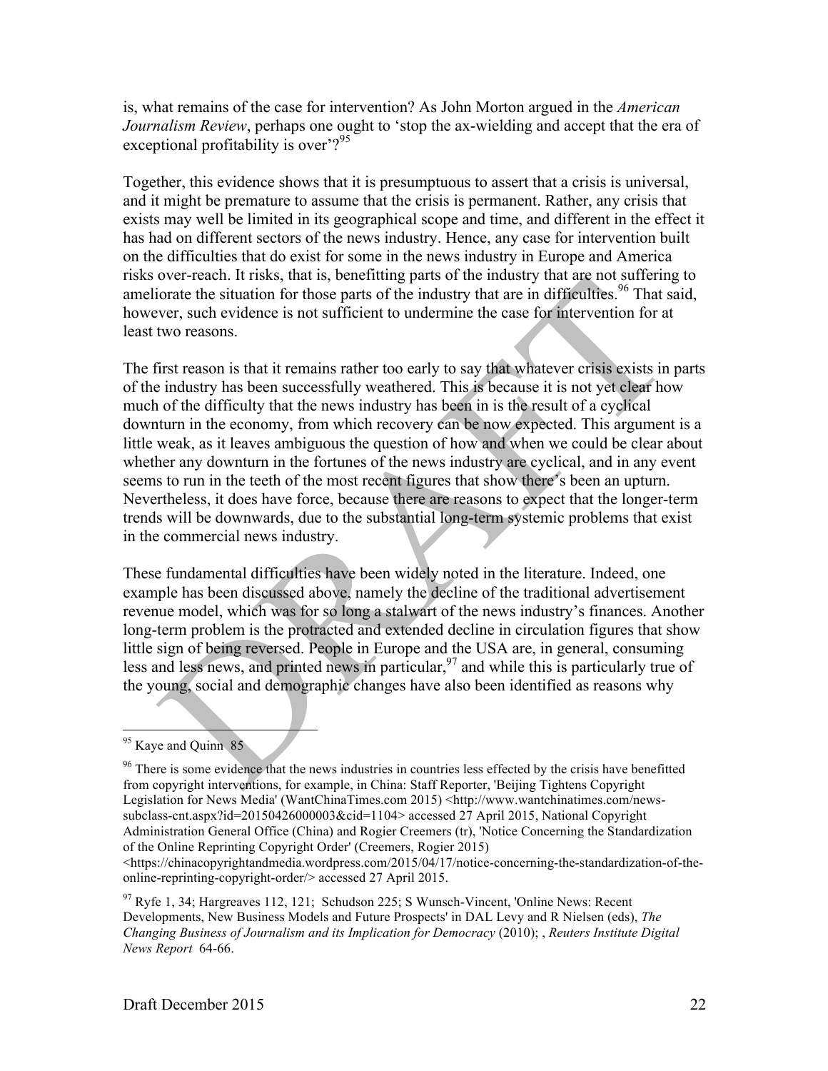is, what remains of the case for intervention? As John Morton argued in the *American Journalism Review*, perhaps one ought to 'stop the ax-wielding and accept that the era of exceptional profitability is over'?[95]

Together, this evidence shows that it is presumptuous to assert that a crisis is universal, and it might be premature to assume that the crisis is permanent. Rather, any crisis that exists may well be limited in its geographical scope and time, and different in the effect it has had on different sectors of the news industry. Hence, any case for intervention built on the difficulties that do exist for some in the news industry in Europe and America risks over-reach. It risks, that is, benefitting parts of the industry that are not suffering to ameliorate the situation for those parts of the industry that are in difficulties.[96] That said, however, such evidence is not sufficient to undermine the case for intervention for at least two reasons.

The first reason is that it remains rather too early to say that whatever crisis exists in parts of the industry has been successfully weathered. This is because it is not yet clear how much of the difficulty that the news industry has been in is the result of a cyclical downturn in the economy, from which recovery can be now expected. This argument is a little weak, as it leaves ambiguous the question of how and when we could be clear about whether any downturn in the fortunes of the news industry are cyclical, and in any event seems to run in the teeth of the most recent figures that show there's been an upturn. Nevertheless, it does have force, because there are reasons to expect that the longer-term trends will be downwards, due to the substantial long-term systemic problems that exist in the commercial news industry.

These fundamental difficulties have been widely noted in the literature. Indeed, one example has been discussed above, namely the decline of the traditional advertisement revenue model, which was for so long a stalwart of the news industry's finances. Another long-term problem is the protracted and extended decline in circulation figures that show little sign of being reversed. People in Europe and the USA are, in general, consuming less and less news, and printed news in particular,[97] and while this is particularly true of the young, social and demographic changes have also been identified as reasons why

---

[95] Kaye and Quinn 85

[96] There is some evidence that the news industries in countries less effected by the crisis have benefitted from copyright interventions, for example, in China: Staff Reporter, 'Beijing Tightens Copyright Legislation for News Media' (WantChinaTimes.com 2015) <http://www.wantchinatimes.com/news-subclass-cnt.aspx?id=20150426000003&cid=1104> accessed 27 April 2015, National Copyright Administration General Office (China) and Rogier Creemers (tr), 'Notice Concerning the Standardization of the Online Reprinting Copyright Order' (Creemers, Rogier 2015) <https://chinacopyrightandmedia.wordpress.com/2015/04/17/notice-concerning-the-standardization-of-the-online-reprinting-copyright-order/> accessed 27 April 2015.

[97] Ryfe 1, 34; Hargreaves 112, 121; Schudson 225; S Wunsch-Vincent, 'Online News: Recent Developments, New Business Models and Future Prospects' in DAL Levy and R Nielsen (eds), *The Changing Business of Journalism and its Implication for Democracy* (2010); , *Reuters Institute Digital News Report* 64-66.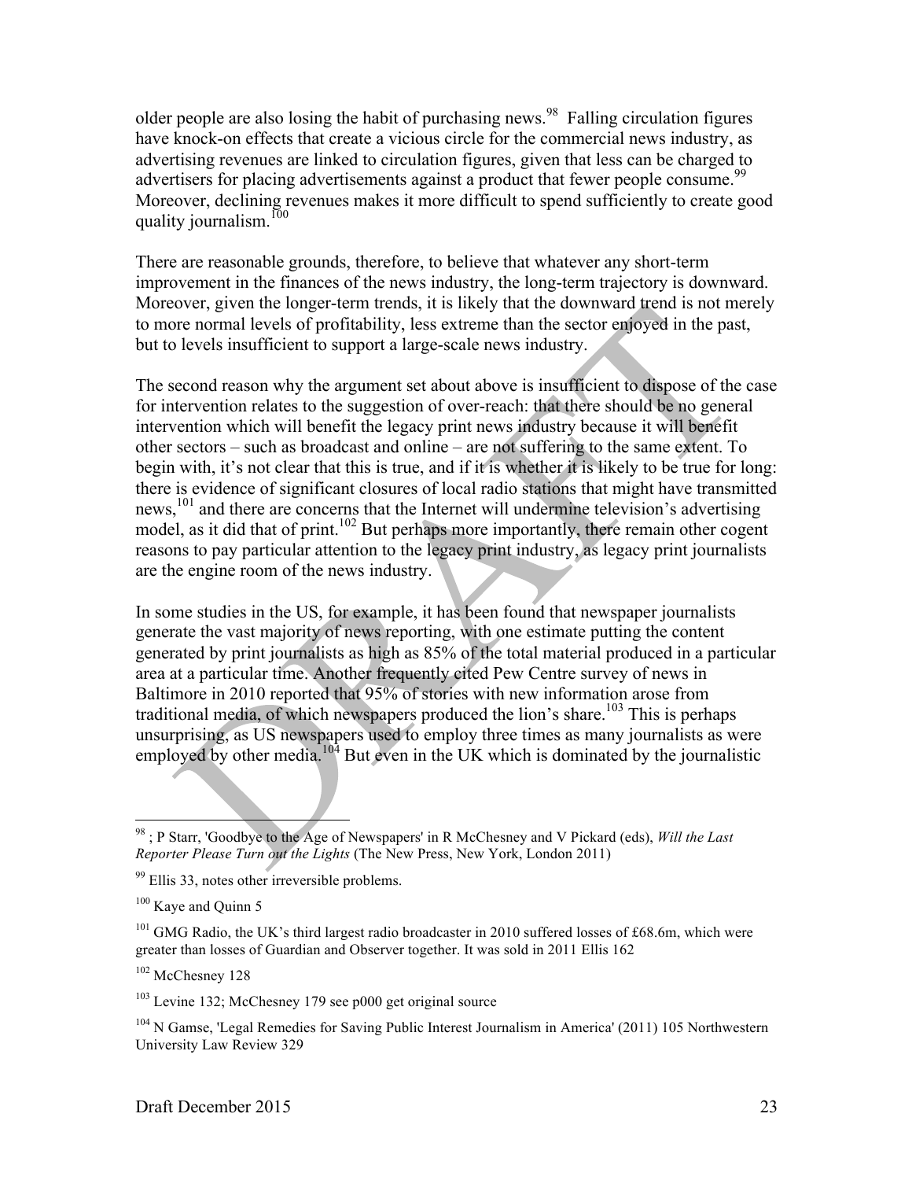older people are also losing the habit of purchasing news.[98] Falling circulation figures have knock-on effects that create a vicious circle for the commercial news industry, as advertising revenues are linked to circulation figures, given that less can be charged to advertisers for placing advertisements against a product that fewer people consume.[99] Moreover, declining revenues makes it more difficult to spend sufficiently to create good quality journalism.[100]

There are reasonable grounds, therefore, to believe that whatever any short-term improvement in the finances of the news industry, the long-term trajectory is downward. Moreover, given the longer-term trends, it is likely that the downward trend is not merely to more normal levels of profitability, less extreme than the sector enjoyed in the past, but to levels insufficient to support a large-scale news industry.

The second reason why the argument set about above is insufficient to dispose of the case for intervention relates to the suggestion of over-reach: that there should be no general intervention which will benefit the legacy print news industry because it will benefit other sectors – such as broadcast and online – are not suffering to the same extent. To begin with, it's not clear that this is true, and if it is whether it is likely to be true for long: there is evidence of significant closures of local radio stations that might have transmitted news,[101] and there are concerns that the Internet will undermine television's advertising model, as it did that of print.[102] But perhaps more importantly, there remain other cogent reasons to pay particular attention to the legacy print industry, as legacy print journalists are the engine room of the news industry.

In some studies in the US, for example, it has been found that newspaper journalists generate the vast majority of news reporting, with one estimate putting the content generated by print journalists as high as 85% of the total material produced in a particular area at a particular time. Another frequently cited Pew Centre survey of news in Baltimore in 2010 reported that 95% of stories with new information arose from traditional media, of which newspapers produced the lion's share.[103] This is perhaps unsurprising, as US newspapers used to employ three times as many journalists as were employed by other media.[104] But even in the UK which is dominated by the journalistic

---

[98] ; P Starr, 'Goodbye to the Age of Newspapers' in R McChesney and V Pickard (eds), *Will the Last Reporter Please Turn out the Lights* (The New Press, New York, London 2011)

[99] Ellis 33, notes other irreversible problems.

[100] Kaye and Quinn 5

[101] GMG Radio, the UK's third largest radio broadcaster in 2010 suffered losses of £68.6m, which were greater than losses of Guardian and Observer together. It was sold in 2011 Ellis 162

[102] McChesney 128

[103] Levine 132; McChesney 179 see p000 get original source

[104] N Gamse, 'Legal Remedies for Saving Public Interest Journalism in America' (2011) 105 Northwestern University Law Review 329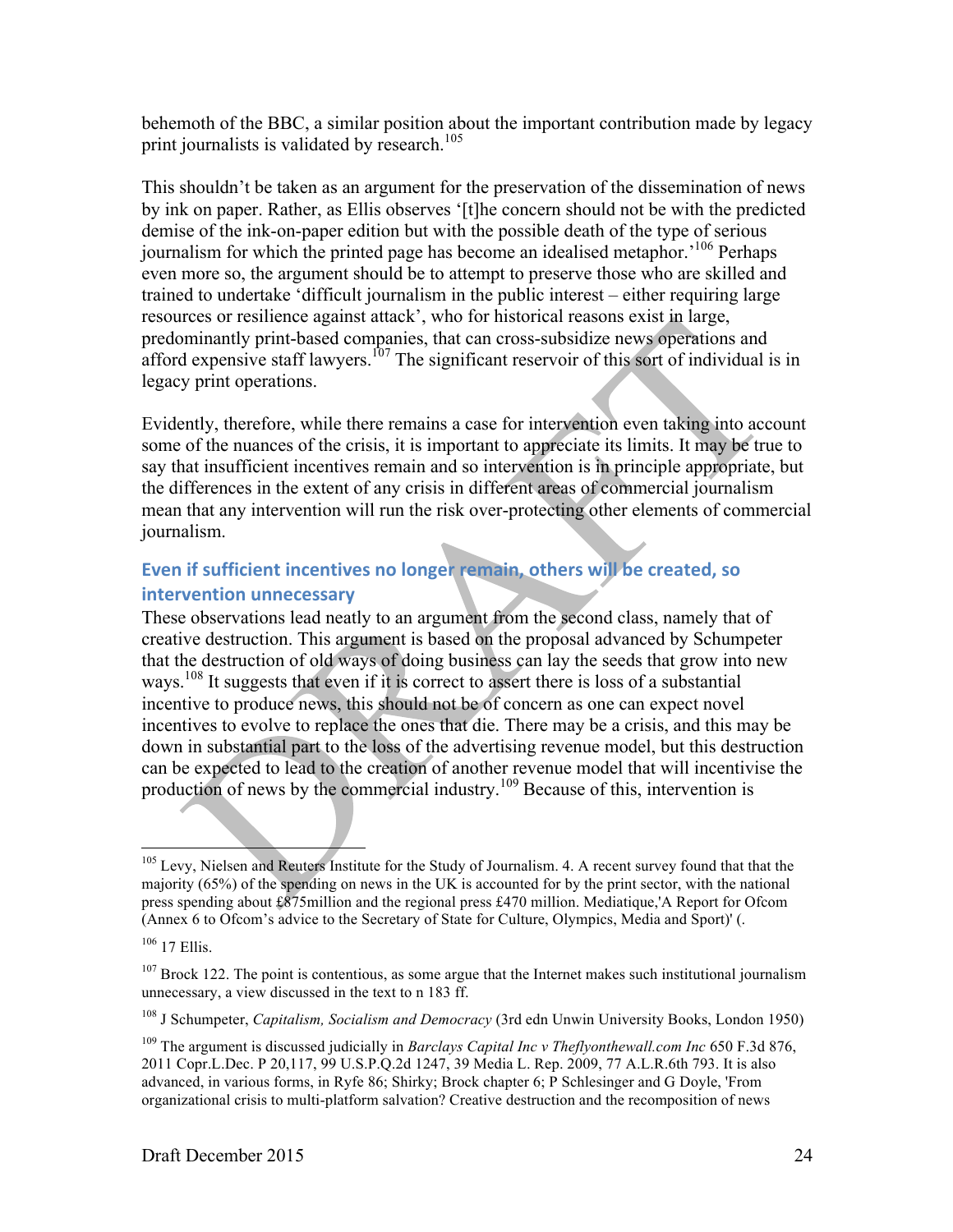behemoth of the BBC, a similar position about the important contribution made by legacy print journalists is validated by research.[105]

This shouldn't be taken as an argument for the preservation of the dissemination of news by ink on paper. Rather, as Ellis observes '[t]he concern should not be with the predicted demise of the ink-on-paper edition but with the possible death of the type of serious journalism for which the printed page has become an idealised metaphor.'[106] Perhaps even more so, the argument should be to attempt to preserve those who are skilled and trained to undertake 'difficult journalism in the public interest – either requiring large resources or resilience against attack', who for historical reasons exist in large, predominantly print-based companies, that can cross-subsidize news operations and afford expensive staff lawyers.[107] The significant reservoir of this sort of individual is in legacy print operations.

Evidently, therefore, while there remains a case for intervention even taking into account some of the nuances of the crisis, it is important to appreciate its limits. It may be true to say that insufficient incentives remain and so intervention is in principle appropriate, but the differences in the extent of any crisis in different areas of commercial journalism mean that any intervention will run the risk over-protecting other elements of commercial journalism.

### Even if sufficient incentives no longer remain, others will be created, so intervention unnecessary

These observations lead neatly to an argument from the second class, namely that of creative destruction. This argument is based on the proposal advanced by Schumpeter that the destruction of old ways of doing business can lay the seeds that grow into new ways.[108] It suggests that even if it is correct to assert there is loss of a substantial incentive to produce news, this should not be of concern as one can expect novel incentives to evolve to replace the ones that die. There may be a crisis, and this may be down in substantial part to the loss of the advertising revenue model, but this destruction can be expected to lead to the creation of another revenue model that will incentivise the production of news by the commercial industry.[109] Because of this, intervention is

---

[105] Levy, Nielsen and Reuters Institute for the Study of Journalism. 4. A recent survey found that that the majority (65%) of the spending on news in the UK is accounted for by the print sector, with the national press spending about £875million and the regional press £470 million. Mediatique,'A Report for Ofcom (Annex 6 to Ofcom's advice to the Secretary of State for Culture, Olympics, Media and Sport)' (.

[106] 17 Ellis.

[107] Brock 122. The point is contentious, as some argue that the Internet makes such institutional journalism unnecessary, a view discussed in the text to n 183 ff.

[108] J Schumpeter, *Capitalism, Socialism and Democracy* (3rd edn Unwin University Books, London 1950)

[109] The argument is discussed judicially in *Barclays Capital Inc v Theflyonthewall.com Inc* 650 F.3d 876, 2011 Copr.L.Dec. P 20,117, 99 U.S.P.Q.2d 1247, 39 Media L. Rep. 2009, 77 A.L.R.6th 793. It is also advanced, in various forms, in Ryfe 86; Shirky; Brock chapter 6; P Schlesinger and G Doyle, 'From organizational crisis to multi-platform salvation? Creative destruction and the recomposition of news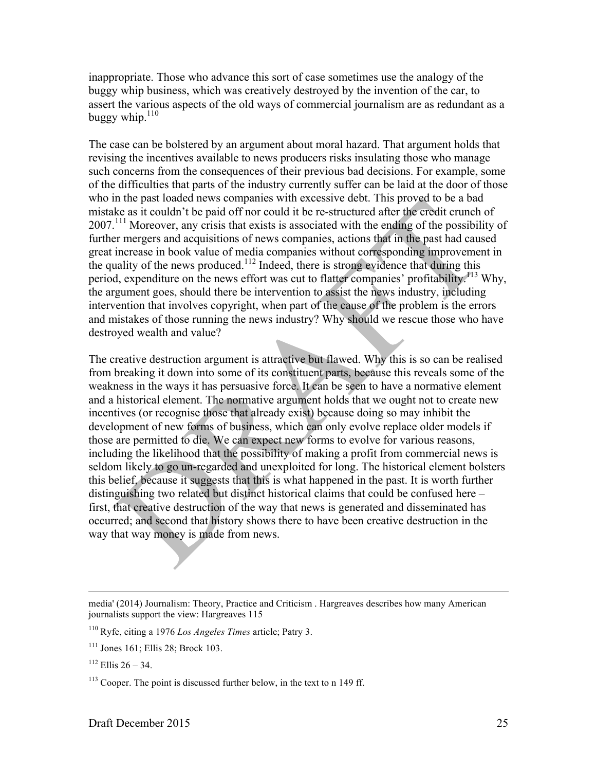inappropriate. Those who advance this sort of case sometimes use the analogy of the buggy whip business, which was creatively destroyed by the invention of the car, to assert the various aspects of the old ways of commercial journalism are as redundant as a buggy whip.[110]

The case can be bolstered by an argument about moral hazard. That argument holds that revising the incentives available to news producers risks insulating those who manage such concerns from the consequences of their previous bad decisions. For example, some of the difficulties that parts of the industry currently suffer can be laid at the door of those who in the past loaded news companies with excessive debt. This proved to be a bad mistake as it couldn't be paid off nor could it be re-structured after the credit crunch of 2007.[111] Moreover, any crisis that exists is associated with the ending of the possibility of further mergers and acquisitions of news companies, actions that in the past had caused great increase in book value of media companies without corresponding improvement in the quality of the news produced.[112] Indeed, there is strong evidence that during this period, expenditure on the news effort was cut to flatter companies' profitability.[113] Why, the argument goes, should there be intervention to assist the news industry, including intervention that involves copyright, when part of the cause of the problem is the errors and mistakes of those running the news industry? Why should we rescue those who have destroyed wealth and value?

The creative destruction argument is attractive but flawed. Why this is so can be realised from breaking it down into some of its constituent parts, because this reveals some of the weakness in the ways it has persuasive force. It can be seen to have a normative element and a historical element. The normative argument holds that we ought not to create new incentives (or recognise those that already exist) because doing so may inhibit the development of new forms of business, which can only evolve replace older models if those are permitted to die. We can expect new forms to evolve for various reasons, including the likelihood that the possibility of making a profit from commercial news is seldom likely to go un-regarded and unexploited for long. The historical element bolsters this belief, because it suggests that this is what happened in the past. It is worth further distinguishing two related but distinct historical claims that could be confused here – first, that creative destruction of the way that news is generated and disseminated has occurred; and second that history shows there to have been creative destruction in the way that way money is made from news.

---

media' (2014) Journalism: Theory, Practice and Criticism . Hargreaves describes how many American journalists support the view: Hargreaves 115

[110] Ryfe, citing a 1976 *Los Angeles Times* article; Patry 3.

[111] Jones 161; Ellis 28; Brock 103.

[112] Ellis 26 – 34.

[113] Cooper. The point is discussed further below, in the text to n 149 ff.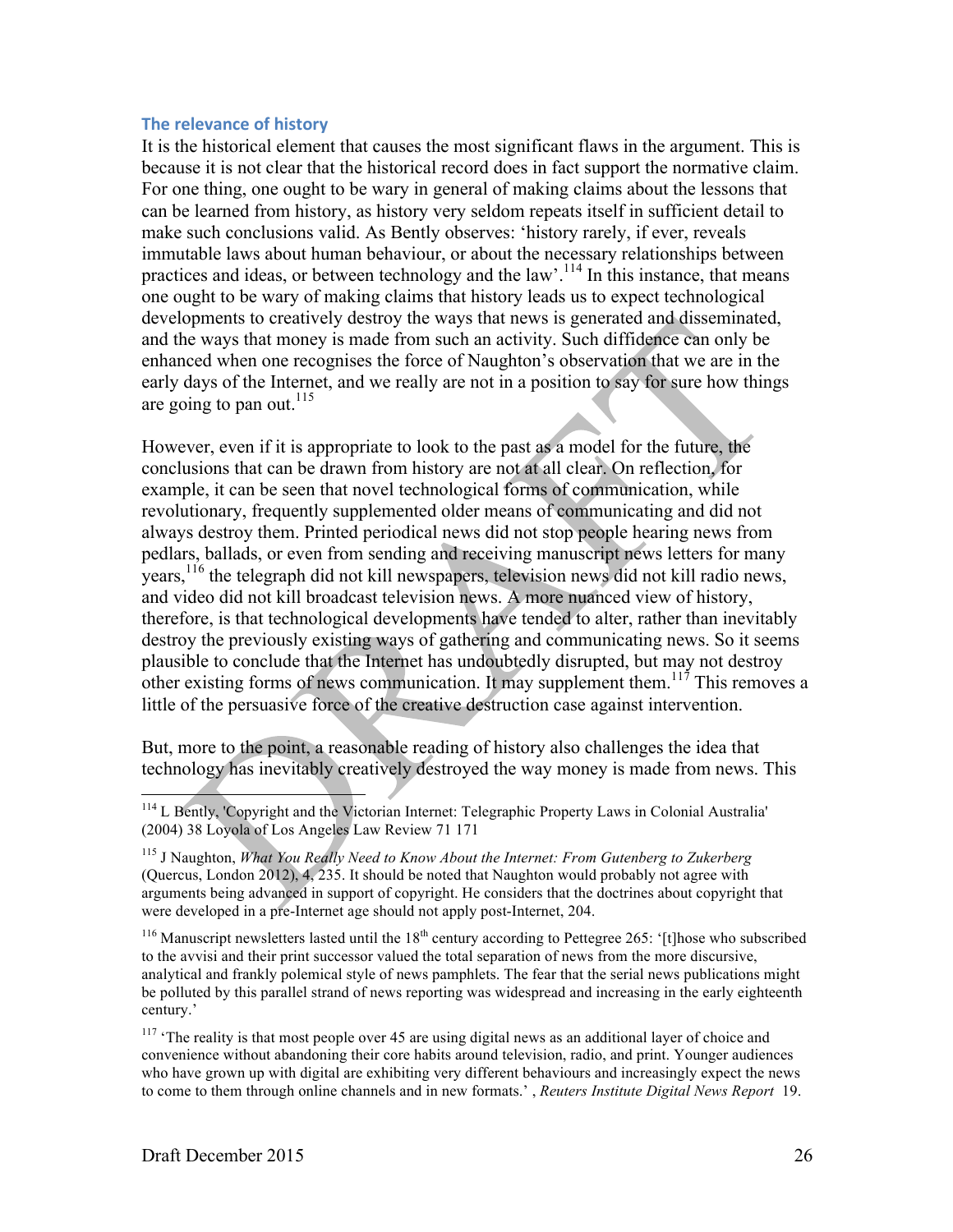### The relevance of history

It is the historical element that causes the most significant flaws in the argument. This is because it is not clear that the historical record does in fact support the normative claim. For one thing, one ought to be wary in general of making claims about the lessons that can be learned from history, as history very seldom repeats itself in sufficient detail to make such conclusions valid. As Bently observes: 'history rarely, if ever, reveals immutable laws about human behaviour, or about the necessary relationships between practices and ideas, or between technology and the law'.[114] In this instance, that means one ought to be wary of making claims that history leads us to expect technological developments to creatively destroy the ways that news is generated and disseminated, and the ways that money is made from such an activity. Such diffidence can only be enhanced when one recognises the force of Naughton's observation that we are in the early days of the Internet, and we really are not in a position to say for sure how things are going to pan out.[115]

However, even if it is appropriate to look to the past as a model for the future, the conclusions that can be drawn from history are not at all clear. On reflection, for example, it can be seen that novel technological forms of communication, while revolutionary, frequently supplemented older means of communicating and did not always destroy them. Printed periodical news did not stop people hearing news from pedlars, ballads, or even from sending and receiving manuscript news letters for many years,[116] the telegraph did not kill newspapers, television news did not kill radio news, and video did not kill broadcast television news. A more nuanced view of history, therefore, is that technological developments have tended to alter, rather than inevitably destroy the previously existing ways of gathering and communicating news. So it seems plausible to conclude that the Internet has undoubtedly disrupted, but may not destroy other existing forms of news communication. It may supplement them.[117] This removes a little of the persuasive force of the creative destruction case against intervention.

But, more to the point, a reasonable reading of history also challenges the idea that technology has inevitably creatively destroyed the way money is made from news. This

---

[114] L Bently, 'Copyright and the Victorian Internet: Telegraphic Property Laws in Colonial Australia' (2004) 38 Loyola of Los Angeles Law Review 71 171

[115] J Naughton, *What You Really Need to Know About the Internet: From Gutenberg to Zukerberg* (Quercus, London 2012), 4, 235. It should be noted that Naughton would probably not agree with arguments being advanced in support of copyright. He considers that the doctrines about copyright that were developed in a pre-Internet age should not apply post-Internet, 204.

[116] Manuscript newsletters lasted until the 18th century according to Pettegree 265: '[t]hose who subscribed to the avvisi and their print successor valued the total separation of news from the more discursive, analytical and frankly polemical style of news pamphlets. The fear that the serial news publications might be polluted by this parallel strand of news reporting was widespread and increasing in the early eighteenth century.'

[117] 'The reality is that most people over 45 are using digital news as an additional layer of choice and convenience without abandoning their core habits around television, radio, and print. Younger audiences who have grown up with digital are exhibiting very different behaviours and increasingly expect the news to come to them through online channels and in new formats.' , *Reuters Institute Digital News Report* 19.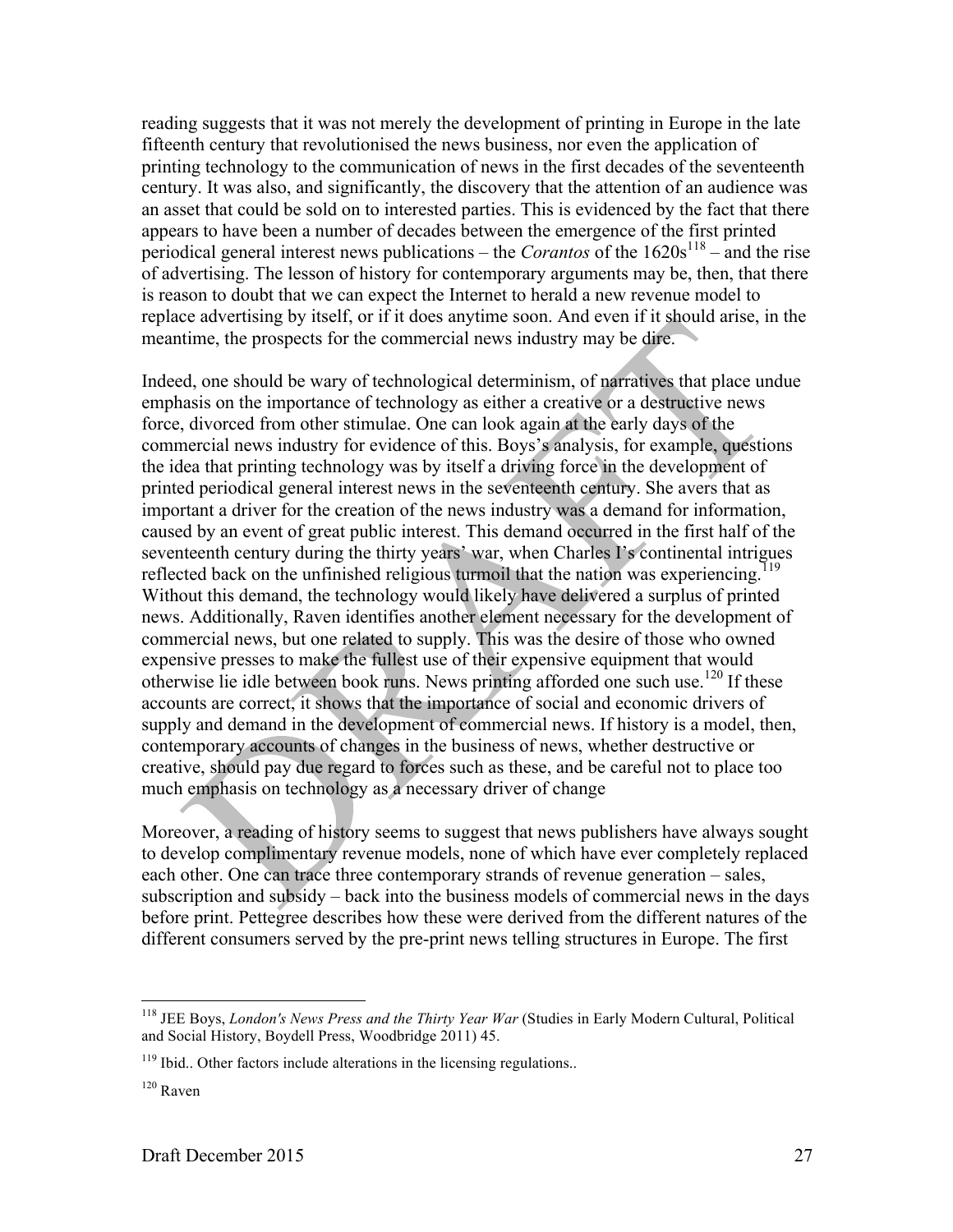reading suggests that it was not merely the development of printing in Europe in the late fifteenth century that revolutionised the news business, nor even the application of printing technology to the communication of news in the first decades of the seventeenth century. It was also, and significantly, the discovery that the attention of an audience was an asset that could be sold on to interested parties. This is evidenced by the fact that there appears to have been a number of decades between the emergence of the first printed periodical general interest news publications – the *Corantos* of the 1620s[118] – and the rise of advertising. The lesson of history for contemporary arguments may be, then, that there is reason to doubt that we can expect the Internet to herald a new revenue model to replace advertising by itself, or if it does anytime soon. And even if it should arise, in the meantime, the prospects for the commercial news industry may be dire.

Indeed, one should be wary of technological determinism, of narratives that place undue emphasis on the importance of technology as either a creative or a destructive news force, divorced from other stimulae. One can look again at the early days of the commercial news industry for evidence of this. Boys's analysis, for example, questions the idea that printing technology was by itself a driving force in the development of printed periodical general interest news in the seventeenth century. She avers that as important a driver for the creation of the news industry was a demand for information, caused by an event of great public interest. This demand occurred in the first half of the seventeenth century during the thirty years' war, when Charles I's continental intrigues reflected back on the unfinished religious turmoil that the nation was experiencing.[119] Without this demand, the technology would likely have delivered a surplus of printed news. Additionally, Raven identifies another element necessary for the development of commercial news, but one related to supply. This was the desire of those who owned expensive presses to make the fullest use of their expensive equipment that would otherwise lie idle between book runs. News printing afforded one such use.[120] If these accounts are correct, it shows that the importance of social and economic drivers of supply and demand in the development of commercial news. If history is a model, then, contemporary accounts of changes in the business of news, whether destructive or creative, should pay due regard to forces such as these, and be careful not to place too much emphasis on technology as a necessary driver of change

Moreover, a reading of history seems to suggest that news publishers have always sought to develop complimentary revenue models, none of which have ever completely replaced each other. One can trace three contemporary strands of revenue generation – sales, subscription and subsidy – back into the business models of commercial news in the days before print. Pettegree describes how these were derived from the different natures of the different consumers served by the pre-print news telling structures in Europe. The first

[118] JEE Boys, *London's News Press and the Thirty Year War* (Studies in Early Modern Cultural, Political and Social History, Boydell Press, Woodbridge 2011) 45.

[119] Ibid.. Other factors include alterations in the licensing regulations..

[120] Raven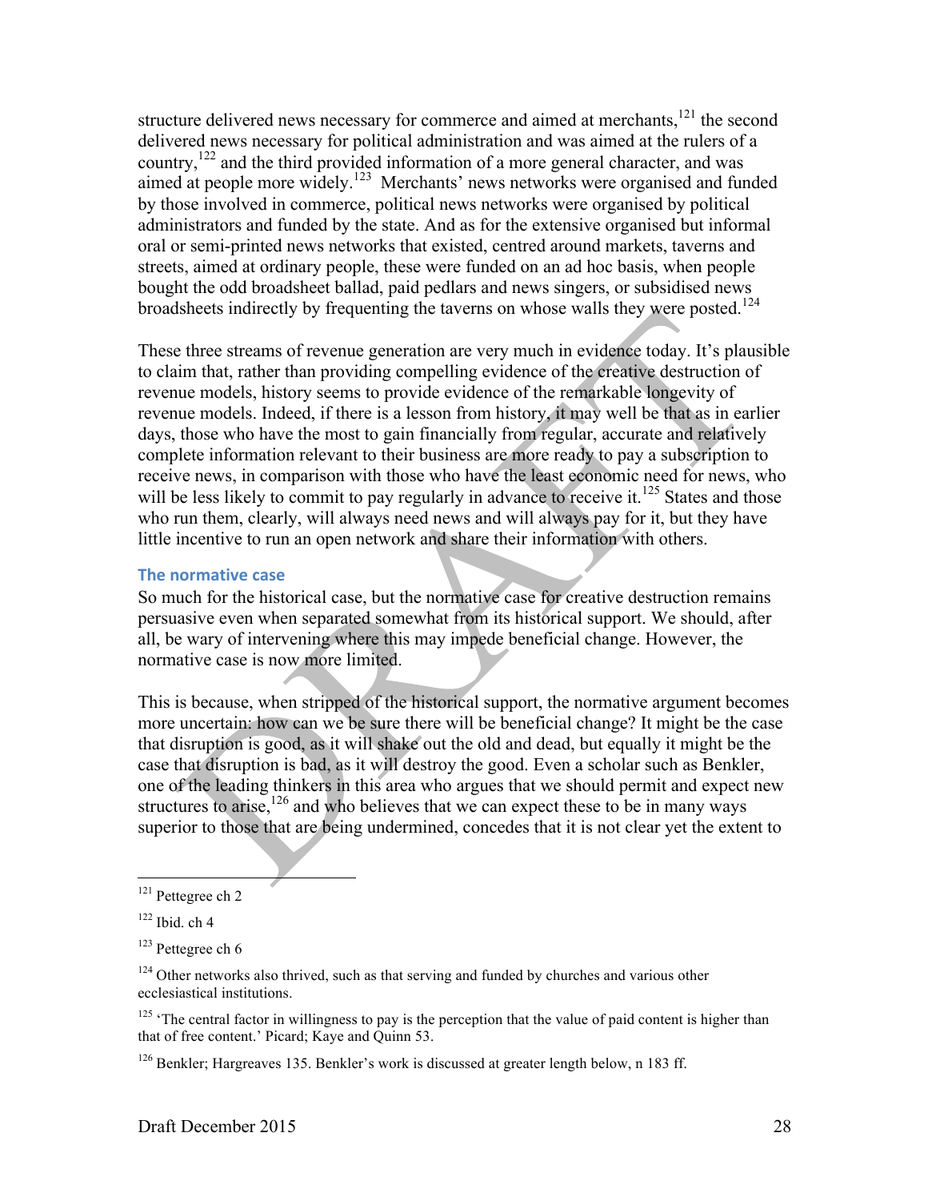structure delivered news necessary for commerce and aimed at merchants,[121] the second delivered news necessary for political administration and was aimed at the rulers of a country,[122] and the third provided information of a more general character, and was aimed at people more widely.[123] Merchants' news networks were organised and funded by those involved in commerce, political news networks were organised by political administrators and funded by the state. And as for the extensive organised but informal oral or semi-printed news networks that existed, centred around markets, taverns and streets, aimed at ordinary people, these were funded on an ad hoc basis, when people bought the odd broadsheet ballad, paid pedlars and news singers, or subsidised news broadsheets indirectly by frequenting the taverns on whose walls they were posted.[124]

These three streams of revenue generation are very much in evidence today. It's plausible to claim that, rather than providing compelling evidence of the creative destruction of revenue models, history seems to provide evidence of the remarkable longevity of revenue models. Indeed, if there is a lesson from history, it may well be that as in earlier days, those who have the most to gain financially from regular, accurate and relatively complete information relevant to their business are more ready to pay a subscription to receive news, in comparison with those who have the least economic need for news, who will be less likely to commit to pay regularly in advance to receive it.[125] States and those who run them, clearly, will always need news and will always pay for it, but they have little incentive to run an open network and share their information with others.

### The normative case

So much for the historical case, but the normative case for creative destruction remains persuasive even when separated somewhat from its historical support. We should, after all, be wary of intervening where this may impede beneficial change. However, the normative case is now more limited.

This is because, when stripped of the historical support, the normative argument becomes more uncertain: how can we be sure there will be beneficial change? It might be the case that disruption is good, as it will shake out the old and dead, but equally it might be the case that disruption is bad, as it will destroy the good. Even a scholar such as Benkler, one of the leading thinkers in this area who argues that we should permit and expect new structures to arise,[126] and who believes that we can expect these to be in many ways superior to those that are being undermined, concedes that it is not clear yet the extent to

---

[121] Pettegree ch 2

[122] Ibid. ch 4

[123] Pettegree ch 6

[124] Other networks also thrived, such as that serving and funded by churches and various other ecclesiastical institutions.

[125] 'The central factor in willingness to pay is the perception that the value of paid content is higher than that of free content.' Picard; Kaye and Quinn 53.

[126] Benkler; Hargreaves 135. Benkler's work is discussed at greater length below, n 183 ff.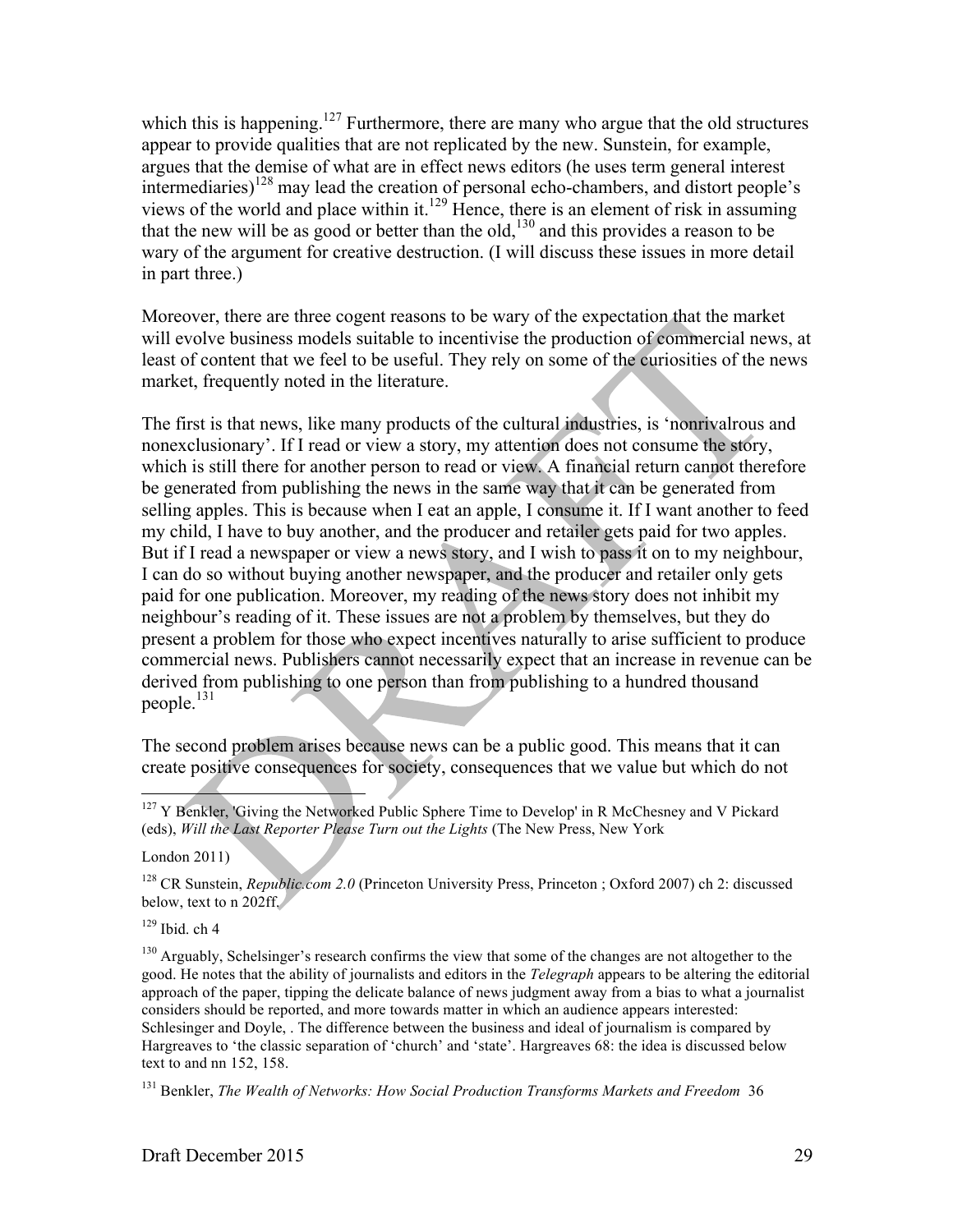which this is happening.[127] Furthermore, there are many who argue that the old structures appear to provide qualities that are not replicated by the new. Sunstein, for example, argues that the demise of what are in effect news editors (he uses term general interest intermediaries)[128] may lead the creation of personal echo-chambers, and distort people's views of the world and place within it.[129] Hence, there is an element of risk in assuming that the new will be as good or better than the old,[130] and this provides a reason to be wary of the argument for creative destruction. (I will discuss these issues in more detail in part three.)

Moreover, there are three cogent reasons to be wary of the expectation that the market will evolve business models suitable to incentivise the production of commercial news, at least of content that we feel to be useful. They rely on some of the curiosities of the news market, frequently noted in the literature.

The first is that news, like many products of the cultural industries, is 'nonrivalrous and nonexclusionary'. If I read or view a story, my attention does not consume the story, which is still there for another person to read or view. A financial return cannot therefore be generated from publishing the news in the same way that it can be generated from selling apples. This is because when I eat an apple, I consume it. If I want another to feed my child, I have to buy another, and the producer and retailer gets paid for two apples. But if I read a newspaper or view a news story, and I wish to pass it on to my neighbour, I can do so without buying another newspaper, and the producer and retailer only gets paid for one publication. Moreover, my reading of the news story does not inhibit my neighbour's reading of it. These issues are not a problem by themselves, but they do present a problem for those who expect incentives naturally to arise sufficient to produce commercial news. Publishers cannot necessarily expect that an increase in revenue can be derived from publishing to one person than from publishing to a hundred thousand people.[131]

The second problem arises because news can be a public good. This means that it can create positive consequences for society, consequences that we value but which do not

---

[127] Y Benkler, 'Giving the Networked Public Sphere Time to Develop' in R McChesney and V Pickard (eds), *Will the Last Reporter Please Turn out the Lights* (The New Press, New York

London 2011)

[128] CR Sunstein, *Republic.com 2.0* (Princeton University Press, Princeton ; Oxford 2007) ch 2: discussed below, text to n 202ff.

[129] Ibid. ch 4

[130] Arguably, Schelsinger's research confirms the view that some of the changes are not altogether to the good. He notes that the ability of journalists and editors in the *Telegraph* appears to be altering the editorial approach of the paper, tipping the delicate balance of news judgment away from a bias to what a journalist considers should be reported, and more towards matter in which an audience appears interested: Schlesinger and Doyle, . The difference between the business and ideal of journalism is compared by Hargreaves to 'the classic separation of 'church' and 'state'. Hargreaves 68: the idea is discussed below text to and nn 152, 158.

[131] Benkler, *The Wealth of Networks: How Social Production Transforms Markets and Freedom* 36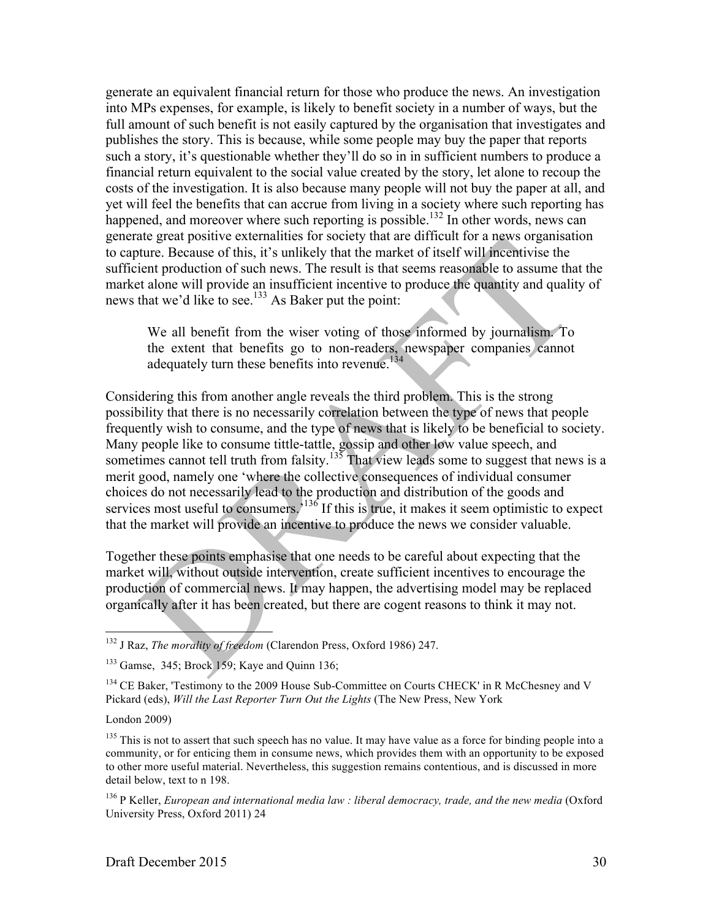generate an equivalent financial return for those who produce the news. An investigation into MPs expenses, for example, is likely to benefit society in a number of ways, but the full amount of such benefit is not easily captured by the organisation that investigates and publishes the story. This is because, while some people may buy the paper that reports such a story, it's questionable whether they'll do so in in sufficient numbers to produce a financial return equivalent to the social value created by the story, let alone to recoup the costs of the investigation. It is also because many people will not buy the paper at all, and yet will feel the benefits that can accrue from living in a society where such reporting has happened, and moreover where such reporting is possible.[132] In other words, news can generate great positive externalities for society that are difficult for a news organisation to capture. Because of this, it's unlikely that the market of itself will incentivise the sufficient production of such news. The result is that seems reasonable to assume that the market alone will provide an insufficient incentive to produce the quantity and quality of news that we'd like to see.[133] As Baker put the point:

> We all benefit from the wiser voting of those informed by journalism. To the extent that benefits go to non-readers, newspaper companies cannot adequately turn these benefits into revenue.[134]

Considering this from another angle reveals the third problem. This is the strong possibility that there is no necessarily correlation between the type of news that people frequently wish to consume, and the type of news that is likely to be beneficial to society. Many people like to consume tittle-tattle, gossip and other low value speech, and sometimes cannot tell truth from falsity.[135] That view leads some to suggest that news is a merit good, namely one 'where the collective consequences of individual consumer choices do not necessarily lead to the production and distribution of the goods and services most useful to consumers.'[136] If this is true, it makes it seem optimistic to expect that the market will provide an incentive to produce the news we consider valuable.

Together these points emphasise that one needs to be careful about expecting that the market will, without outside intervention, create sufficient incentives to encourage the production of commercial news. It may happen, the advertising model may be replaced organically after it has been created, but there are cogent reasons to think it may not.

---

[132] J Raz, *The morality of freedom* (Clarendon Press, Oxford 1986) 247.

[133] Gamse, 345; Brock 159; Kaye and Quinn 136;

[134] CE Baker, 'Testimony to the 2009 House Sub-Committee on Courts CHECK' in R McChesney and V Pickard (eds), *Will the Last Reporter Turn Out the Lights* (The New Press, New York London 2009)

[135] This is not to assert that such speech has no value. It may have value as a force for binding people into a community, or for enticing them in consume news, which provides them with an opportunity to be exposed to other more useful material. Nevertheless, this suggestion remains contentious, and is discussed in more detail below, text to n 198.

[136] P Keller, *European and international media law : liberal democracy, trade, and the new media* (Oxford University Press, Oxford 2011) 24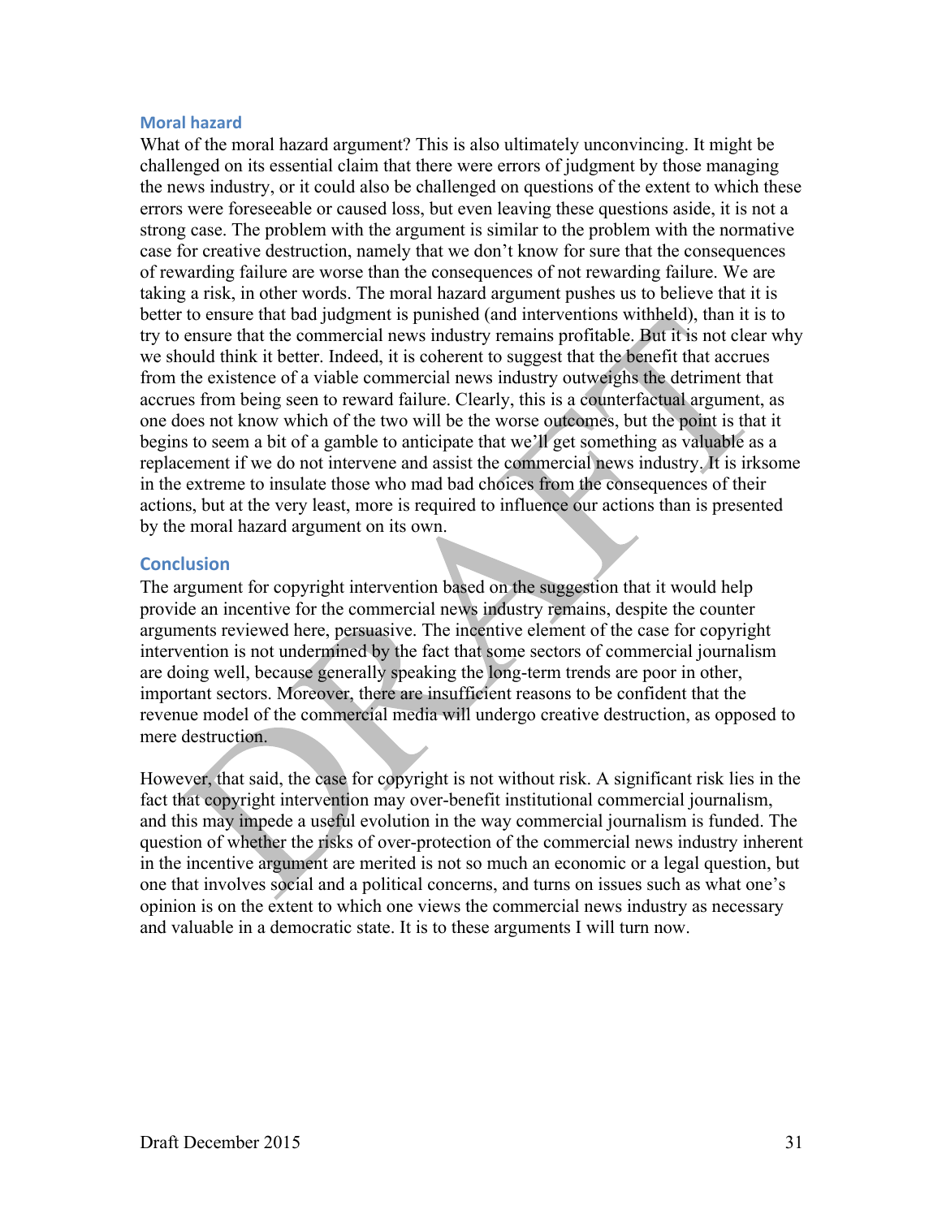### Moral hazard

What of the moral hazard argument? This is also ultimately unconvincing. It might be challenged on its essential claim that there were errors of judgment by those managing the news industry, or it could also be challenged on questions of the extent to which these errors were foreseeable or caused loss, but even leaving these questions aside, it is not a strong case. The problem with the argument is similar to the problem with the normative case for creative destruction, namely that we don't know for sure that the consequences of rewarding failure are worse than the consequences of not rewarding failure. We are taking a risk, in other words. The moral hazard argument pushes us to believe that it is better to ensure that bad judgment is punished (and interventions withheld), than it is to try to ensure that the commercial news industry remains profitable. But it is not clear why we should think it better. Indeed, it is coherent to suggest that the benefit that accrues from the existence of a viable commercial news industry outweighs the detriment that accrues from being seen to reward failure. Clearly, this is a counterfactual argument, as one does not know which of the two will be the worse outcomes, but the point is that it begins to seem a bit of a gamble to anticipate that we'll get something as valuable as a replacement if we do not intervene and assist the commercial news industry. It is irksome in the extreme to insulate those who mad bad choices from the consequences of their actions, but at the very least, more is required to influence our actions than is presented by the moral hazard argument on its own.

### Conclusion

The argument for copyright intervention based on the suggestion that it would help provide an incentive for the commercial news industry remains, despite the counter arguments reviewed here, persuasive. The incentive element of the case for copyright intervention is not undermined by the fact that some sectors of commercial journalism are doing well, because generally speaking the long-term trends are poor in other, important sectors. Moreover, there are insufficient reasons to be confident that the revenue model of the commercial media will undergo creative destruction, as opposed to mere destruction.

However, that said, the case for copyright is not without risk. A significant risk lies in the fact that copyright intervention may over-benefit institutional commercial journalism, and this may impede a useful evolution in the way commercial journalism is funded. The question of whether the risks of over-protection of the commercial news industry inherent in the incentive argument are merited is not so much an economic or a legal question, but one that involves social and a political concerns, and turns on issues such as what one's opinion is on the extent to which one views the commercial news industry as necessary and valuable in a democratic state. It is to these arguments I will turn now.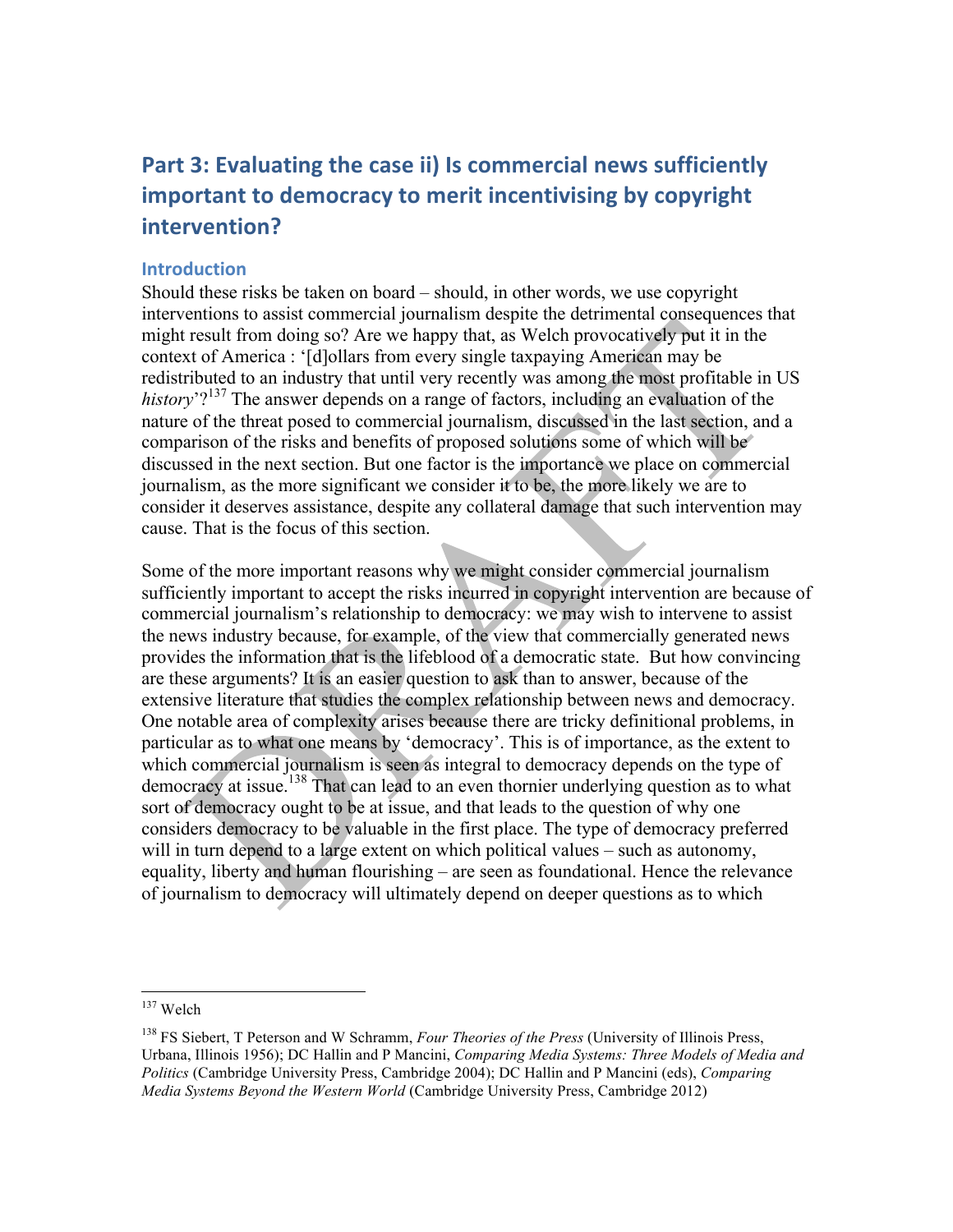## Part 3: Evaluating the case ii) Is commercial news sufficiently important to democracy to merit incentivising by copyright intervention?

### Introduction

Should these risks be taken on board – should, in other words, we use copyright interventions to assist commercial journalism despite the detrimental consequences that might result from doing so? Are we happy that, as Welch provocatively put it in the context of America : '[d]ollars from every single taxpaying American may be redistributed to an industry that until very recently was among the most profitable in US *history*'?[137] The answer depends on a range of factors, including an evaluation of the nature of the threat posed to commercial journalism, discussed in the last section, and a comparison of the risks and benefits of proposed solutions some of which will be discussed in the next section. But one factor is the importance we place on commercial journalism, as the more significant we consider it to be, the more likely we are to consider it deserves assistance, despite any collateral damage that such intervention may cause. That is the focus of this section.

Some of the more important reasons why we might consider commercial journalism sufficiently important to accept the risks incurred in copyright intervention are because of commercial journalism's relationship to democracy: we may wish to intervene to assist the news industry because, for example, of the view that commercially generated news provides the information that is the lifeblood of a democratic state. But how convincing are these arguments? It is an easier question to ask than to answer, because of the extensive literature that studies the complex relationship between news and democracy. One notable area of complexity arises because there are tricky definitional problems, in particular as to what one means by 'democracy'. This is of importance, as the extent to which commercial journalism is seen as integral to democracy depends on the type of democracy at issue.[138] That can lead to an even thornier underlying question as to what sort of democracy ought to be at issue, and that leads to the question of why one considers democracy to be valuable in the first place. The type of democracy preferred will in turn depend to a large extent on which political values – such as autonomy, equality, liberty and human flourishing – are seen as foundational. Hence the relevance of journalism to democracy will ultimately depend on deeper questions as to which

---

[137] Welch

[138] FS Siebert, T Peterson and W Schramm, *Four Theories of the Press* (University of Illinois Press, Urbana, Illinois 1956); DC Hallin and P Mancini, *Comparing Media Systems: Three Models of Media and Politics* (Cambridge University Press, Cambridge 2004); DC Hallin and P Mancini (eds), *Comparing Media Systems Beyond the Western World* (Cambridge University Press, Cambridge 2012)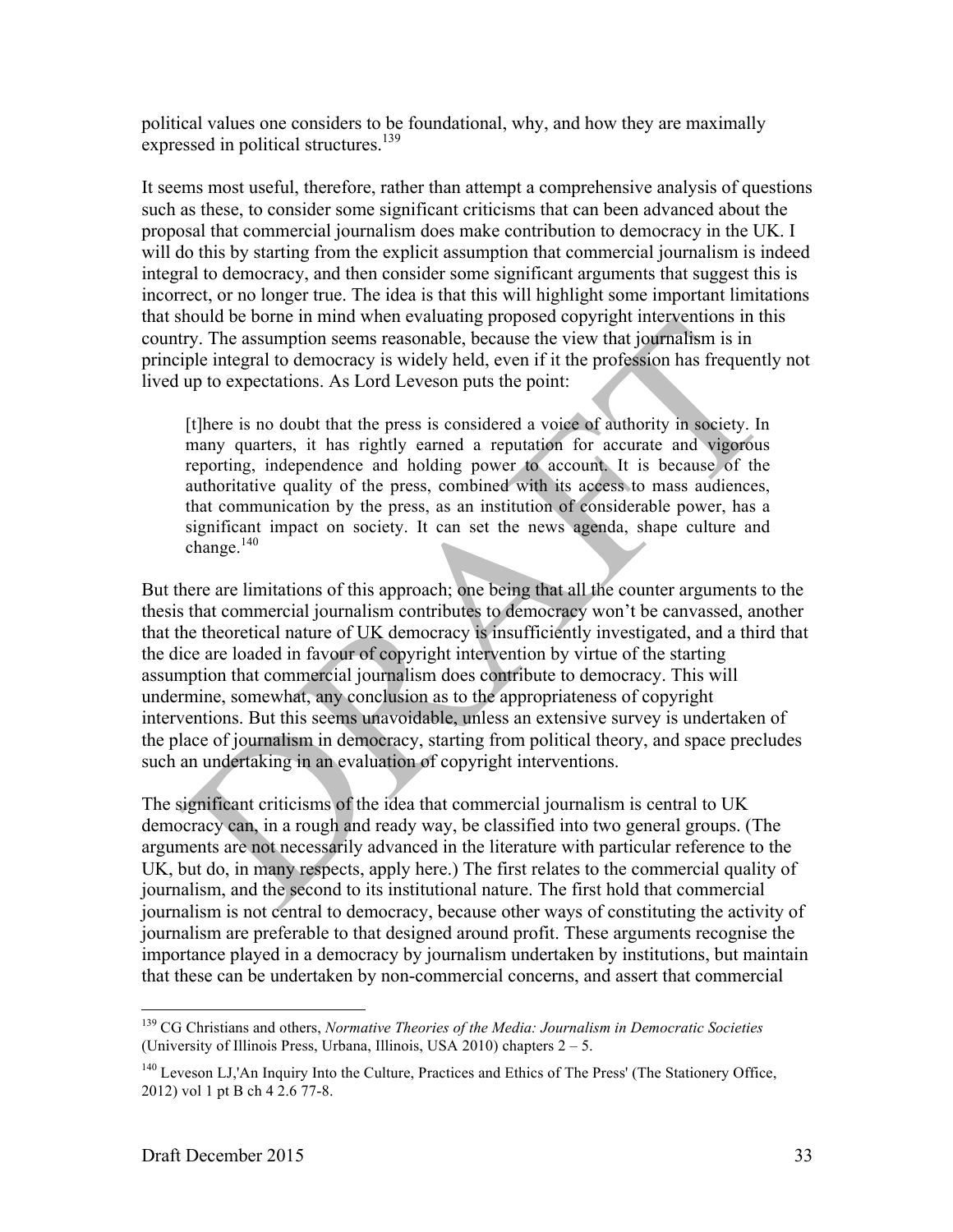political values one considers to be foundational, why, and how they are maximally expressed in political structures.[139]

It seems most useful, therefore, rather than attempt a comprehensive analysis of questions such as these, to consider some significant criticisms that can been advanced about the proposal that commercial journalism does make contribution to democracy in the UK. I will do this by starting from the explicit assumption that commercial journalism is indeed integral to democracy, and then consider some significant arguments that suggest this is incorrect, or no longer true. The idea is that this will highlight some important limitations that should be borne in mind when evaluating proposed copyright interventions in this country. The assumption seems reasonable, because the view that journalism is in principle integral to democracy is widely held, even if it the profession has frequently not lived up to expectations. As Lord Leveson puts the point:

> [t]here is no doubt that the press is considered a voice of authority in society. In many quarters, it has rightly earned a reputation for accurate and vigorous reporting, independence and holding power to account. It is because of the authoritative quality of the press, combined with its access to mass audiences, that communication by the press, as an institution of considerable power, has a significant impact on society. It can set the news agenda, shape culture and change.[140]

But there are limitations of this approach; one being that all the counter arguments to the thesis that commercial journalism contributes to democracy won't be canvassed, another that the theoretical nature of UK democracy is insufficiently investigated, and a third that the dice are loaded in favour of copyright intervention by virtue of the starting assumption that commercial journalism does contribute to democracy. This will undermine, somewhat, any conclusion as to the appropriateness of copyright interventions. But this seems unavoidable, unless an extensive survey is undertaken of the place of journalism in democracy, starting from political theory, and space precludes such an undertaking in an evaluation of copyright interventions.

The significant criticisms of the idea that commercial journalism is central to UK democracy can, in a rough and ready way, be classified into two general groups. (The arguments are not necessarily advanced in the literature with particular reference to the UK, but do, in many respects, apply here.) The first relates to the commercial quality of journalism, and the second to its institutional nature. The first hold that commercial journalism is not central to democracy, because other ways of constituting the activity of journalism are preferable to that designed around profit. These arguments recognise the importance played in a democracy by journalism undertaken by institutions, but maintain that these can be undertaken by non-commercial concerns, and assert that commercial

---

[139] CG Christians and others, *Normative Theories of the Media: Journalism in Democratic Societies* (University of Illinois Press, Urbana, Illinois, USA 2010) chapters 2 – 5.

[140] Leveson LJ,'An Inquiry Into the Culture, Practices and Ethics of The Press' (The Stationery Office, 2012) vol 1 pt B ch 4 2.6 77-8.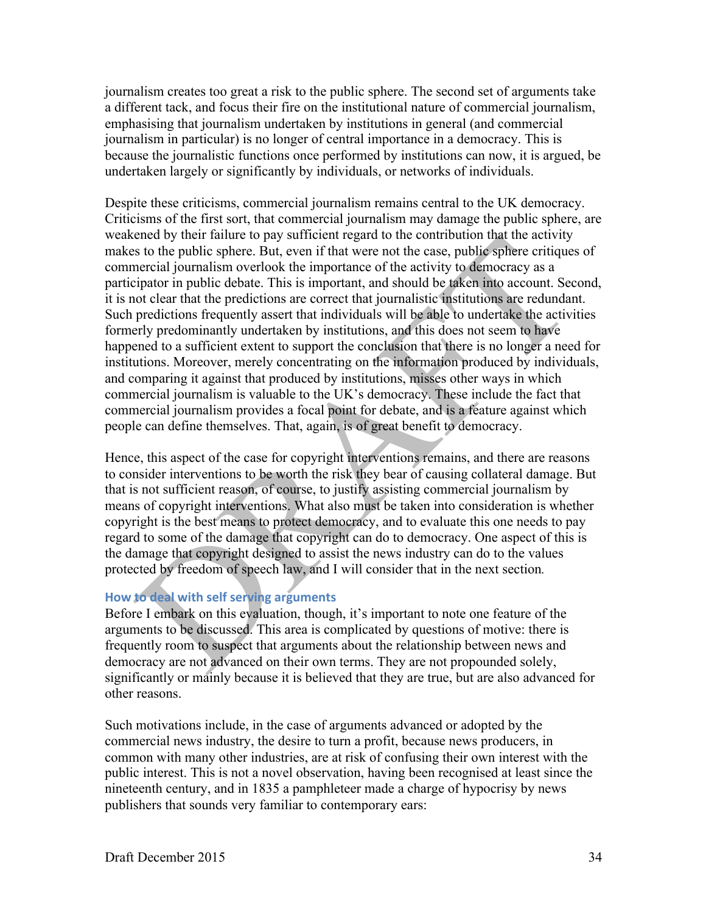journalism creates too great a risk to the public sphere. The second set of arguments take a different tack, and focus their fire on the institutional nature of commercial journalism, emphasising that journalism undertaken by institutions in general (and commercial journalism in particular) is no longer of central importance in a democracy. This is because the journalistic functions once performed by institutions can now, it is argued, be undertaken largely or significantly by individuals, or networks of individuals.

Despite these criticisms, commercial journalism remains central to the UK democracy. Criticisms of the first sort, that commercial journalism may damage the public sphere, are weakened by their failure to pay sufficient regard to the contribution that the activity makes to the public sphere. But, even if that were not the case, public sphere critiques of commercial journalism overlook the importance of the activity to democracy as a participator in public debate. This is important, and should be taken into account. Second, it is not clear that the predictions are correct that journalistic institutions are redundant. Such predictions frequently assert that individuals will be able to undertake the activities formerly predominantly undertaken by institutions, and this does not seem to have happened to a sufficient extent to support the conclusion that there is no longer a need for institutions. Moreover, merely concentrating on the information produced by individuals, and comparing it against that produced by institutions, misses other ways in which commercial journalism is valuable to the UK's democracy. These include the fact that commercial journalism provides a focal point for debate, and is a feature against which people can define themselves. That, again, is of great benefit to democracy.

Hence, this aspect of the case for copyright interventions remains, and there are reasons to consider interventions to be worth the risk they bear of causing collateral damage. But that is not sufficient reason, of course, to justify assisting commercial journalism by means of copyright interventions. What also must be taken into consideration is whether copyright is the best means to protect democracy, and to evaluate this one needs to pay regard to some of the damage that copyright can do to democracy. One aspect of this is the damage that copyright designed to assist the news industry can do to the values protected by freedom of speech law, and I will consider that in the next section.

### How to deal with self serving arguments

Before I embark on this evaluation, though, it's important to note one feature of the arguments to be discussed. This area is complicated by questions of motive: there is frequently room to suspect that arguments about the relationship between news and democracy are not advanced on their own terms. They are not propounded solely, significantly or mainly because it is believed that they are true, but are also advanced for other reasons.

Such motivations include, in the case of arguments advanced or adopted by the commercial news industry, the desire to turn a profit, because news producers, in common with many other industries, are at risk of confusing their own interest with the public interest. This is not a novel observation, having been recognised at least since the nineteenth century, and in 1835 a pamphleteer made a charge of hypocrisy by news publishers that sounds very familiar to contemporary ears: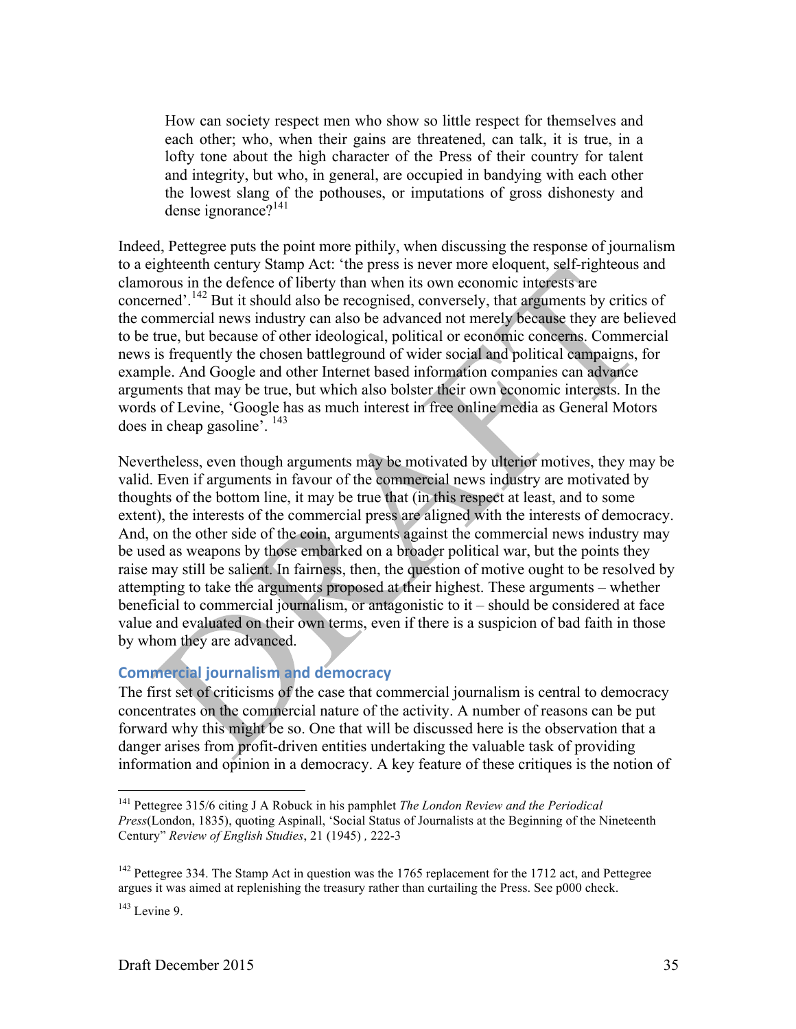> How can society respect men who show so little respect for themselves and each other; who, when their gains are threatened, can talk, it is true, in a lofty tone about the high character of the Press of their country for talent and integrity, but who, in general, are occupied in bandying with each other the lowest slang of the pothouses, or imputations of gross dishonesty and dense ignorance?[141]

Indeed, Pettegree puts the point more pithily, when discussing the response of journalism to a eighteenth century Stamp Act: 'the press is never more eloquent, self-righteous and clamorous in the defence of liberty than when its own economic interests are concerned'.[142] But it should also be recognised, conversely, that arguments by critics of the commercial news industry can also be advanced not merely because they are believed to be true, but because of other ideological, political or economic concerns. Commercial news is frequently the chosen battleground of wider social and political campaigns, for example. And Google and other Internet based information companies can advance arguments that may be true, but which also bolster their own economic interests. In the words of Levine, 'Google has as much interest in free online media as General Motors does in cheap gasoline'. [143]

Nevertheless, even though arguments may be motivated by ulterior motives, they may be valid. Even if arguments in favour of the commercial news industry are motivated by thoughts of the bottom line, it may be true that (in this respect at least, and to some extent), the interests of the commercial press are aligned with the interests of democracy. And, on the other side of the coin, arguments against the commercial news industry may be used as weapons by those embarked on a broader political war, but the points they raise may still be salient. In fairness, then, the question of motive ought to be resolved by attempting to take the arguments proposed at their highest. These arguments – whether beneficial to commercial journalism, or antagonistic to it – should be considered at face value and evaluated on their own terms, even if there is a suspicion of bad faith in those by whom they are advanced.

## Commercial journalism and democracy

The first set of criticisms of the case that commercial journalism is central to democracy concentrates on the commercial nature of the activity. A number of reasons can be put forward why this might be so. One that will be discussed here is the observation that a danger arises from profit-driven entities undertaking the valuable task of providing information and opinion in a democracy. A key feature of these critiques is the notion of

---

[141] Pettegree 315/6 citing J A Robuck in his pamphlet *The London Review and the Periodical Press*(London, 1835), quoting Aspinall, 'Social Status of Journalists at the Beginning of the Nineteenth Century" *Review of English Studies*, 21 (1945) *,* 222-3

[142] Pettegree 334. The Stamp Act in question was the 1765 replacement for the 1712 act, and Pettegree argues it was aimed at replenishing the treasury rather than curtailing the Press. See p000 check.

[143] Levine 9.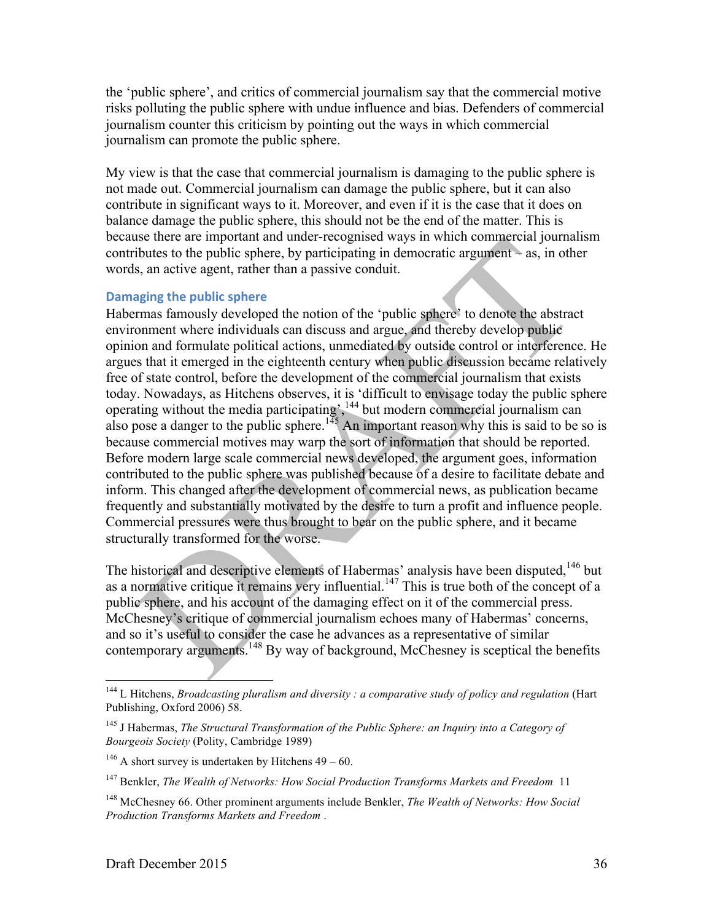the 'public sphere', and critics of commercial journalism say that the commercial motive risks polluting the public sphere with undue influence and bias. Defenders of commercial journalism counter this criticism by pointing out the ways in which commercial journalism can promote the public sphere.

My view is that the case that commercial journalism is damaging to the public sphere is not made out. Commercial journalism can damage the public sphere, but it can also contribute in significant ways to it. Moreover, and even if it is the case that it does on balance damage the public sphere, this should not be the end of the matter. This is because there are important and under-recognised ways in which commercial journalism contributes to the public sphere, by participating in democratic argument – as, in other words, an active agent, rather than a passive conduit.

### Damaging the public sphere

Habermas famously developed the notion of the 'public sphere' to denote the abstract environment where individuals can discuss and argue, and thereby develop public opinion and formulate political actions, unmediated by outside control or interference. He argues that it emerged in the eighteenth century when public discussion became relatively free of state control, before the development of the commercial journalism that exists today. Nowadays, as Hitchens observes, it is 'difficult to envisage today the public sphere operating without the media participating',[144] but modern commercial journalism can also pose a danger to the public sphere.[145] An important reason why this is said to be so is because commercial motives may warp the sort of information that should be reported. Before modern large scale commercial news developed, the argument goes, information contributed to the public sphere was published because of a desire to facilitate debate and inform. This changed after the development of commercial news, as publication became frequently and substantially motivated by the desire to turn a profit and influence people. Commercial pressures were thus brought to bear on the public sphere, and it became structurally transformed for the worse.

The historical and descriptive elements of Habermas' analysis have been disputed,[146] but as a normative critique it remains very influential.[147] This is true both of the concept of a public sphere, and his account of the damaging effect on it of the commercial press. McChesney's critique of commercial journalism echoes many of Habermas' concerns, and so it's useful to consider the case he advances as a representative of similar contemporary arguments.[148] By way of background, McChesney is sceptical the benefits

---

[144] L Hitchens, *Broadcasting pluralism and diversity : a comparative study of policy and regulation* (Hart Publishing, Oxford 2006) 58.

[145] J Habermas, *The Structural Transformation of the Public Sphere: an Inquiry into a Category of Bourgeois Society* (Polity, Cambridge 1989)

[146] A short survey is undertaken by Hitchens 49 – 60.

[147] Benkler, *The Wealth of Networks: How Social Production Transforms Markets and Freedom* 11

[148] McChesney 66. Other prominent arguments include Benkler, *The Wealth of Networks: How Social Production Transforms Markets and Freedom* .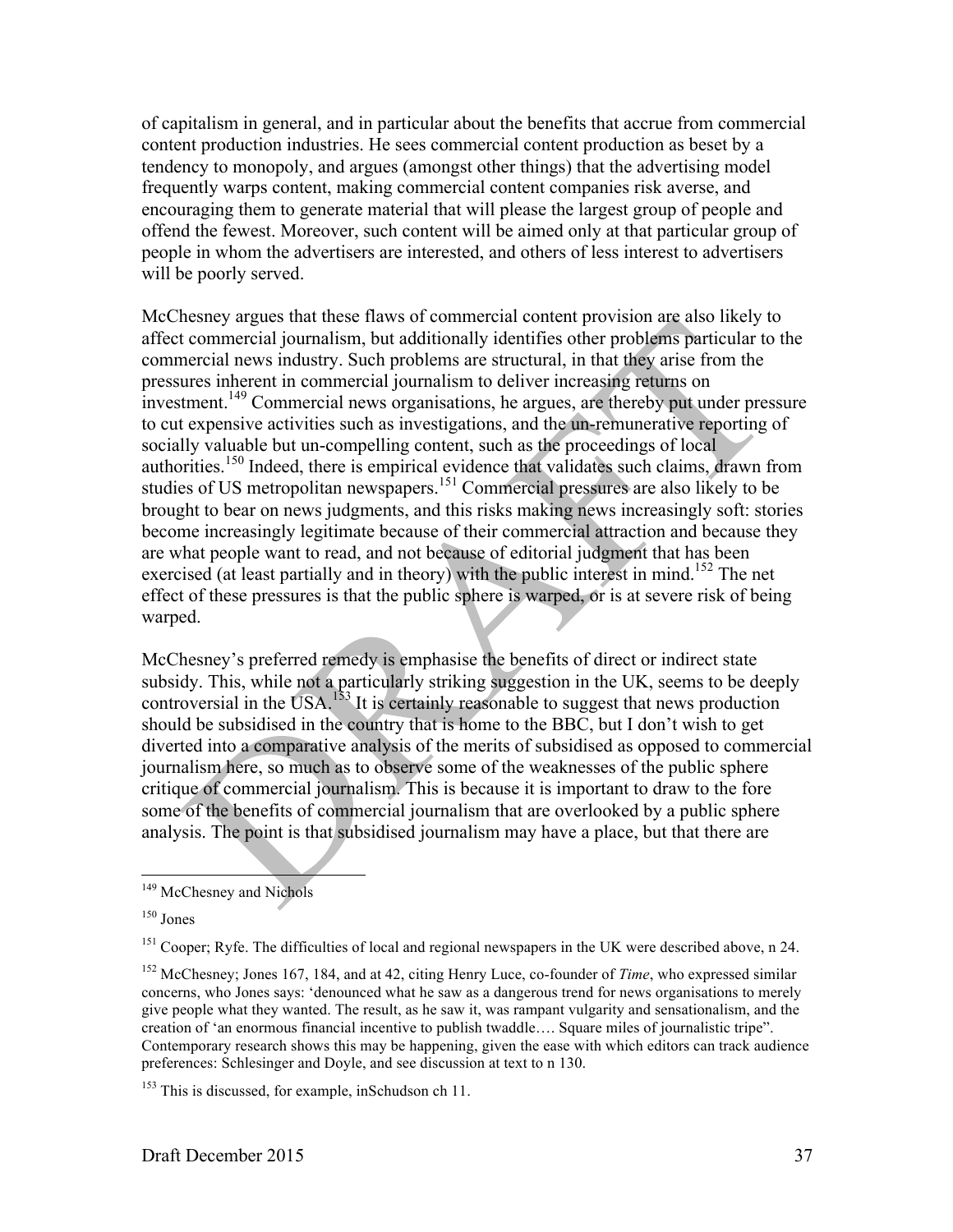of capitalism in general, and in particular about the benefits that accrue from commercial content production industries. He sees commercial content production as beset by a tendency to monopoly, and argues (amongst other things) that the advertising model frequently warps content, making commercial content companies risk averse, and encouraging them to generate material that will please the largest group of people and offend the fewest. Moreover, such content will be aimed only at that particular group of people in whom the advertisers are interested, and others of less interest to advertisers will be poorly served.

McChesney argues that these flaws of commercial content provision are also likely to affect commercial journalism, but additionally identifies other problems particular to the commercial news industry. Such problems are structural, in that they arise from the pressures inherent in commercial journalism to deliver increasing returns on investment.[149] Commercial news organisations, he argues, are thereby put under pressure to cut expensive activities such as investigations, and the un-remunerative reporting of socially valuable but un-compelling content, such as the proceedings of local authorities.[150] Indeed, there is empirical evidence that validates such claims, drawn from studies of US metropolitan newspapers.[151] Commercial pressures are also likely to be brought to bear on news judgments, and this risks making news increasingly soft: stories become increasingly legitimate because of their commercial attraction and because they are what people want to read, and not because of editorial judgment that has been exercised (at least partially and in theory) with the public interest in mind.[152] The net effect of these pressures is that the public sphere is warped, or is at severe risk of being warped.

McChesney's preferred remedy is emphasise the benefits of direct or indirect state subsidy. This, while not a particularly striking suggestion in the UK, seems to be deeply controversial in the USA.[153] It is certainly reasonable to suggest that news production should be subsidised in the country that is home to the BBC, but I don't wish to get diverted into a comparative analysis of the merits of subsidised as opposed to commercial journalism here, so much as to observe some of the weaknesses of the public sphere critique of commercial journalism. This is because it is important to draw to the fore some of the benefits of commercial journalism that are overlooked by a public sphere analysis. The point is that subsidised journalism may have a place, but that there are

---

[149] McChesney and Nichols

[150] Jones

[151] Cooper; Ryfe. The difficulties of local and regional newspapers in the UK were described above, n 24.

[152] McChesney; Jones 167, 184, and at 42, citing Henry Luce, co-founder of *Time*, who expressed similar concerns, who Jones says: 'denounced what he saw as a dangerous trend for news organisations to merely give people what they wanted. The result, as he saw it, was rampant vulgarity and sensationalism, and the creation of 'an enormous financial incentive to publish twaddle…. Square miles of journalistic tripe". Contemporary research shows this may be happening, given the ease with which editors can track audience preferences: Schlesinger and Doyle, and see discussion at text to n 130.

[153] This is discussed, for example, inSchudson ch 11.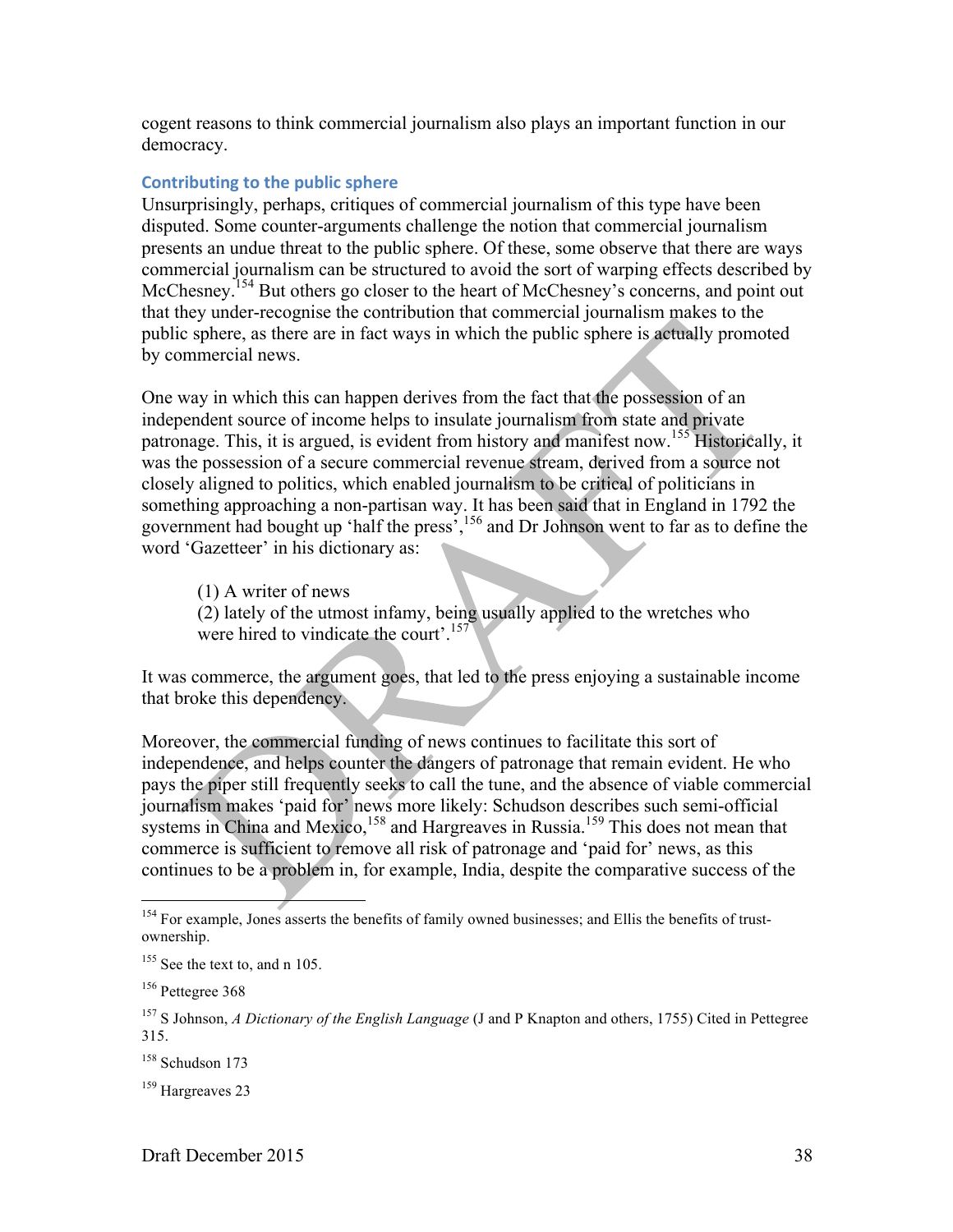cogent reasons to think commercial journalism also plays an important function in our democracy.

### Contributing to the public sphere

Unsurprisingly, perhaps, critiques of commercial journalism of this type have been disputed. Some counter-arguments challenge the notion that commercial journalism presents an undue threat to the public sphere. Of these, some observe that there are ways commercial journalism can be structured to avoid the sort of warping effects described by McChesney.[154] But others go closer to the heart of McChesney's concerns, and point out that they under-recognise the contribution that commercial journalism makes to the public sphere, as there are in fact ways in which the public sphere is actually promoted by commercial news.

One way in which this can happen derives from the fact that the possession of an independent source of income helps to insulate journalism from state and private patronage. This, it is argued, is evident from history and manifest now.[155] Historically, it was the possession of a secure commercial revenue stream, derived from a source not closely aligned to politics, which enabled journalism to be critical of politicians in something approaching a non-partisan way. It has been said that in England in 1792 the government had bought up 'half the press',[156] and Dr Johnson went to far as to define the word 'Gazetteer' in his dictionary as:

> (1) A writer of news
> (2) lately of the utmost infamy, being usually applied to the wretches who were hired to vindicate the court'.[157]

It was commerce, the argument goes, that led to the press enjoying a sustainable income that broke this dependency.

Moreover, the commercial funding of news continues to facilitate this sort of independence, and helps counter the dangers of patronage that remain evident. He who pays the piper still frequently seeks to call the tune, and the absence of viable commercial journalism makes 'paid for' news more likely: Schudson describes such semi-official systems in China and Mexico,[158] and Hargreaves in Russia.[159] This does not mean that commerce is sufficient to remove all risk of patronage and 'paid for' news, as this continues to be a problem in, for example, India, despite the comparative success of the

---

[154] For example, Jones asserts the benefits of family owned businesses; and Ellis the benefits of trust-ownership.

[155] See the text to, and n 105.

[156] Pettegree 368

[157] S Johnson, *A Dictionary of the English Language* (J and P Knapton and others, 1755) Cited in Pettegree 315.

[158] Schudson 173

[159] Hargreaves 23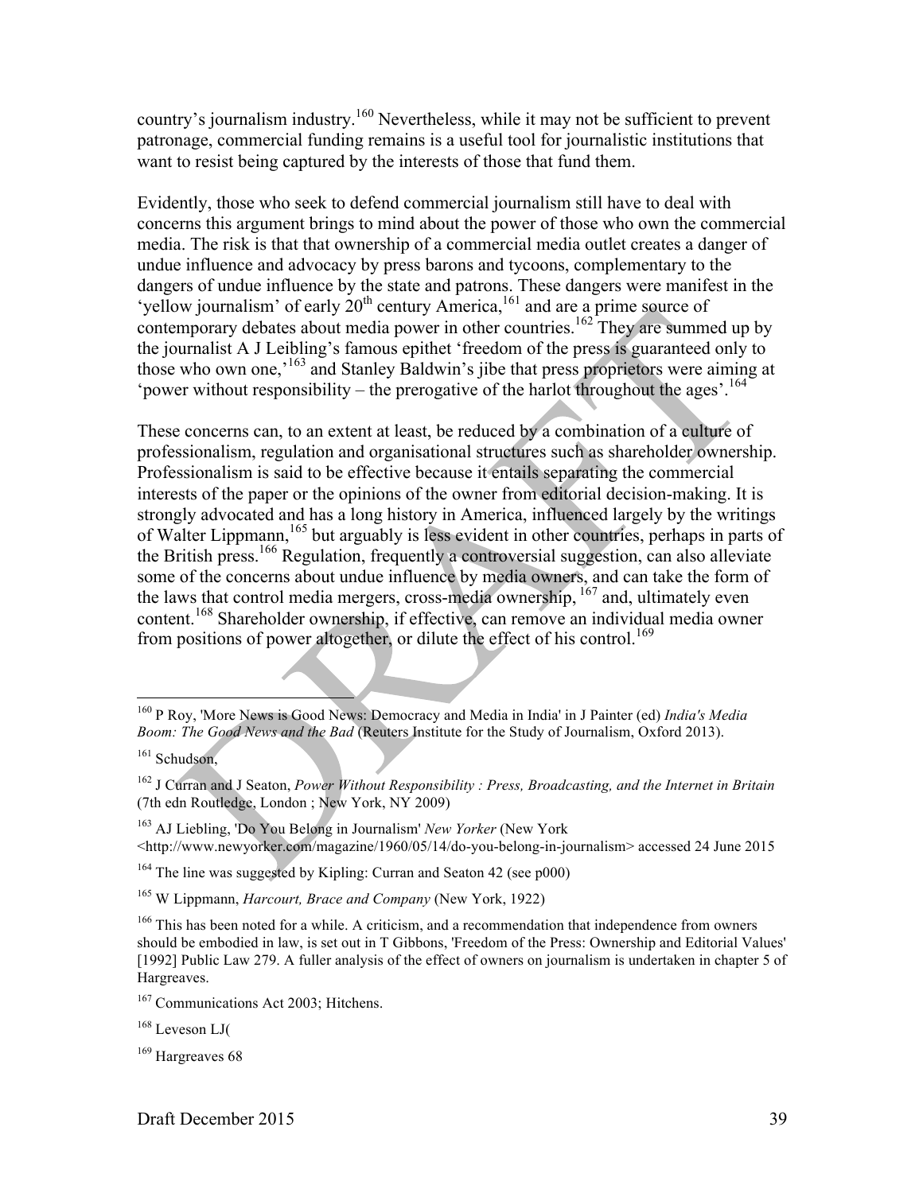country's journalism industry.[160] Nevertheless, while it may not be sufficient to prevent patronage, commercial funding remains is a useful tool for journalistic institutions that want to resist being captured by the interests of those that fund them.

Evidently, those who seek to defend commercial journalism still have to deal with concerns this argument brings to mind about the power of those who own the commercial media. The risk is that that ownership of a commercial media outlet creates a danger of undue influence and advocacy by press barons and tycoons, complementary to the dangers of undue influence by the state and patrons. These dangers were manifest in the 'yellow journalism' of early 20th century America,[161] and are a prime source of contemporary debates about media power in other countries.[162] They are summed up by the journalist A J Leibling's famous epithet 'freedom of the press is guaranteed only to those who own one,'[163] and Stanley Baldwin's jibe that press proprietors were aiming at 'power without responsibility – the prerogative of the harlot throughout the ages'.[164]

These concerns can, to an extent at least, be reduced by a combination of a culture of professionalism, regulation and organisational structures such as shareholder ownership. Professionalism is said to be effective because it entails separating the commercial interests of the paper or the opinions of the owner from editorial decision-making. It is strongly advocated and has a long history in America, influenced largely by the writings of Walter Lippmann,[165] but arguably is less evident in other countries, perhaps in parts of the British press.[166] Regulation, frequently a controversial suggestion, can also alleviate some of the concerns about undue influence by media owners, and can take the form of the laws that control media mergers, cross-media ownership,[167] and, ultimately even content.[168] Shareholder ownership, if effective, can remove an individual media owner from positions of power altogether, or dilute the effect of his control.[169]

---

[160] P Roy, 'More News is Good News: Democracy and Media in India' in J Painter (ed) *India's Media Boom: The Good News and the Bad* (Reuters Institute for the Study of Journalism, Oxford 2013).

[161] Schudson,

[162] J Curran and J Seaton, *Power Without Responsibility : Press, Broadcasting, and the Internet in Britain* (7th edn Routledge, London ; New York, NY 2009)

[163] AJ Liebling, 'Do You Belong in Journalism' *New Yorker* (New York <http://www.newyorker.com/magazine/1960/05/14/do-you-belong-in-journalism> accessed 24 June 2015

[164] The line was suggested by Kipling: Curran and Seaton 42 (see p000)

[165] W Lippmann, *Harcourt, Brace and Company* (New York, 1922)

[166] This has been noted for a while. A criticism, and a recommendation that independence from owners should be embodied in law, is set out in T Gibbons, 'Freedom of the Press: Ownership and Editorial Values' [1992] Public Law 279. A fuller analysis of the effect of owners on journalism is undertaken in chapter 5 of Hargreaves.

[167] Communications Act 2003; Hitchens.

[168] Leveson LJ(

[169] Hargreaves 68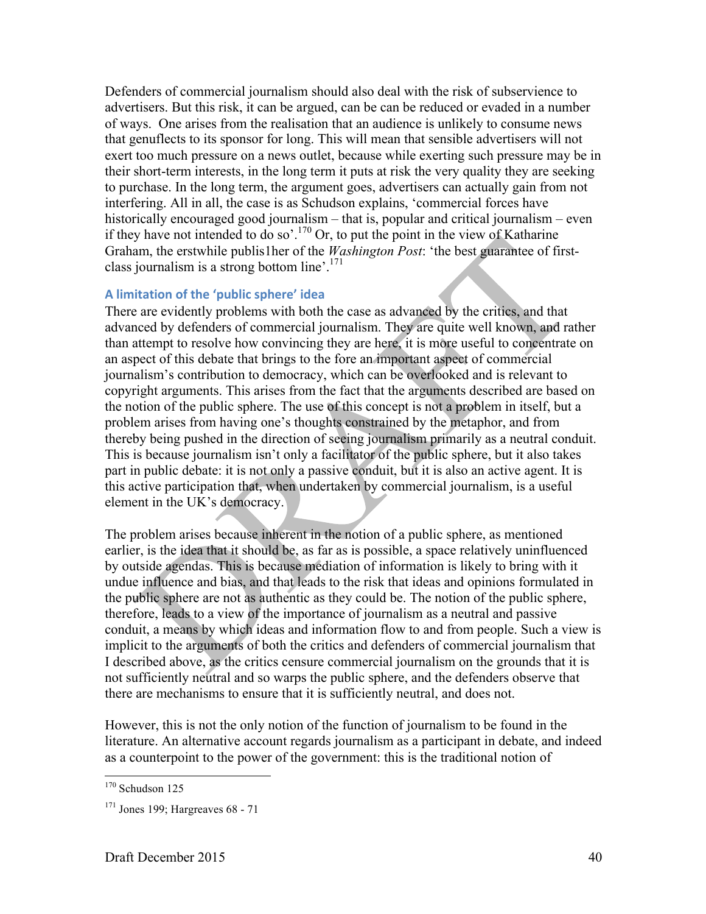Defenders of commercial journalism should also deal with the risk of subservience to advertisers. But this risk, it can be argued, can be can be reduced or evaded in a number of ways. One arises from the realisation that an audience is unlikely to consume news that genuflects to its sponsor for long. This will mean that sensible advertisers will not exert too much pressure on a news outlet, because while exerting such pressure may be in their short-term interests, in the long term it puts at risk the very quality they are seeking to purchase. In the long term, the argument goes, advertisers can actually gain from not interfering. All in all, the case is as Schudson explains, 'commercial forces have historically encouraged good journalism – that is, popular and critical journalism – even if they have not intended to do so'.[170] Or, to put the point in the view of Katharine Graham, the erstwhile publis1her of the *Washington Post*: 'the best guarantee of first-class journalism is a strong bottom line'.[171]

### A limitation of the 'public sphere' idea

There are evidently problems with both the case as advanced by the critics, and that advanced by defenders of commercial journalism. They are quite well known, and rather than attempt to resolve how convincing they are here, it is more useful to concentrate on an aspect of this debate that brings to the fore an important aspect of commercial journalism's contribution to democracy, which can be overlooked and is relevant to copyright arguments. This arises from the fact that the arguments described are based on the notion of the public sphere. The use of this concept is not a problem in itself, but a problem arises from having one's thoughts constrained by the metaphor, and from thereby being pushed in the direction of seeing journalism primarily as a neutral conduit. This is because journalism isn't only a facilitator of the public sphere, but it also takes part in public debate: it is not only a passive conduit, but it is also an active agent. It is this active participation that, when undertaken by commercial journalism, is a useful element in the UK's democracy.

The problem arises because inherent in the notion of a public sphere, as mentioned earlier, is the idea that it should be, as far as is possible, a space relatively uninfluenced by outside agendas. This is because mediation of information is likely to bring with it undue influence and bias, and that leads to the risk that ideas and opinions formulated in the public sphere are not as authentic as they could be. The notion of the public sphere, therefore, leads to a view of the importance of journalism as a neutral and passive conduit, a means by which ideas and information flow to and from people. Such a view is implicit to the arguments of both the critics and defenders of commercial journalism that I described above, as the critics censure commercial journalism on the grounds that it is not sufficiently neutral and so warps the public sphere, and the defenders observe that there are mechanisms to ensure that it is sufficiently neutral, and does not.

However, this is not the only notion of the function of journalism to be found in the literature. An alternative account regards journalism as a participant in debate, and indeed as a counterpoint to the power of the government: this is the traditional notion of

---

[170] Schudson 125

[171] Jones 199; Hargreaves 68 - 71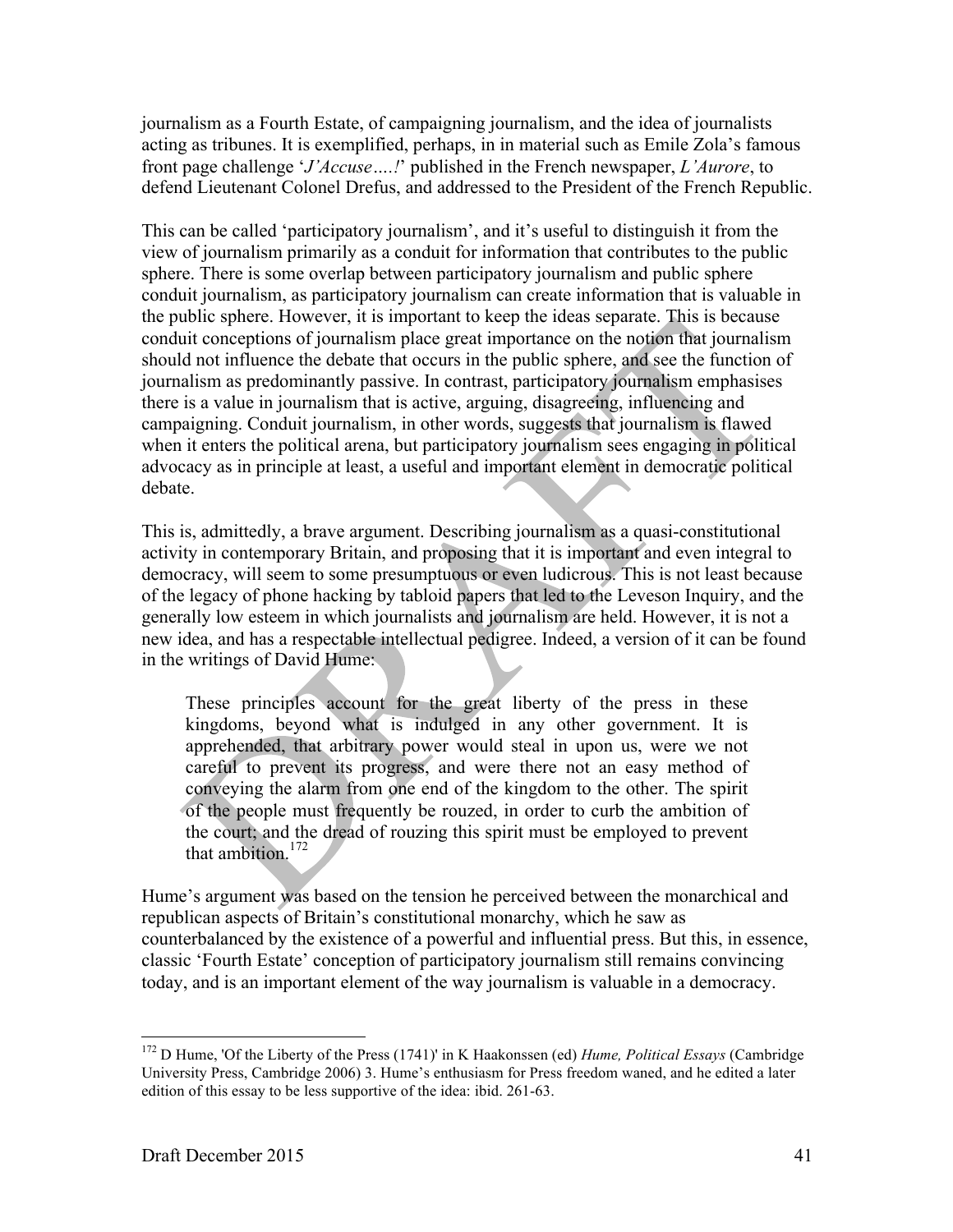journalism as a Fourth Estate, of campaigning journalism, and the idea of journalists acting as tribunes. It is exemplified, perhaps, in in material such as Emile Zola's famous front page challenge '*J'Accuse….!*' published in the French newspaper, *L'Aurore*, to defend Lieutenant Colonel Drefus, and addressed to the President of the French Republic.

This can be called 'participatory journalism', and it's useful to distinguish it from the view of journalism primarily as a conduit for information that contributes to the public sphere. There is some overlap between participatory journalism and public sphere conduit journalism, as participatory journalism can create information that is valuable in the public sphere. However, it is important to keep the ideas separate. This is because conduit conceptions of journalism place great importance on the notion that journalism should not influence the debate that occurs in the public sphere, and see the function of journalism as predominantly passive. In contrast, participatory journalism emphasises there is a value in journalism that is active, arguing, disagreeing, influencing and campaigning. Conduit journalism, in other words, suggests that journalism is flawed when it enters the political arena, but participatory journalism sees engaging in political advocacy as in principle at least, a useful and important element in democratic political debate.

This is, admittedly, a brave argument. Describing journalism as a quasi-constitutional activity in contemporary Britain, and proposing that it is important and even integral to democracy, will seem to some presumptuous or even ludicrous. This is not least because of the legacy of phone hacking by tabloid papers that led to the Leveson Inquiry, and the generally low esteem in which journalists and journalism are held. However, it is not a new idea, and has a respectable intellectual pedigree. Indeed, a version of it can be found in the writings of David Hume:

> These principles account for the great liberty of the press in these kingdoms, beyond what is indulged in any other government. It is apprehended, that arbitrary power would steal in upon us, were we not careful to prevent its progress, and were there not an easy method of conveying the alarm from one end of the kingdom to the other. The spirit of the people must frequently be rouzed, in order to curb the ambition of the court; and the dread of rouzing this spirit must be employed to prevent that ambition.[172]

Hume's argument was based on the tension he perceived between the monarchical and republican aspects of Britain's constitutional monarchy, which he saw as counterbalanced by the existence of a powerful and influential press. But this, in essence, classic 'Fourth Estate' conception of participatory journalism still remains convincing today, and is an important element of the way journalism is valuable in a democracy.

---

[172] D Hume, 'Of the Liberty of the Press (1741)' in K Haakonssen (ed) *Hume, Political Essays* (Cambridge University Press, Cambridge 2006) 3. Hume's enthusiasm for Press freedom waned, and he edited a later edition of this essay to be less supportive of the idea: ibid. 261-63.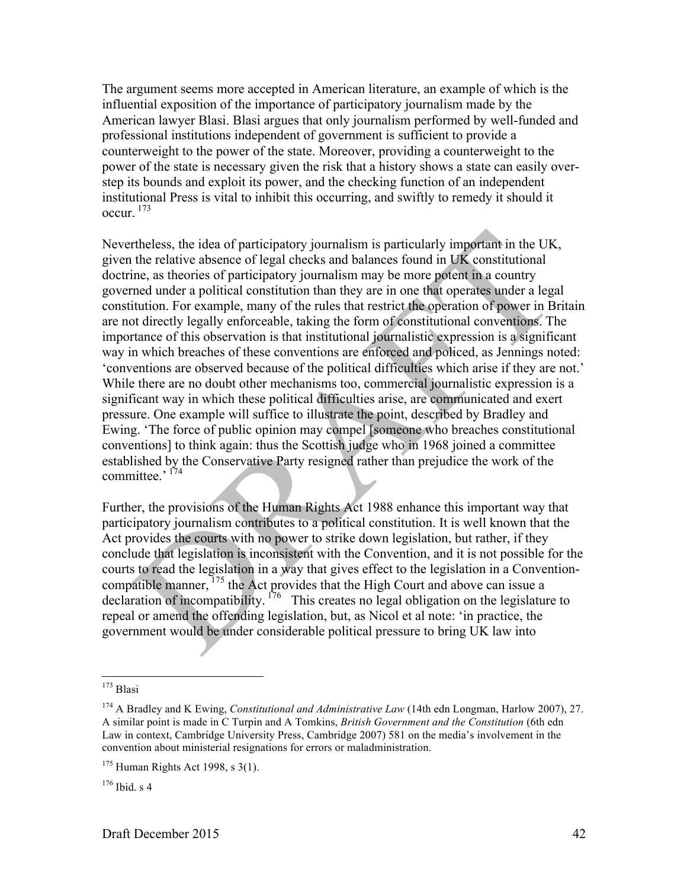The argument seems more accepted in American literature, an example of which is the influential exposition of the importance of participatory journalism made by the American lawyer Blasi. Blasi argues that only journalism performed by well-funded and professional institutions independent of government is sufficient to provide a counterweight to the power of the state. Moreover, providing a counterweight to the power of the state is necessary given the risk that a history shows a state can easily over-step its bounds and exploit its power, and the checking function of an independent institutional Press is vital to inhibit this occurring, and swiftly to remedy it should it occur. [173]

Nevertheless, the idea of participatory journalism is particularly important in the UK, given the relative absence of legal checks and balances found in UK constitutional doctrine, as theories of participatory journalism may be more potent in a country governed under a political constitution than they are in one that operates under a legal constitution. For example, many of the rules that restrict the operation of power in Britain are not directly legally enforceable, taking the form of constitutional conventions. The importance of this observation is that institutional journalistic expression is a significant way in which breaches of these conventions are enforced and policed, as Jennings noted: 'conventions are observed because of the political difficulties which arise if they are not.' While there are no doubt other mechanisms too, commercial journalistic expression is a significant way in which these political difficulties arise, are communicated and exert pressure. One example will suffice to illustrate the point, described by Bradley and Ewing. 'The force of public opinion may compel [someone who breaches constitutional conventions] to think again: thus the Scottish judge who in 1968 joined a committee established by the Conservative Party resigned rather than prejudice the work of the committee.' [174]

Further, the provisions of the Human Rights Act 1988 enhance this important way that participatory journalism contributes to a political constitution. It is well known that the Act provides the courts with no power to strike down legislation, but rather, if they conclude that legislation is inconsistent with the Convention, and it is not possible for the courts to read the legislation in a way that gives effect to the legislation in a Convention-compatible manner, [175] the Act provides that the High Court and above can issue a declaration of incompatibility. [176] This creates no legal obligation on the legislature to repeal or amend the offending legislation, but, as Nicol et al note: 'in practice, the government would be under considerable political pressure to bring UK law into

---

[173] Blasi

[174] A Bradley and K Ewing, *Constitutional and Administrative Law* (14th edn Longman, Harlow 2007), 27. A similar point is made in C Turpin and A Tomkins, *British Government and the Constitution* (6th edn Law in context, Cambridge University Press, Cambridge 2007) 581 on the media's involvement in the convention about ministerial resignations for errors or maladministration.

[175] Human Rights Act 1998, s 3(1).

[176] Ibid. s 4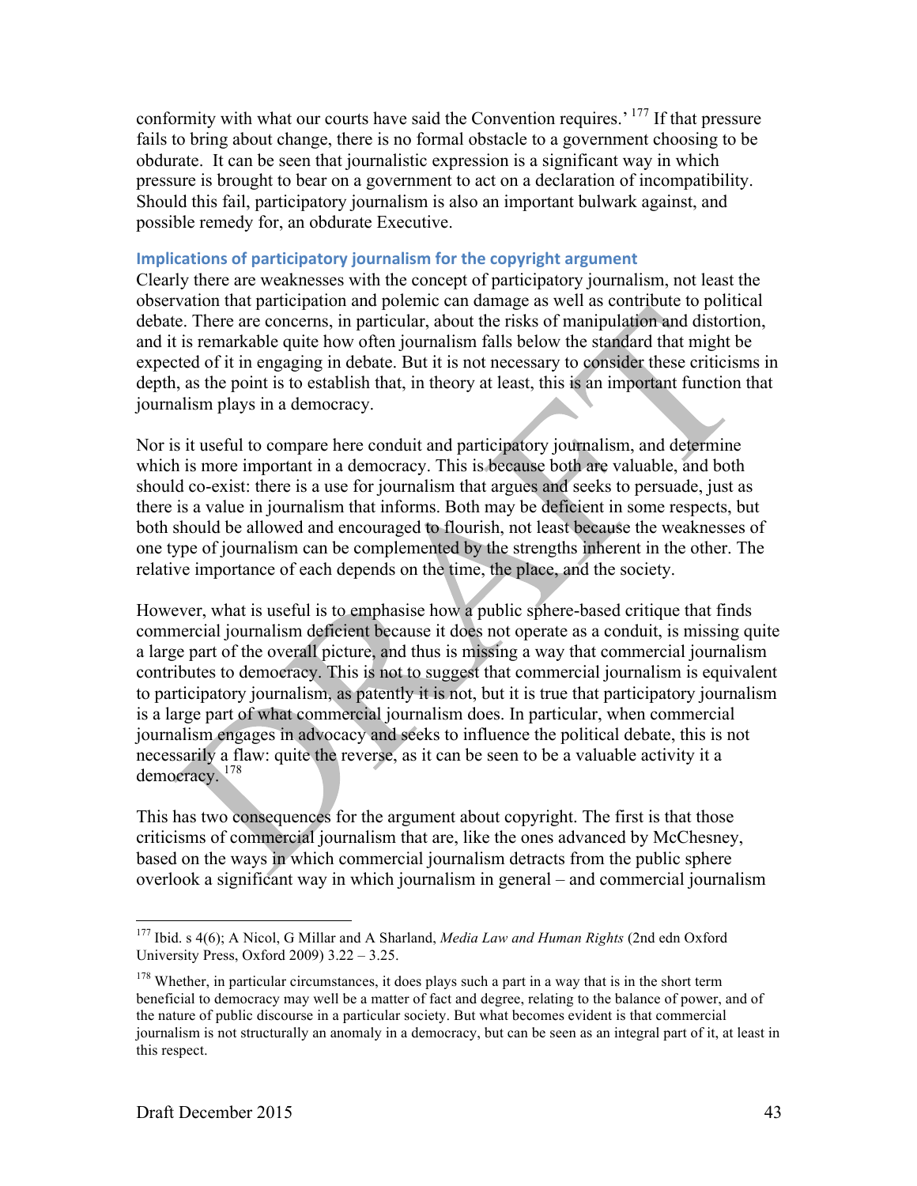conformity with what our courts have said the Convention requires.'[177] If that pressure fails to bring about change, there is no formal obstacle to a government choosing to be obdurate. It can be seen that journalistic expression is a significant way in which pressure is brought to bear on a government to act on a declaration of incompatibility. Should this fail, participatory journalism is also an important bulwark against, and possible remedy for, an obdurate Executive.

### Implications of participatory journalism for the copyright argument

Clearly there are weaknesses with the concept of participatory journalism, not least the observation that participation and polemic can damage as well as contribute to political debate. There are concerns, in particular, about the risks of manipulation and distortion, and it is remarkable quite how often journalism falls below the standard that might be expected of it in engaging in debate. But it is not necessary to consider these criticisms in depth, as the point is to establish that, in theory at least, this is an important function that journalism plays in a democracy.

Nor is it useful to compare here conduit and participatory journalism, and determine which is more important in a democracy. This is because both are valuable, and both should co-exist: there is a use for journalism that argues and seeks to persuade, just as there is a value in journalism that informs. Both may be deficient in some respects, but both should be allowed and encouraged to flourish, not least because the weaknesses of one type of journalism can be complemented by the strengths inherent in the other. The relative importance of each depends on the time, the place, and the society.

However, what is useful is to emphasise how a public sphere-based critique that finds commercial journalism deficient because it does not operate as a conduit, is missing quite a large part of the overall picture, and thus is missing a way that commercial journalism contributes to democracy. This is not to suggest that commercial journalism is equivalent to participatory journalism, as patently it is not, but it is true that participatory journalism is a large part of what commercial journalism does. In particular, when commercial journalism engages in advocacy and seeks to influence the political debate, this is not necessarily a flaw: quite the reverse, as it can be seen to be a valuable activity it a democracy.[178]

This has two consequences for the argument about copyright. The first is that those criticisms of commercial journalism that are, like the ones advanced by McChesney, based on the ways in which commercial journalism detracts from the public sphere overlook a significant way in which journalism in general – and commercial journalism

---

[177] Ibid. s 4(6); A Nicol, G Millar and A Sharland, *Media Law and Human Rights* (2nd edn Oxford University Press, Oxford 2009) 3.22 – 3.25.

[178] Whether, in particular circumstances, it does plays such a part in a way that is in the short term beneficial to democracy may well be a matter of fact and degree, relating to the balance of power, and of the nature of public discourse in a particular society. But what becomes evident is that commercial journalism is not structurally an anomaly in a democracy, but can be seen as an integral part of it, at least in this respect.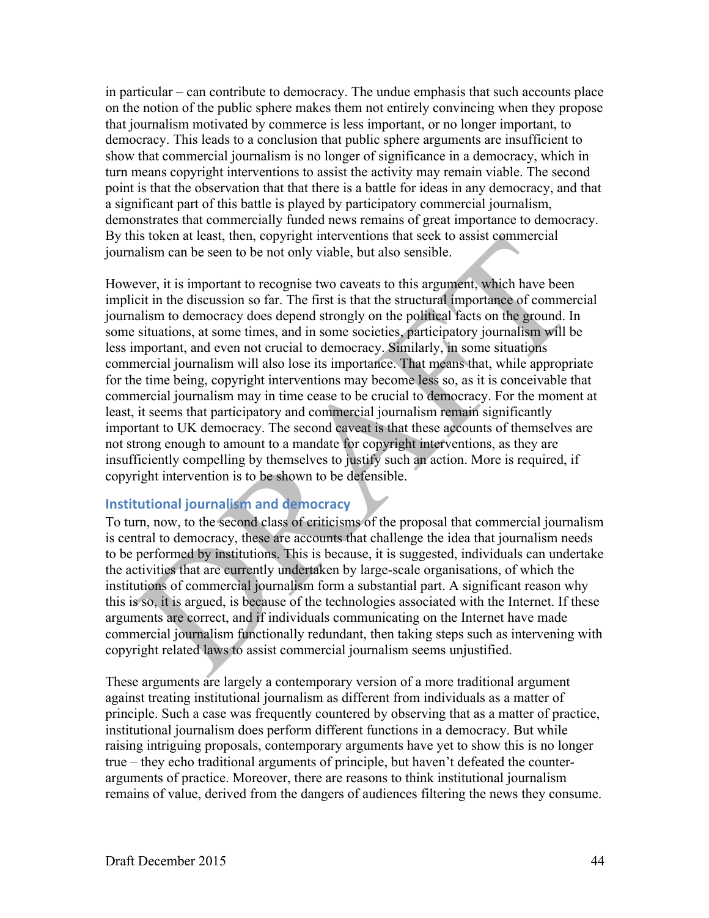in particular – can contribute to democracy. The undue emphasis that such accounts place on the notion of the public sphere makes them not entirely convincing when they propose that journalism motivated by commerce is less important, or no longer important, to democracy. This leads to a conclusion that public sphere arguments are insufficient to show that commercial journalism is no longer of significance in a democracy, which in turn means copyright interventions to assist the activity may remain viable. The second point is that the observation that that there is a battle for ideas in any democracy, and that a significant part of this battle is played by participatory commercial journalism, demonstrates that commercially funded news remains of great importance to democracy. By this token at least, then, copyright interventions that seek to assist commercial journalism can be seen to be not only viable, but also sensible.

However, it is important to recognise two caveats to this argument, which have been implicit in the discussion so far. The first is that the structural importance of commercial journalism to democracy does depend strongly on the political facts on the ground. In some situations, at some times, and in some societies, participatory journalism will be less important, and even not crucial to democracy. Similarly, in some situations commercial journalism will also lose its importance. That means that, while appropriate for the time being, copyright interventions may become less so, as it is conceivable that commercial journalism may in time cease to be crucial to democracy. For the moment at least, it seems that participatory and commercial journalism remain significantly important to UK democracy. The second caveat is that these accounts of themselves are not strong enough to amount to a mandate for copyright interventions, as they are insufficiently compelling by themselves to justify such an action. More is required, if copyright intervention is to be shown to be defensible.

## Institutional journalism and democracy

To turn, now, to the second class of criticisms of the proposal that commercial journalism is central to democracy, these are accounts that challenge the idea that journalism needs to be performed by institutions. This is because, it is suggested, individuals can undertake the activities that are currently undertaken by large-scale organisations, of which the institutions of commercial journalism form a substantial part. A significant reason why this is so, it is argued, is because of the technologies associated with the Internet. If these arguments are correct, and if individuals communicating on the Internet have made commercial journalism functionally redundant, then taking steps such as intervening with copyright related laws to assist commercial journalism seems unjustified.

These arguments are largely a contemporary version of a more traditional argument against treating institutional journalism as different from individuals as a matter of principle. Such a case was frequently countered by observing that as a matter of practice, institutional journalism does perform different functions in a democracy. But while raising intriguing proposals, contemporary arguments have yet to show this is no longer true – they echo traditional arguments of principle, but haven't defeated the counter-arguments of practice. Moreover, there are reasons to think institutional journalism remains of value, derived from the dangers of audiences filtering the news they consume.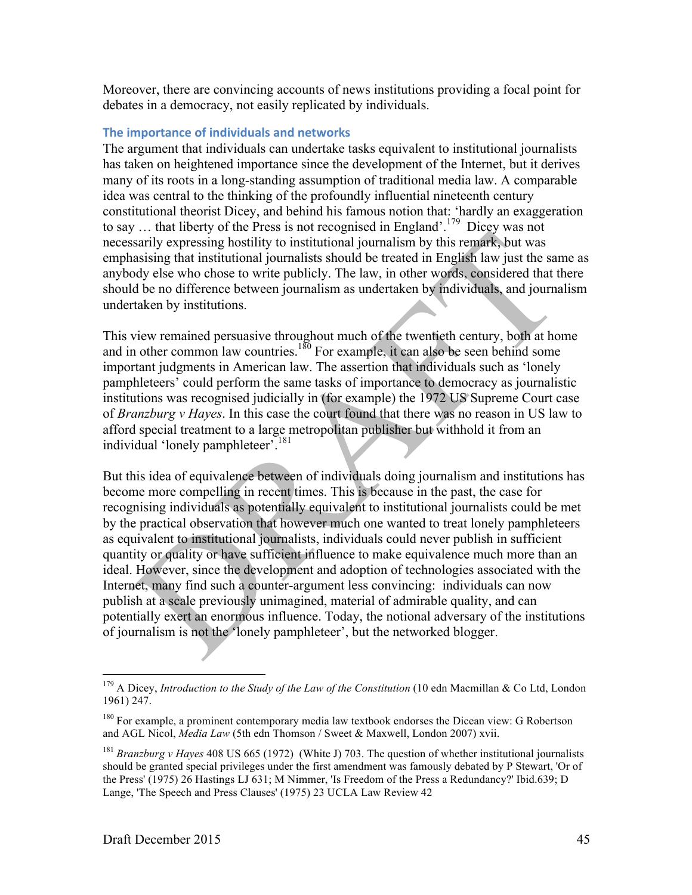Moreover, there are convincing accounts of news institutions providing a focal point for debates in a democracy, not easily replicated by individuals.

### The importance of individuals and networks

The argument that individuals can undertake tasks equivalent to institutional journalists has taken on heightened importance since the development of the Internet, but it derives many of its roots in a long-standing assumption of traditional media law. A comparable idea was central to the thinking of the profoundly influential nineteenth century constitutional theorist Dicey, and behind his famous notion that: 'hardly an exaggeration to say … that liberty of the Press is not recognised in England'.[179] Dicey was not necessarily expressing hostility to institutional journalism by this remark, but was emphasising that institutional journalists should be treated in English law just the same as anybody else who chose to write publicly. The law, in other words, considered that there should be no difference between journalism as undertaken by individuals, and journalism undertaken by institutions.

This view remained persuasive throughout much of the twentieth century, both at home and in other common law countries.[180] For example, it can also be seen behind some important judgments in American law. The assertion that individuals such as 'lonely pamphleteers' could perform the same tasks of importance to democracy as journalistic institutions was recognised judicially in (for example) the 1972 US Supreme Court case of *Branzburg v Hayes*. In this case the court found that there was no reason in US law to afford special treatment to a large metropolitan publisher but withhold it from an individual 'lonely pamphleteer'.[181]

But this idea of equivalence between of individuals doing journalism and institutions has become more compelling in recent times. This is because in the past, the case for recognising individuals as potentially equivalent to institutional journalists could be met by the practical observation that however much one wanted to treat lonely pamphleteers as equivalent to institutional journalists, individuals could never publish in sufficient quantity or quality or have sufficient influence to make equivalence much more than an ideal. However, since the development and adoption of technologies associated with the Internet, many find such a counter-argument less convincing: individuals can now publish at a scale previously unimagined, material of admirable quality, and can potentially exert an enormous influence. Today, the notional adversary of the institutions of journalism is not the 'lonely pamphleteer', but the networked blogger.

---

[179] A Dicey, *Introduction to the Study of the Law of the Constitution* (10 edn Macmillan & Co Ltd, London 1961) 247.

[180] For example, a prominent contemporary media law textbook endorses the Dicean view: G Robertson and AGL Nicol, *Media Law* (5th edn Thomson / Sweet & Maxwell, London 2007) xvii.

[181] *Branzburg v Hayes* 408 US 665 (1972) (White J) 703. The question of whether institutional journalists should be granted special privileges under the first amendment was famously debated by P Stewart, 'Or of the Press' (1975) 26 Hastings LJ 631; M Nimmer, 'Is Freedom of the Press a Redundancy?' Ibid.639; D Lange, 'The Speech and Press Clauses' (1975) 23 UCLA Law Review 42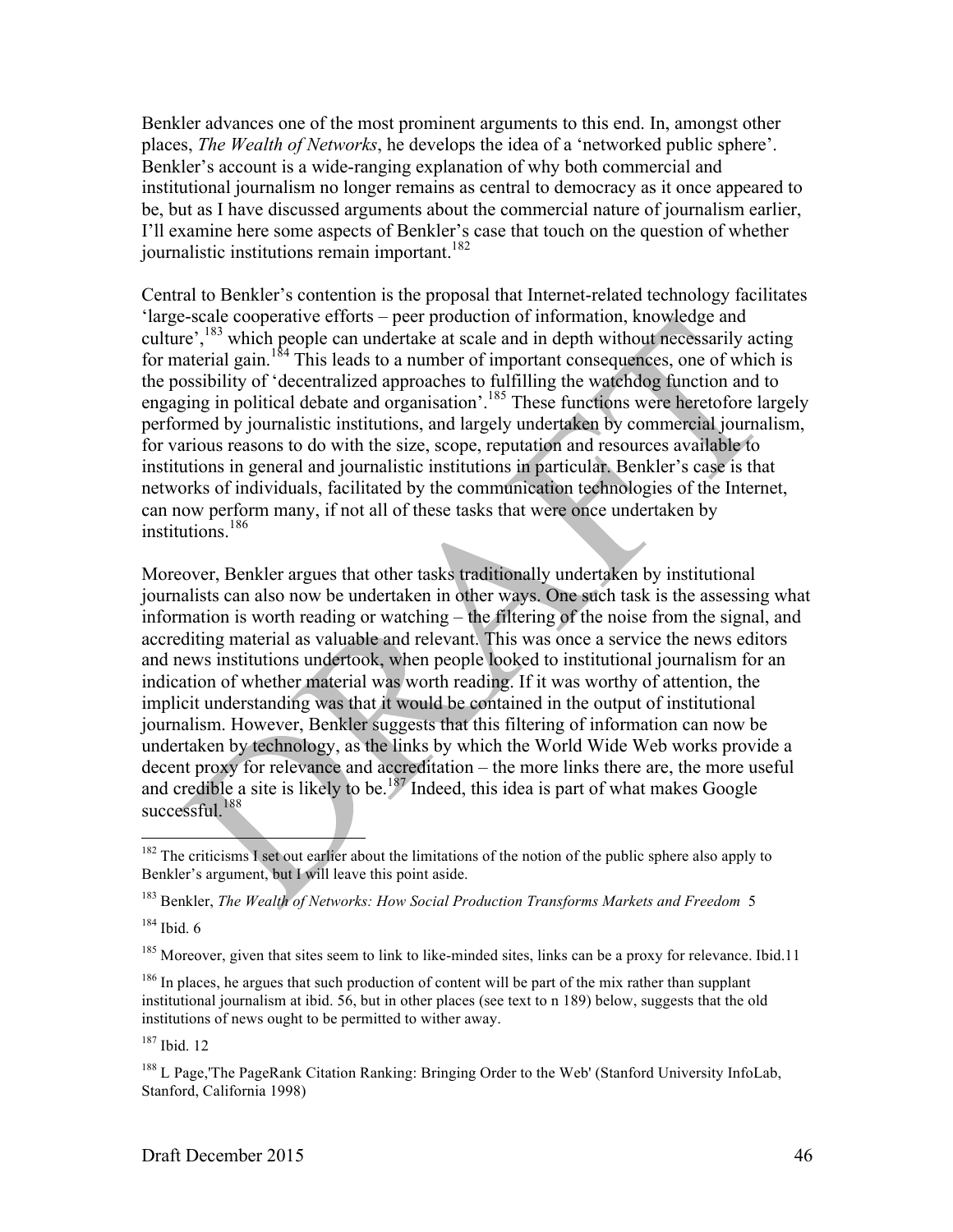Benkler advances one of the most prominent arguments to this end. In, amongst other places, *The Wealth of Networks*, he develops the idea of a 'networked public sphere'. Benkler's account is a wide-ranging explanation of why both commercial and institutional journalism no longer remains as central to democracy as it once appeared to be, but as I have discussed arguments about the commercial nature of journalism earlier, I'll examine here some aspects of Benkler's case that touch on the question of whether journalistic institutions remain important.[182]

Central to Benkler's contention is the proposal that Internet-related technology facilitates 'large-scale cooperative efforts – peer production of information, knowledge and culture',[183] which people can undertake at scale and in depth without necessarily acting for material gain.[184] This leads to a number of important consequences, one of which is the possibility of 'decentralized approaches to fulfilling the watchdog function and to engaging in political debate and organisation'.[185] These functions were heretofore largely performed by journalistic institutions, and largely undertaken by commercial journalism, for various reasons to do with the size, scope, reputation and resources available to institutions in general and journalistic institutions in particular. Benkler's case is that networks of individuals, facilitated by the communication technologies of the Internet, can now perform many, if not all of these tasks that were once undertaken by institutions.[186]

Moreover, Benkler argues that other tasks traditionally undertaken by institutional journalists can also now be undertaken in other ways. One such task is the assessing what information is worth reading or watching – the filtering of the noise from the signal, and accrediting material as valuable and relevant. This was once a service the news editors and news institutions undertook, when people looked to institutional journalism for an indication of whether material was worth reading. If it was worthy of attention, the implicit understanding was that it would be contained in the output of institutional journalism. However, Benkler suggests that this filtering of information can now be undertaken by technology, as the links by which the World Wide Web works provide a decent proxy for relevance and accreditation – the more links there are, the more useful and credible a site is likely to be.[187] Indeed, this idea is part of what makes Google successful.[188]

---

[182] The criticisms I set out earlier about the limitations of the notion of the public sphere also apply to Benkler's argument, but I will leave this point aside.

[183] Benkler, *The Wealth of Networks: How Social Production Transforms Markets and Freedom* 5

[184] Ibid. 6

[185] Moreover, given that sites seem to link to like-minded sites, links can be a proxy for relevance. Ibid.11

[186] In places, he argues that such production of content will be part of the mix rather than supplant institutional journalism at ibid. 56, but in other places (see text to n 189) below, suggests that the old institutions of news ought to be permitted to wither away.

[187] Ibid. 12

[188] L Page,'The PageRank Citation Ranking: Bringing Order to the Web' (Stanford University InfoLab, Stanford, California 1998)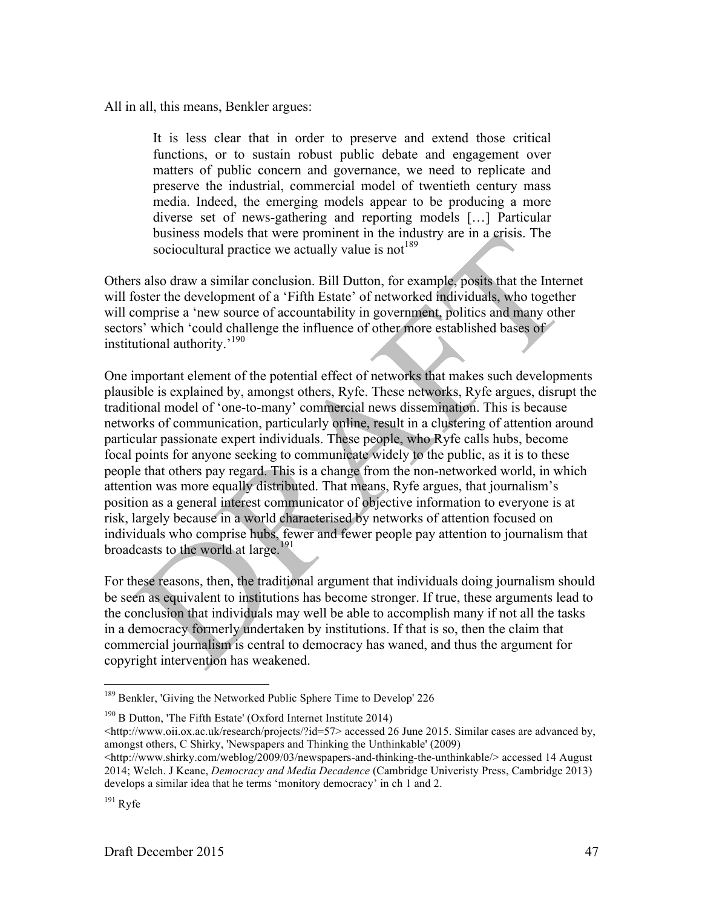All in all, this means, Benkler argues:

> It is less clear that in order to preserve and extend those critical functions, or to sustain robust public debate and engagement over matters of public concern and governance, we need to replicate and preserve the industrial, commercial model of twentieth century mass media. Indeed, the emerging models appear to be producing a more diverse set of news-gathering and reporting models […] Particular business models that were prominent in the industry are in a crisis. The sociocultural practice we actually value is not[189]

Others also draw a similar conclusion. Bill Dutton, for example, posits that the Internet will foster the development of a 'Fifth Estate' of networked individuals, who together will comprise a 'new source of accountability in government, politics and many other sectors' which 'could challenge the influence of other more established bases of institutional authority.'[190]

One important element of the potential effect of networks that makes such developments plausible is explained by, amongst others, Ryfe. These networks, Ryfe argues, disrupt the traditional model of 'one-to-many' commercial news dissemination. This is because networks of communication, particularly online, result in a clustering of attention around particular passionate expert individuals. These people, who Ryfe calls hubs, become focal points for anyone seeking to communicate widely to the public, as it is to these people that others pay regard. This is a change from the non-networked world, in which attention was more equally distributed. That means, Ryfe argues, that journalism's position as a general interest communicator of objective information to everyone is at risk, largely because in a world characterised by networks of attention focused on individuals who comprise hubs, fewer and fewer people pay attention to journalism that broadcasts to the world at large.[191]

For these reasons, then, the traditional argument that individuals doing journalism should be seen as equivalent to institutions has become stronger. If true, these arguments lead to the conclusion that individuals may well be able to accomplish many if not all the tasks in a democracy formerly undertaken by institutions. If that is so, then the claim that commercial journalism is central to democracy has waned, and thus the argument for copyright intervention has weakened.

---

[189] Benkler, 'Giving the Networked Public Sphere Time to Develop' 226

[190] B Dutton, 'The Fifth Estate' (Oxford Internet Institute 2014) <http://www.oii.ox.ac.uk/research/projects/?id=57> accessed 26 June 2015. Similar cases are advanced by, amongst others, C Shirky, 'Newspapers and Thinking the Unthinkable' (2009) <http://www.shirky.com/weblog/2009/03/newspapers-and-thinking-the-unthinkable/> accessed 14 August 2014; Welch. J Keane, *Democracy and Media Decadence* (Cambridge Univeristy Press, Cambridge 2013) develops a similar idea that he terms 'monitory democracy' in ch 1 and 2.

[191] Ryfe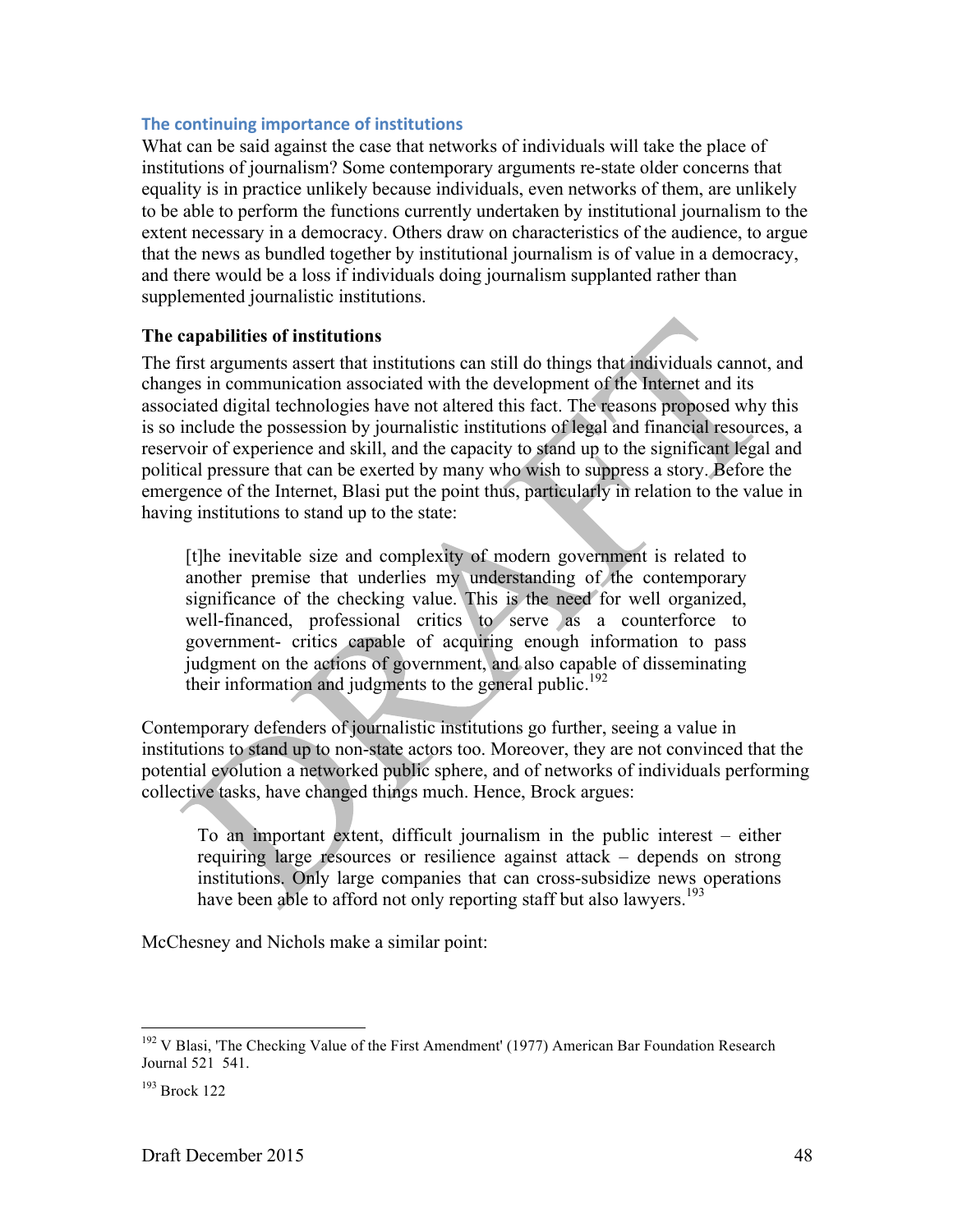## The continuing importance of institutions

What can be said against the case that networks of individuals will take the place of institutions of journalism? Some contemporary arguments re-state older concerns that equality is in practice unlikely because individuals, even networks of them, are unlikely to be able to perform the functions currently undertaken by institutional journalism to the extent necessary in a democracy. Others draw on characteristics of the audience, to argue that the news as bundled together by institutional journalism is of value in a democracy, and there would be a loss if individuals doing journalism supplanted rather than supplemented journalistic institutions.

### The capabilities of institutions

The first arguments assert that institutions can still do things that individuals cannot, and changes in communication associated with the development of the Internet and its associated digital technologies have not altered this fact. The reasons proposed why this is so include the possession by journalistic institutions of legal and financial resources, a reservoir of experience and skill, and the capacity to stand up to the significant legal and political pressure that can be exerted by many who wish to suppress a story. Before the emergence of the Internet, Blasi put the point thus, particularly in relation to the value in having institutions to stand up to the state:

> [t]he inevitable size and complexity of modern government is related to another premise that underlies my understanding of the contemporary significance of the checking value. This is the need for well organized, well-financed, professional critics to serve as a counterforce to government- critics capable of acquiring enough information to pass judgment on the actions of government, and also capable of disseminating their information and judgments to the general public.[192]

Contemporary defenders of journalistic institutions go further, seeing a value in institutions to stand up to non-state actors too. Moreover, they are not convinced that the potential evolution a networked public sphere, and of networks of individuals performing collective tasks, have changed things much. Hence, Brock argues:

> To an important extent, difficult journalism in the public interest – either requiring large resources or resilience against attack – depends on strong institutions. Only large companies that can cross-subsidize news operations have been able to afford not only reporting staff but also lawyers.[193]

McChesney and Nichols make a similar point:

---

[192] V Blasi, 'The Checking Value of the First Amendment' (1977) American Bar Foundation Research Journal 521 541.

[193] Brock 122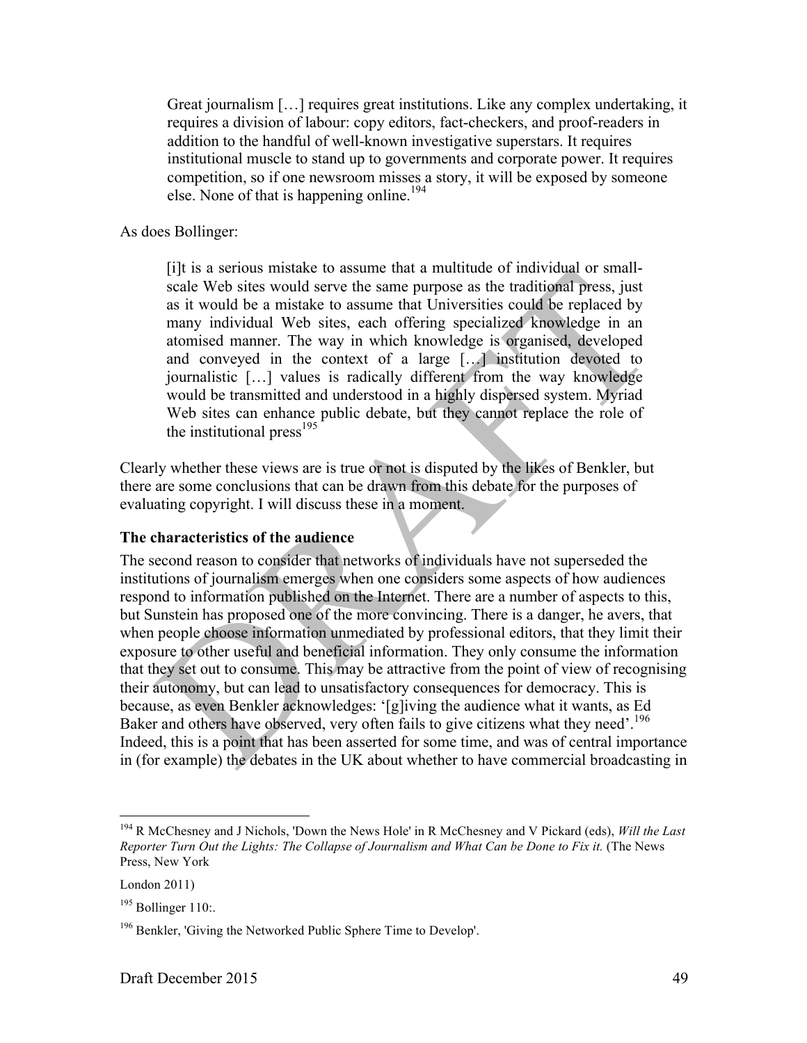> Great journalism […] requires great institutions. Like any complex undertaking, it requires a division of labour: copy editors, fact-checkers, and proof-readers in addition to the handful of well-known investigative superstars. It requires institutional muscle to stand up to governments and corporate power. It requires competition, so if one newsroom misses a story, it will be exposed by someone else. None of that is happening online.[194]

As does Bollinger:

> [i]t is a serious mistake to assume that a multitude of individual or small-scale Web sites would serve the same purpose as the traditional press, just as it would be a mistake to assume that Universities could be replaced by many individual Web sites, each offering specialized knowledge in an atomised manner. The way in which knowledge is organised, developed and conveyed in the context of a large […] institution devoted to journalistic […] values is radically different from the way knowledge would be transmitted and understood in a highly dispersed system. Myriad Web sites can enhance public debate, but they cannot replace the role of the institutional press[195]

Clearly whether these views are is true or not is disputed by the likes of Benkler, but there are some conclusions that can be drawn from this debate for the purposes of evaluating copyright. I will discuss these in a moment.

**The characteristics of the audience**

The second reason to consider that networks of individuals have not superseded the institutions of journalism emerges when one considers some aspects of how audiences respond to information published on the Internet. There are a number of aspects to this, but Sunstein has proposed one of the more convincing. There is a danger, he avers, that when people choose information unmediated by professional editors, that they limit their exposure to other useful and beneficial information. They only consume the information that they set out to consume. This may be attractive from the point of view of recognising their autonomy, but can lead to unsatisfactory consequences for democracy. This is because, as even Benkler acknowledges: '[g]iving the audience what it wants, as Ed Baker and others have observed, very often fails to give citizens what they need'.[196] Indeed, this is a point that has been asserted for some time, and was of central importance in (for example) the debates in the UK about whether to have commercial broadcasting in

---

[194] R McChesney and J Nichols, 'Down the News Hole' in R McChesney and V Pickard (eds), *Will the Last Reporter Turn Out the Lights: The Collapse of Journalism and What Can be Done to Fix it.* (The News Press, New York

London 2011)

[195] Bollinger 110:.

[196] Benkler, 'Giving the Networked Public Sphere Time to Develop'.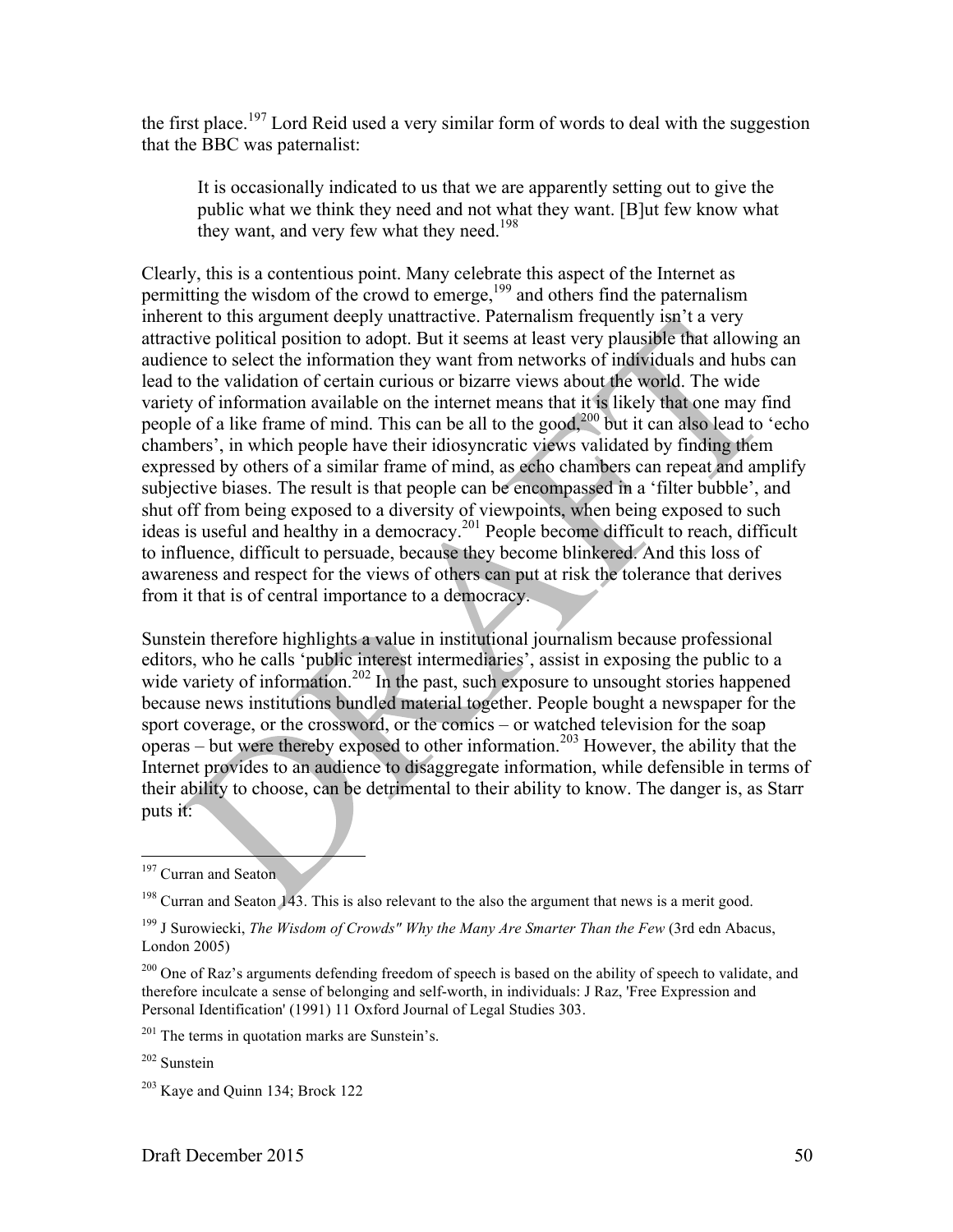the first place.[197] Lord Reid used a very similar form of words to deal with the suggestion that the BBC was paternalist:

> It is occasionally indicated to us that we are apparently setting out to give the public what we think they need and not what they want. [B]ut few know what they want, and very few what they need.[198]

Clearly, this is a contentious point. Many celebrate this aspect of the Internet as permitting the wisdom of the crowd to emerge,[199] and others find the paternalism inherent to this argument deeply unattractive. Paternalism frequently isn't a very attractive political position to adopt. But it seems at least very plausible that allowing an audience to select the information they want from networks of individuals and hubs can lead to the validation of certain curious or bizarre views about the world. The wide variety of information available on the internet means that it is likely that one may find people of a like frame of mind. This can be all to the good,[200] but it can also lead to 'echo chambers', in which people have their idiosyncratic views validated by finding them expressed by others of a similar frame of mind, as echo chambers can repeat and amplify subjective biases. The result is that people can be encompassed in a 'filter bubble', and shut off from being exposed to a diversity of viewpoints, when being exposed to such ideas is useful and healthy in a democracy.[201] People become difficult to reach, difficult to influence, difficult to persuade, because they become blinkered. And this loss of awareness and respect for the views of others can put at risk the tolerance that derives from it that is of central importance to a democracy.

Sunstein therefore highlights a value in institutional journalism because professional editors, who he calls 'public interest intermediaries', assist in exposing the public to a wide variety of information.[202] In the past, such exposure to unsought stories happened because news institutions bundled material together. People bought a newspaper for the sport coverage, or the crossword, or the comics – or watched television for the soap operas – but were thereby exposed to other information.[203] However, the ability that the Internet provides to an audience to disaggregate information, while defensible in terms of their ability to choose, can be detrimental to their ability to know. The danger is, as Starr puts it:

---

[197] Curran and Seaton

[198] Curran and Seaton 143. This is also relevant to the also the argument that news is a merit good.

[199] J Surowiecki, *The Wisdom of Crowds" Why the Many Are Smarter Than the Few* (3rd edn Abacus, London 2005)

[200] One of Raz's arguments defending freedom of speech is based on the ability of speech to validate, and therefore inculcate a sense of belonging and self-worth, in individuals: J Raz, 'Free Expression and Personal Identification' (1991) 11 Oxford Journal of Legal Studies 303.

[201] The terms in quotation marks are Sunstein's.

[202] Sunstein

[203] Kaye and Quinn 134; Brock 122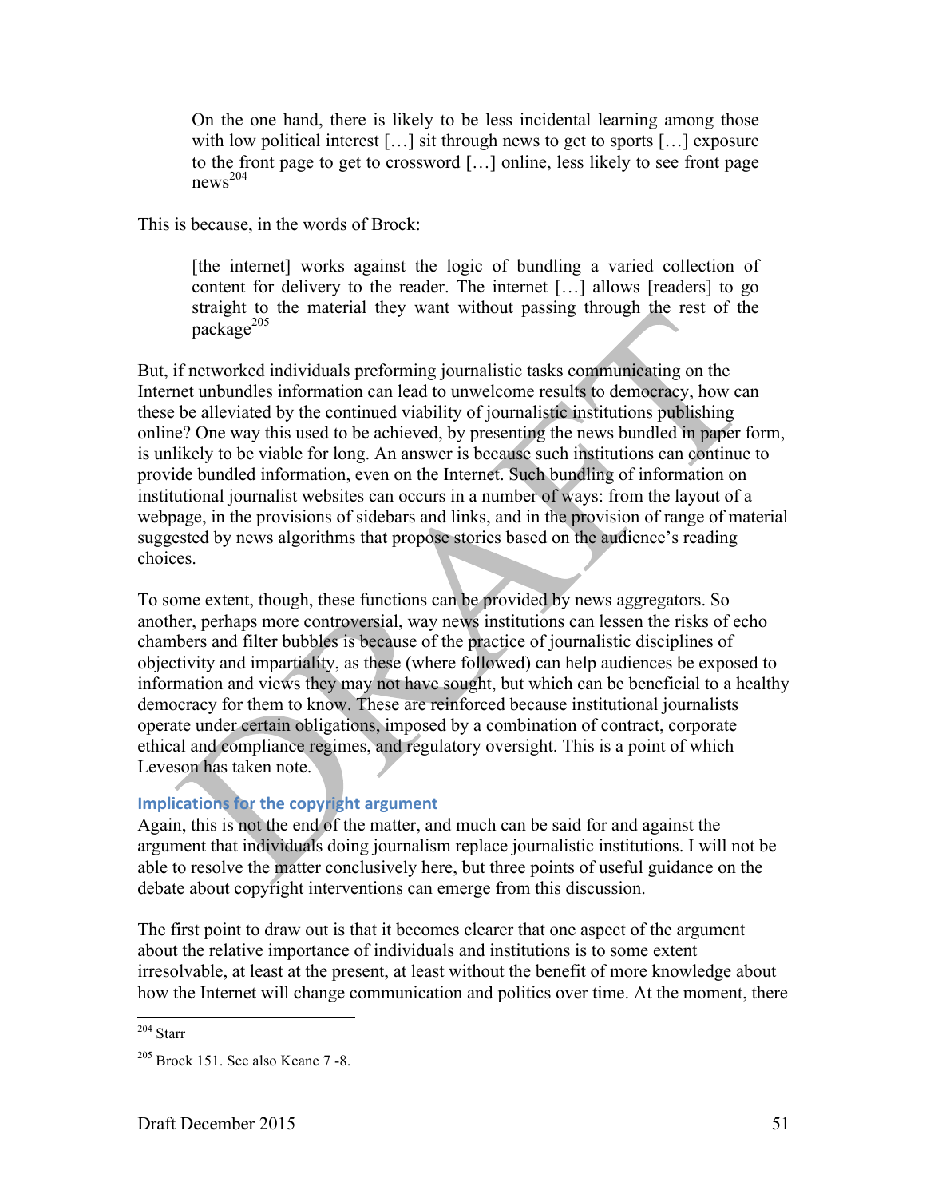> On the one hand, there is likely to be less incidental learning among those with low political interest […] sit through news to get to sports […] exposure to the front page to get to crossword […] online, less likely to see front page news[204]

This is because, in the words of Brock:

> [the internet] works against the logic of bundling a varied collection of content for delivery to the reader. The internet […] allows [readers] to go straight to the material they want without passing through the rest of the package[205]

But, if networked individuals preforming journalistic tasks communicating on the Internet unbundles information can lead to unwelcome results to democracy, how can these be alleviated by the continued viability of journalistic institutions publishing online? One way this used to be achieved, by presenting the news bundled in paper form, is unlikely to be viable for long. An answer is because such institutions can continue to provide bundled information, even on the Internet. Such bundling of information on institutional journalist websites can occurs in a number of ways: from the layout of a webpage, in the provisions of sidebars and links, and in the provision of range of material suggested by news algorithms that propose stories based on the audience's reading choices.

To some extent, though, these functions can be provided by news aggregators. So another, perhaps more controversial, way news institutions can lessen the risks of echo chambers and filter bubbles is because of the practice of journalistic disciplines of objectivity and impartiality, as these (where followed) can help audiences be exposed to information and views they may not have sought, but which can be beneficial to a healthy democracy for them to know. These are reinforced because institutional journalists operate under certain obligations, imposed by a combination of contract, corporate ethical and compliance regimes, and regulatory oversight. This is a point of which Leveson has taken note.

### Implications for the copyright argument

Again, this is not the end of the matter, and much can be said for and against the argument that individuals doing journalism replace journalistic institutions. I will not be able to resolve the matter conclusively here, but three points of useful guidance on the debate about copyright interventions can emerge from this discussion.

The first point to draw out is that it becomes clearer that one aspect of the argument about the relative importance of individuals and institutions is to some extent irresolvable, at least at the present, at least without the benefit of more knowledge about how the Internet will change communication and politics over time. At the moment, there

---

[204] Starr

[205] Brock 151. See also Keane 7 -8.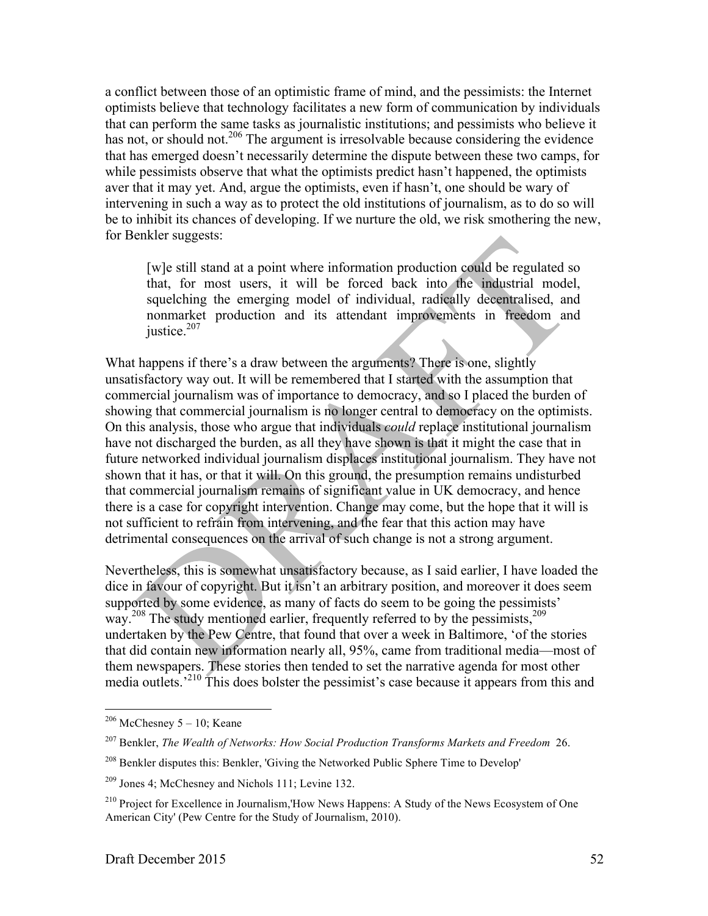a conflict between those of an optimistic frame of mind, and the pessimists: the Internet optimists believe that technology facilitates a new form of communication by individuals that can perform the same tasks as journalistic institutions; and pessimists who believe it has not, or should not.[206] The argument is irresolvable because considering the evidence that has emerged doesn't necessarily determine the dispute between these two camps, for while pessimists observe that what the optimists predict hasn't happened, the optimists aver that it may yet. And, argue the optimists, even if hasn't, one should be wary of intervening in such a way as to protect the old institutions of journalism, as to do so will be to inhibit its chances of developing. If we nurture the old, we risk smothering the new, for Benkler suggests:

> [w]e still stand at a point where information production could be regulated so that, for most users, it will be forced back into the industrial model, squelching the emerging model of individual, radically decentralised, and nonmarket production and its attendant improvements in freedom and justice.[207]

What happens if there's a draw between the arguments? There is one, slightly unsatisfactory way out. It will be remembered that I started with the assumption that commercial journalism was of importance to democracy, and so I placed the burden of showing that commercial journalism is no longer central to democracy on the optimists. On this analysis, those who argue that individuals *could* replace institutional journalism have not discharged the burden, as all they have shown is that it might the case that in future networked individual journalism displaces institutional journalism. They have not shown that it has, or that it will. On this ground, the presumption remains undisturbed that commercial journalism remains of significant value in UK democracy, and hence there is a case for copyright intervention. Change may come, but the hope that it will is not sufficient to refrain from intervening, and the fear that this action may have detrimental consequences on the arrival of such change is not a strong argument.

Nevertheless, this is somewhat unsatisfactory because, as I said earlier, I have loaded the dice in favour of copyright. But it isn't an arbitrary position, and moreover it does seem supported by some evidence, as many of facts do seem to be going the pessimists' way.[208] The study mentioned earlier, frequently referred to by the pessimists,[209] undertaken by the Pew Centre, that found that over a week in Baltimore, 'of the stories that did contain new information nearly all, 95%, came from traditional media—most of them newspapers. These stories then tended to set the narrative agenda for most other media outlets.'[210] This does bolster the pessimist's case because it appears from this and

---

[206] McChesney 5 – 10; Keane

[207] Benkler, *The Wealth of Networks: How Social Production Transforms Markets and Freedom* 26.

[208] Benkler disputes this: Benkler, 'Giving the Networked Public Sphere Time to Develop'

[209] Jones 4; McChesney and Nichols 111; Levine 132.

[210] Project for Excellence in Journalism,'How News Happens: A Study of the News Ecosystem of One American City' (Pew Centre for the Study of Journalism, 2010).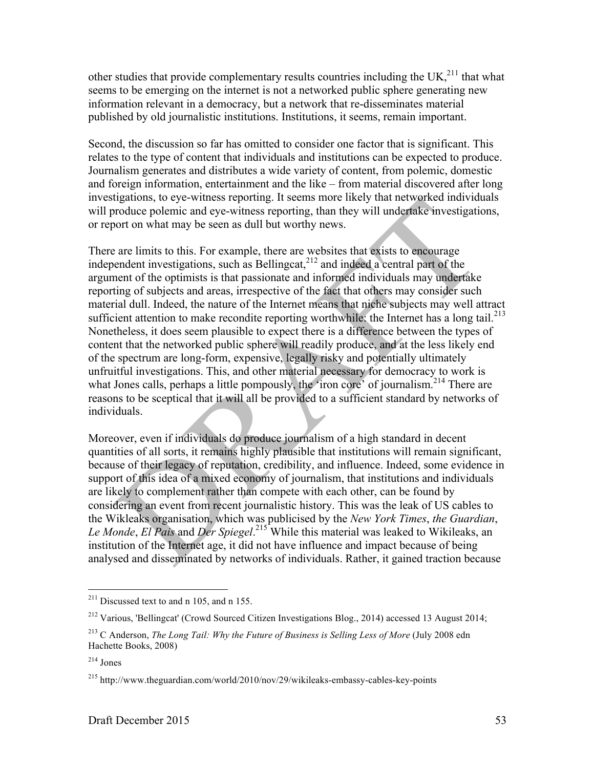other studies that provide complementary results countries including the UK,[211] that what seems to be emerging on the internet is not a networked public sphere generating new information relevant in a democracy, but a network that re-disseminates material published by old journalistic institutions. Institutions, it seems, remain important.

Second, the discussion so far has omitted to consider one factor that is significant. This relates to the type of content that individuals and institutions can be expected to produce. Journalism generates and distributes a wide variety of content, from polemic, domestic and foreign information, entertainment and the like – from material discovered after long investigations, to eye-witness reporting. It seems more likely that networked individuals will produce polemic and eye-witness reporting, than they will undertake investigations, or report on what may be seen as dull but worthy news.

There are limits to this. For example, there are websites that exists to encourage independent investigations, such as Bellingcat,[212] and indeed a central part of the argument of the optimists is that passionate and informed individuals may undertake reporting of subjects and areas, irrespective of the fact that others may consider such material dull. Indeed, the nature of the Internet means that niche subjects may well attract sufficient attention to make recondite reporting worthwhile: the Internet has a long tail.[213] Nonetheless, it does seem plausible to expect there is a difference between the types of content that the networked public sphere will readily produce, and at the less likely end of the spectrum are long-form, expensive, legally risky and potentially ultimately unfruitful investigations. This, and other material necessary for democracy to work is what Jones calls, perhaps a little pompously, the 'iron core' of journalism.[214] There are reasons to be sceptical that it will all be provided to a sufficient standard by networks of individuals.

Moreover, even if individuals do produce journalism of a high standard in decent quantities of all sorts, it remains highly plausible that institutions will remain significant, because of their legacy of reputation, credibility, and influence. Indeed, some evidence in support of this idea of a mixed economy of journalism, that institutions and individuals are likely to complement rather than compete with each other, can be found by considering an event from recent journalistic history. This was the leak of US cables to the Wikileaks organisation, which was publicised by the *New York Times*, *the Guardian*, *Le Monde*, *El Pais* and *Der Spiegel*.[215] While this material was leaked to Wikileaks, an institution of the Internet age, it did not have influence and impact because of being analysed and disseminated by networks of individuals. Rather, it gained traction because

---

[211] Discussed text to and n 105, and n 155.

[212] Various, 'Bellingcat' (Crowd Sourced Citizen Investigations Blog., 2014) accessed 13 August 2014;

[213] C Anderson, *The Long Tail: Why the Future of Business is Selling Less of More* (July 2008 edn Hachette Books, 2008)

[214] Jones

[215] http://www.theguardian.com/world/2010/nov/29/wikileaks-embassy-cables-key-points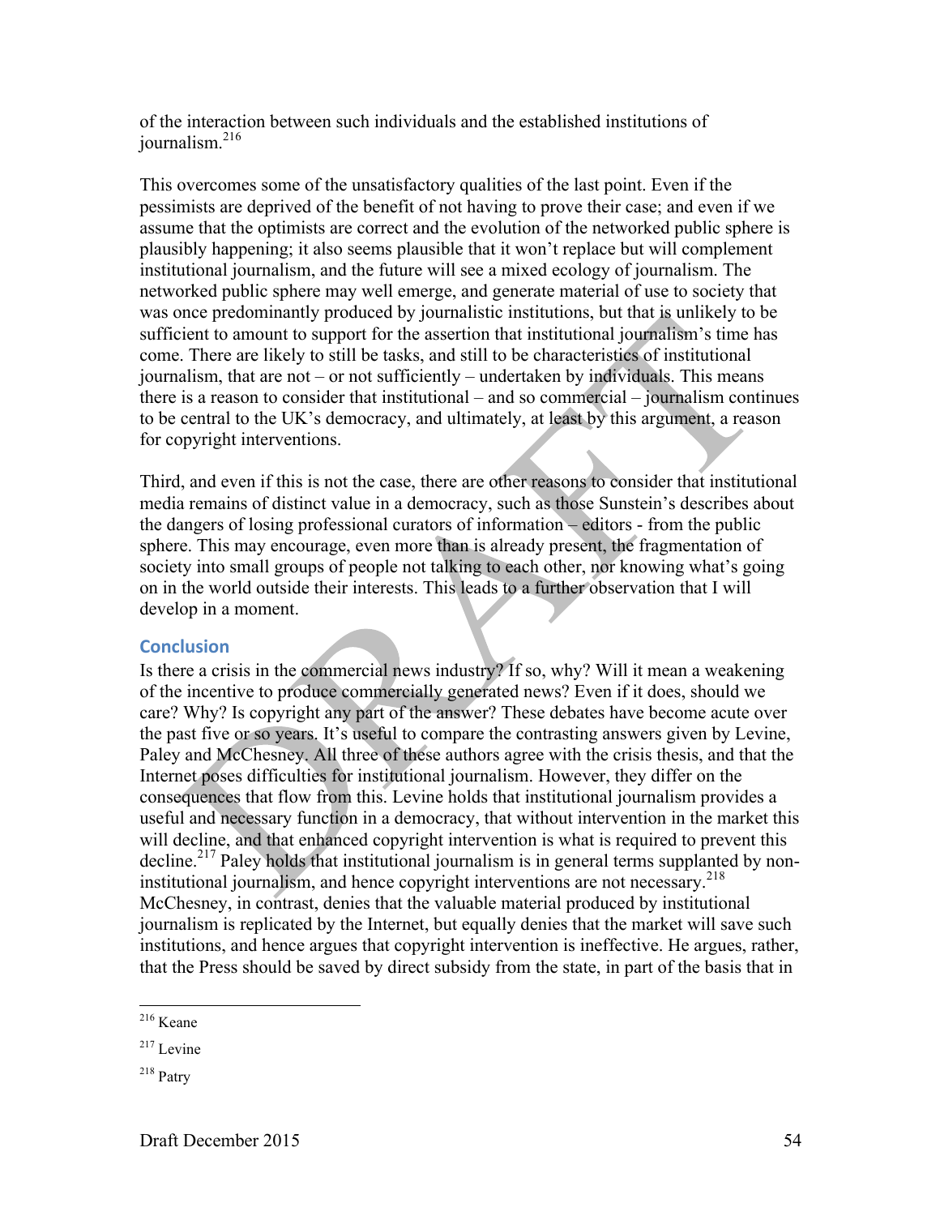of the interaction between such individuals and the established institutions of journalism.[216]

This overcomes some of the unsatisfactory qualities of the last point. Even if the pessimists are deprived of the benefit of not having to prove their case; and even if we assume that the optimists are correct and the evolution of the networked public sphere is plausibly happening; it also seems plausible that it won't replace but will complement institutional journalism, and the future will see a mixed ecology of journalism. The networked public sphere may well emerge, and generate material of use to society that was once predominantly produced by journalistic institutions, but that is unlikely to be sufficient to amount to support for the assertion that institutional journalism's time has come. There are likely to still be tasks, and still to be characteristics of institutional journalism, that are not – or not sufficiently – undertaken by individuals. This means there is a reason to consider that institutional – and so commercial – journalism continues to be central to the UK's democracy, and ultimately, at least by this argument, a reason for copyright interventions.

Third, and even if this is not the case, there are other reasons to consider that institutional media remains of distinct value in a democracy, such as those Sunstein's describes about the dangers of losing professional curators of information – editors - from the public sphere. This may encourage, even more than is already present, the fragmentation of society into small groups of people not talking to each other, nor knowing what's going on in the world outside their interests. This leads to a further observation that I will develop in a moment.

## Conclusion

Is there a crisis in the commercial news industry? If so, why? Will it mean a weakening of the incentive to produce commercially generated news? Even if it does, should we care? Why? Is copyright any part of the answer? These debates have become acute over the past five or so years. It's useful to compare the contrasting answers given by Levine, Paley and McChesney. All three of these authors agree with the crisis thesis, and that the Internet poses difficulties for institutional journalism. However, they differ on the consequences that flow from this. Levine holds that institutional journalism provides a useful and necessary function in a democracy, that without intervention in the market this will decline, and that enhanced copyright intervention is what is required to prevent this decline.[217] Paley holds that institutional journalism is in general terms supplanted by non-institutional journalism, and hence copyright interventions are not necessary.[218] McChesney, in contrast, denies that the valuable material produced by institutional journalism is replicated by the Internet, but equally denies that the market will save such institutions, and hence argues that copyright intervention is ineffective. He argues, rather, that the Press should be saved by direct subsidy from the state, in part of the basis that in

[216] Keane

[217] Levine

[218] Patry

Draft December 2015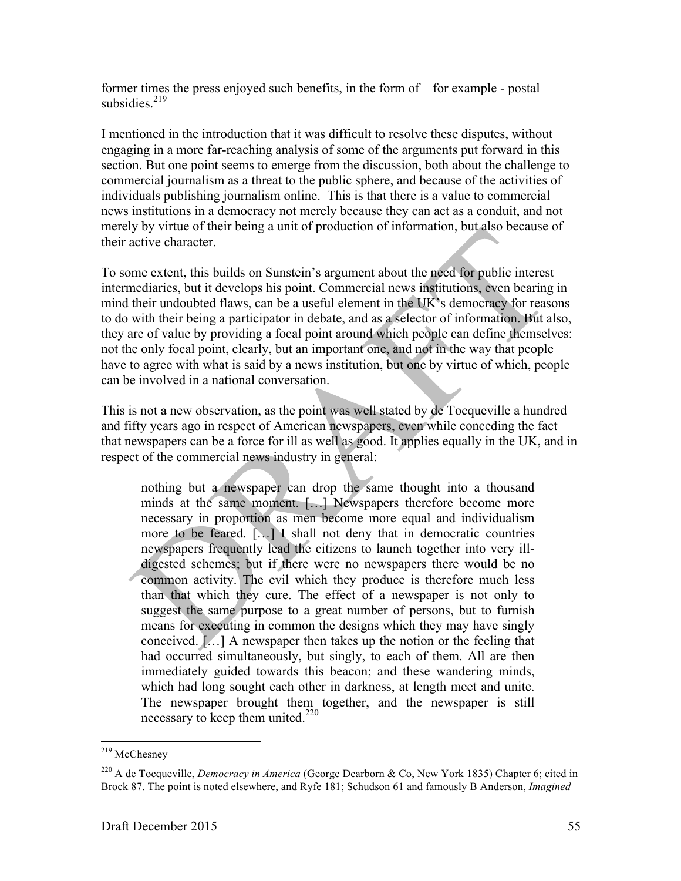former times the press enjoyed such benefits, in the form of – for example - postal subsidies.[219]

I mentioned in the introduction that it was difficult to resolve these disputes, without engaging in a more far-reaching analysis of some of the arguments put forward in this section. But one point seems to emerge from the discussion, both about the challenge to commercial journalism as a threat to the public sphere, and because of the activities of individuals publishing journalism online. This is that there is a value to commercial news institutions in a democracy not merely because they can act as a conduit, and not merely by virtue of their being a unit of production of information, but also because of their active character.

To some extent, this builds on Sunstein's argument about the need for public interest intermediaries, but it develops his point. Commercial news institutions, even bearing in mind their undoubted flaws, can be a useful element in the UK's democracy for reasons to do with their being a participator in debate, and as a selector of information. But also, they are of value by providing a focal point around which people can define themselves: not the only focal point, clearly, but an important one, and not in the way that people have to agree with what is said by a news institution, but one by virtue of which, people can be involved in a national conversation.

This is not a new observation, as the point was well stated by de Tocqueville a hundred and fifty years ago in respect of American newspapers, even while conceding the fact that newspapers can be a force for ill as well as good. It applies equally in the UK, and in respect of the commercial news industry in general:

> nothing but a newspaper can drop the same thought into a thousand minds at the same moment. […] Newspapers therefore become more necessary in proportion as men become more equal and individualism more to be feared. […] I shall not deny that in democratic countries newspapers frequently lead the citizens to launch together into very ill-digested schemes; but if there were no newspapers there would be no common activity. The evil which they produce is therefore much less than that which they cure. The effect of a newspaper is not only to suggest the same purpose to a great number of persons, but to furnish means for executing in common the designs which they may have singly conceived. […] A newspaper then takes up the notion or the feeling that had occurred simultaneously, but singly, to each of them. All are then immediately guided towards this beacon; and these wandering minds, which had long sought each other in darkness, at length meet and unite. The newspaper brought them together, and the newspaper is still necessary to keep them united.[220]

---

[219] McChesney

[220] A de Tocqueville, *Democracy in America* (George Dearborn & Co, New York 1835) Chapter 6; cited in Brock 87. The point is noted elsewhere, and Ryfe 181; Schudson 61 and famously B Anderson, *Imagined*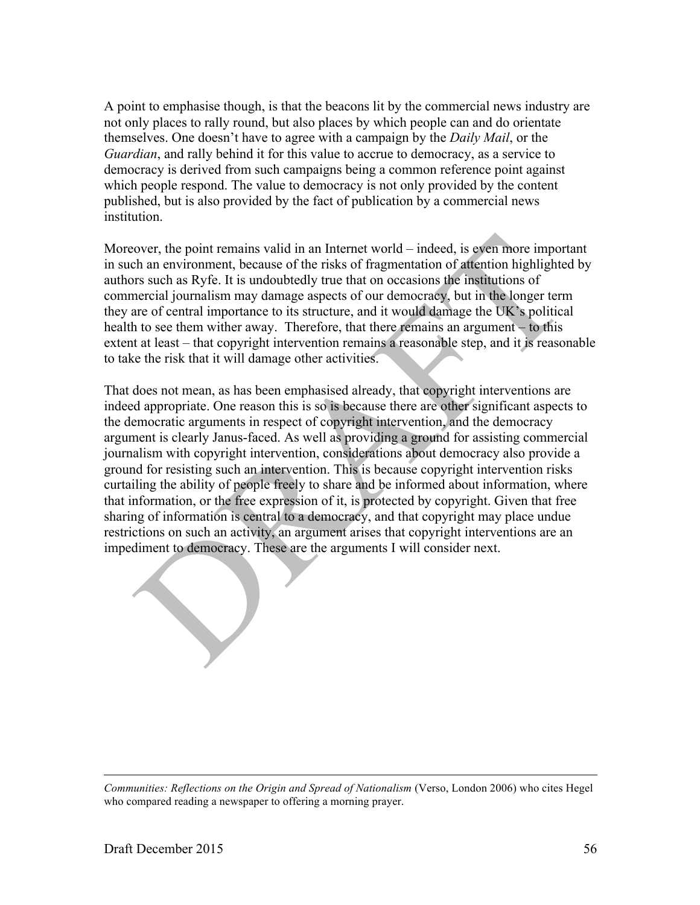A point to emphasise though, is that the beacons lit by the commercial news industry are not only places to rally round, but also places by which people can and do orientate themselves. One doesn't have to agree with a campaign by the *Daily Mail*, or the *Guardian*, and rally behind it for this value to accrue to democracy, as a service to democracy is derived from such campaigns being a common reference point against which people respond. The value to democracy is not only provided by the content published, but is also provided by the fact of publication by a commercial news institution.

Moreover, the point remains valid in an Internet world – indeed, is even more important in such an environment, because of the risks of fragmentation of attention highlighted by authors such as Ryfe. It is undoubtedly true that on occasions the institutions of commercial journalism may damage aspects of our democracy, but in the longer term they are of central importance to its structure, and it would damage the UK's political health to see them wither away. Therefore, that there remains an argument – to this extent at least – that copyright intervention remains a reasonable step, and it is reasonable to take the risk that it will damage other activities.

That does not mean, as has been emphasised already, that copyright interventions are indeed appropriate. One reason this is so is because there are other significant aspects to the democratic arguments in respect of copyright intervention, and the democracy argument is clearly Janus-faced. As well as providing a ground for assisting commercial journalism with copyright intervention, considerations about democracy also provide a ground for resisting such an intervention. This is because copyright intervention risks curtailing the ability of people freely to share and be informed about information, where that information, or the free expression of it, is protected by copyright. Given that free sharing of information is central to a democracy, and that copyright may place undue restrictions on such an activity, an argument arises that copyright interventions are an impediment to democracy. These are the arguments I will consider next.

---

*Communities: Reflections on the Origin and Spread of Nationalism* (Verso, London 2006) who cites Hegel who compared reading a newspaper to offering a morning prayer.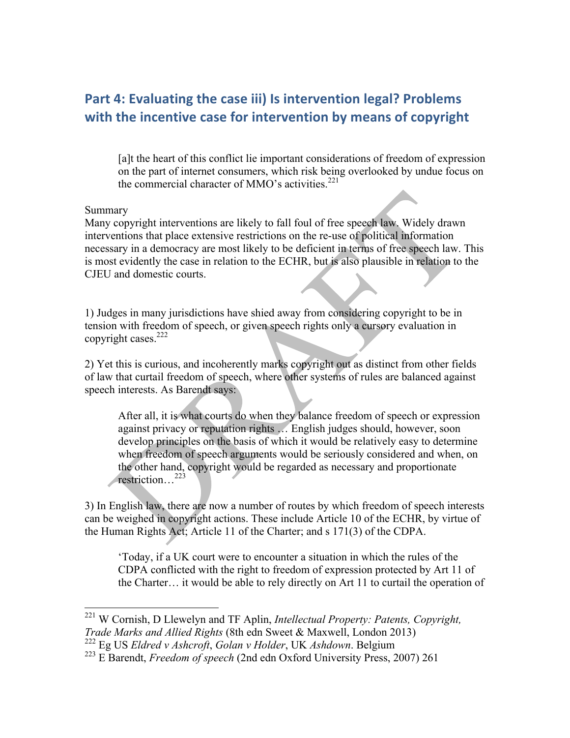## Part 4: Evaluating the case iii) Is intervention legal? Problems with the incentive case for intervention by means of copyright

> [a]t the heart of this conflict lie important considerations of freedom of expression on the part of internet consumers, which risk being overlooked by undue focus on the commercial character of MMO's activities.[221]

Summary

Many copyright interventions are likely to fall foul of free speech law. Widely drawn interventions that place extensive restrictions on the re-use of political information necessary in a democracy are most likely to be deficient in terms of free speech law. This is most evidently the case in relation to the ECHR, but is also plausible in relation to the CJEU and domestic courts.

1) Judges in many jurisdictions have shied away from considering copyright to be in tension with freedom of speech, or given speech rights only a cursory evaluation in copyright cases.[222]

2) Yet this is curious, and incoherently marks copyright out as distinct from other fields of law that curtail freedom of speech, where other systems of rules are balanced against speech interests. As Barendt says:

> After all, it is what courts do when they balance freedom of speech or expression against privacy or reputation rights … English judges should, however, soon develop principles on the basis of which it would be relatively easy to determine when freedom of speech arguments would be seriously considered and when, on the other hand, copyright would be regarded as necessary and proportionate restriction…[223]

3) In English law, there are now a number of routes by which freedom of speech interests can be weighed in copyright actions. These include Article 10 of the ECHR, by virtue of the Human Rights Act; Article 11 of the Charter; and s 171(3) of the CDPA.

> 'Today, if a UK court were to encounter a situation in which the rules of the CDPA conflicted with the right to freedom of expression protected by Art 11 of the Charter… it would be able to rely directly on Art 11 to curtail the operation of

---

[221] W Cornish, D Llewelyn and TF Aplin, *Intellectual Property: Patents, Copyright, Trade Marks and Allied Rights* (8th edn Sweet & Maxwell, London 2013)

[222] Eg US *Eldred v Ashcroft*, *Golan v Holder*, UK *Ashdown*. Belgium

[223] E Barendt, *Freedom of speech* (2nd edn Oxford University Press, 2007) 261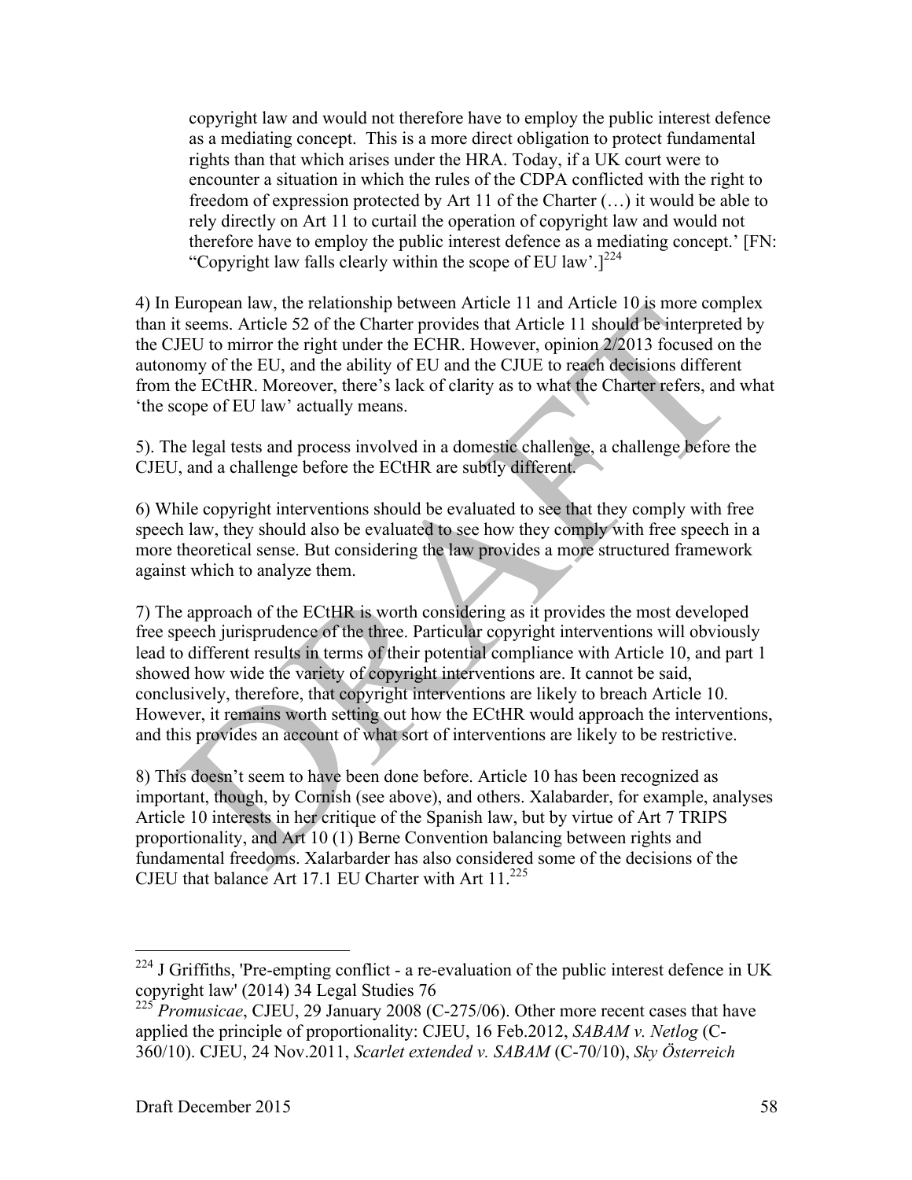> copyright law and would not therefore have to employ the public interest defence as a mediating concept. This is a more direct obligation to protect fundamental rights than that which arises under the HRA. Today, if a UK court were to encounter a situation in which the rules of the CDPA conflicted with the right to freedom of expression protected by Art 11 of the Charter (…) it would be able to rely directly on Art 11 to curtail the operation of copyright law and would not therefore have to employ the public interest defence as a mediating concept.' [FN: "Copyright law falls clearly within the scope of EU law'.][224]

4) In European law, the relationship between Article 11 and Article 10 is more complex than it seems. Article 52 of the Charter provides that Article 11 should be interpreted by the CJEU to mirror the right under the ECHR. However, opinion 2/2013 focused on the autonomy of the EU, and the ability of EU and the CJUE to reach decisions different from the ECtHR. Moreover, there's lack of clarity as to what the Charter refers, and what 'the scope of EU law' actually means.

5). The legal tests and process involved in a domestic challenge, a challenge before the CJEU, and a challenge before the ECtHR are subtly different.

6) While copyright interventions should be evaluated to see that they comply with free speech law, they should also be evaluated to see how they comply with free speech in a more theoretical sense. But considering the law provides a more structured framework against which to analyze them.

7) The approach of the ECtHR is worth considering as it provides the most developed free speech jurisprudence of the three. Particular copyright interventions will obviously lead to different results in terms of their potential compliance with Article 10, and part 1 showed how wide the variety of copyright interventions are. It cannot be said, conclusively, therefore, that copyright interventions are likely to breach Article 10. However, it remains worth setting out how the ECtHR would approach the interventions, and this provides an account of what sort of interventions are likely to be restrictive.

8) This doesn't seem to have been done before. Article 10 has been recognized as important, though, by Cornish (see above), and others. Xalabarder, for example, analyses Article 10 interests in her critique of the Spanish law, but by virtue of Art 7 TRIPS proportionality, and Art 10 (1) Berne Convention balancing between rights and fundamental freedoms. Xalarbarder has also considered some of the decisions of the CJEU that balance Art 17.1 EU Charter with Art 11.[225]

---

[224] J Griffiths, 'Pre-empting conflict - a re-evaluation of the public interest defence in UK copyright law' (2014) 34 Legal Studies 76

[225] *Promusicae*, CJEU, 29 January 2008 (C-275/06). Other more recent cases that have applied the principle of proportionality: CJEU, 16 Feb.2012, *SABAM v. Netlog* (C-360/10). CJEU, 24 Nov.2011, *Scarlet extended v. SABAM* (C-70/10), *Sky Österreich*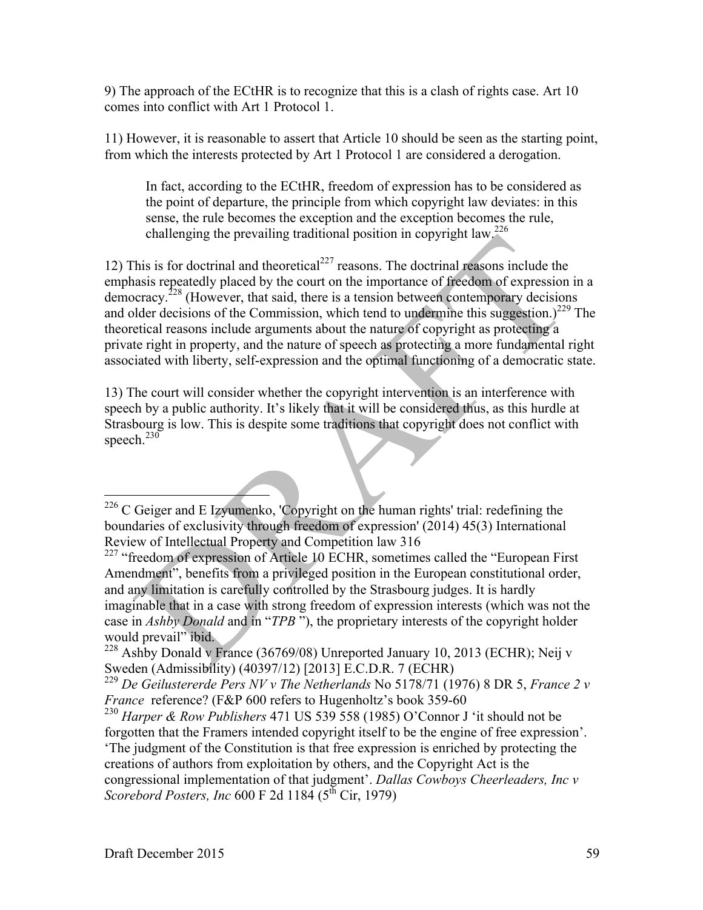9) The approach of the ECtHR is to recognize that this is a clash of rights case. Art 10 comes into conflict with Art 1 Protocol 1.

11) However, it is reasonable to assert that Article 10 should be seen as the starting point, from which the interests protected by Art 1 Protocol 1 are considered a derogation.

> In fact, according to the ECtHR, freedom of expression has to be considered as the point of departure, the principle from which copyright law deviates: in this sense, the rule becomes the exception and the exception becomes the rule, challenging the prevailing traditional position in copyright law.[226]

12) This is for doctrinal and theoretical[227] reasons. The doctrinal reasons include the emphasis repeatedly placed by the court on the importance of freedom of expression in a democracy.[228] (However, that said, there is a tension between contemporary decisions and older decisions of the Commission, which tend to undermine this suggestion.)[229] The theoretical reasons include arguments about the nature of copyright as protecting a private right in property, and the nature of speech as protecting a more fundamental right associated with liberty, self-expression and the optimal functioning of a democratic state.

13) The court will consider whether the copyright intervention is an interference with speech by a public authority. It's likely that it will be considered thus, as this hurdle at Strasbourg is low. This is despite some traditions that copyright does not conflict with speech.[230]

---

[226] C Geiger and E Izyumenko, 'Copyright on the human rights' trial: redefining the boundaries of exclusivity through freedom of expression' (2014) 45(3) International Review of Intellectual Property and Competition law 316

[227] "freedom of expression of Article 10 ECHR, sometimes called the "European First Amendment", benefits from a privileged position in the European constitutional order, and any limitation is carefully controlled by the Strasbourg judges. It is hardly imaginable that in a case with strong freedom of expression interests (which was not the case in *Ashby Donald* and in "*TPB* "), the proprietary interests of the copyright holder would prevail" ibid.

[228] Ashby Donald v France (36769/08) Unreported January 10, 2013 (ECHR); Neij v Sweden (Admissibility) (40397/12) [2013] E.C.D.R. 7 (ECHR)

[229] *De Geilustererde Pers NV v The Netherlands* No 5178/71 (1976) 8 DR 5, *France 2 v France* reference? (F&P 600 refers to Hugenholtz's book 359-60

[230] *Harper & Row Publishers* 471 US 539 558 (1985) O'Connor J 'it should not be forgotten that the Framers intended copyright itself to be the engine of free expression'. 'The judgment of the Constitution is that free expression is enriched by protecting the creations of authors from exploitation by others, and the Copyright Act is the congressional implementation of that judgment'. *Dallas Cowboys Cheerleaders, Inc v Scorebord Posters, Inc* 600 F 2d 1184 (5th Cir, 1979)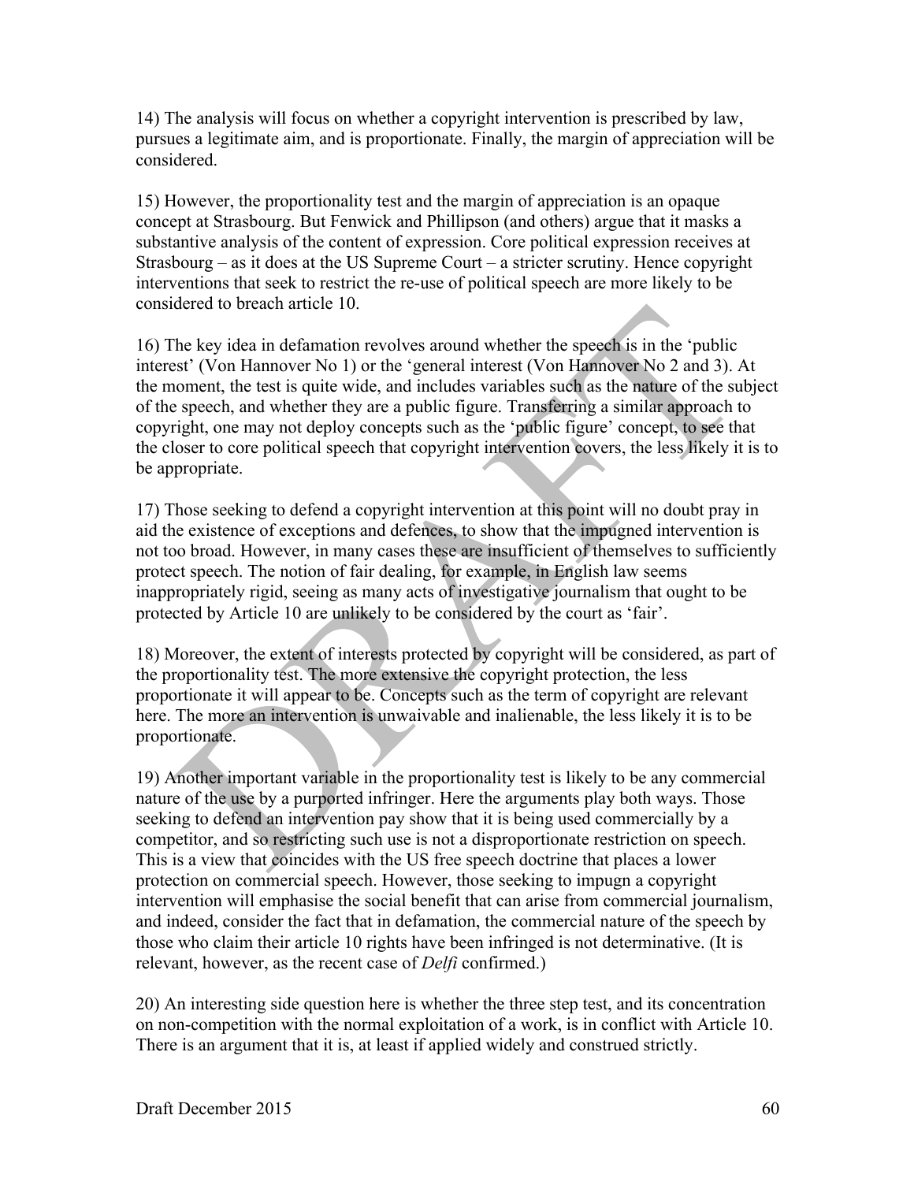14) The analysis will focus on whether a copyright intervention is prescribed by law, pursues a legitimate aim, and is proportionate. Finally, the margin of appreciation will be considered.

15) However, the proportionality test and the margin of appreciation is an opaque concept at Strasbourg. But Fenwick and Phillipson (and others) argue that it masks a substantive analysis of the content of expression. Core political expression receives at Strasbourg – as it does at the US Supreme Court – a stricter scrutiny. Hence copyright interventions that seek to restrict the re-use of political speech are more likely to be considered to breach article 10.

16) The key idea in defamation revolves around whether the speech is in the 'public interest' (Von Hannover No 1) or the 'general interest (Von Hannover No 2 and 3). At the moment, the test is quite wide, and includes variables such as the nature of the subject of the speech, and whether they are a public figure. Transferring a similar approach to copyright, one may not deploy concepts such as the 'public figure' concept, to see that the closer to core political speech that copyright intervention covers, the less likely it is to be appropriate.

17) Those seeking to defend a copyright intervention at this point will no doubt pray in aid the existence of exceptions and defences, to show that the impugned intervention is not too broad. However, in many cases these are insufficient of themselves to sufficiently protect speech. The notion of fair dealing, for example, in English law seems inappropriately rigid, seeing as many acts of investigative journalism that ought to be protected by Article 10 are unlikely to be considered by the court as 'fair'.

18) Moreover, the extent of interests protected by copyright will be considered, as part of the proportionality test. The more extensive the copyright protection, the less proportionate it will appear to be. Concepts such as the term of copyright are relevant here. The more an intervention is unwaivable and inalienable, the less likely it is to be proportionate.

19) Another important variable in the proportionality test is likely to be any commercial nature of the use by a purported infringer. Here the arguments play both ways. Those seeking to defend an intervention pay show that it is being used commercially by a competitor, and so restricting such use is not a disproportionate restriction on speech. This is a view that coincides with the US free speech doctrine that places a lower protection on commercial speech. However, those seeking to impugn a copyright intervention will emphasise the social benefit that can arise from commercial journalism, and indeed, consider the fact that in defamation, the commercial nature of the speech by those who claim their article 10 rights have been infringed is not determinative. (It is relevant, however, as the recent case of *Delfi* confirmed.)

20) An interesting side question here is whether the three step test, and its concentration on non-competition with the normal exploitation of a work, is in conflict with Article 10. There is an argument that it is, at least if applied widely and construed strictly.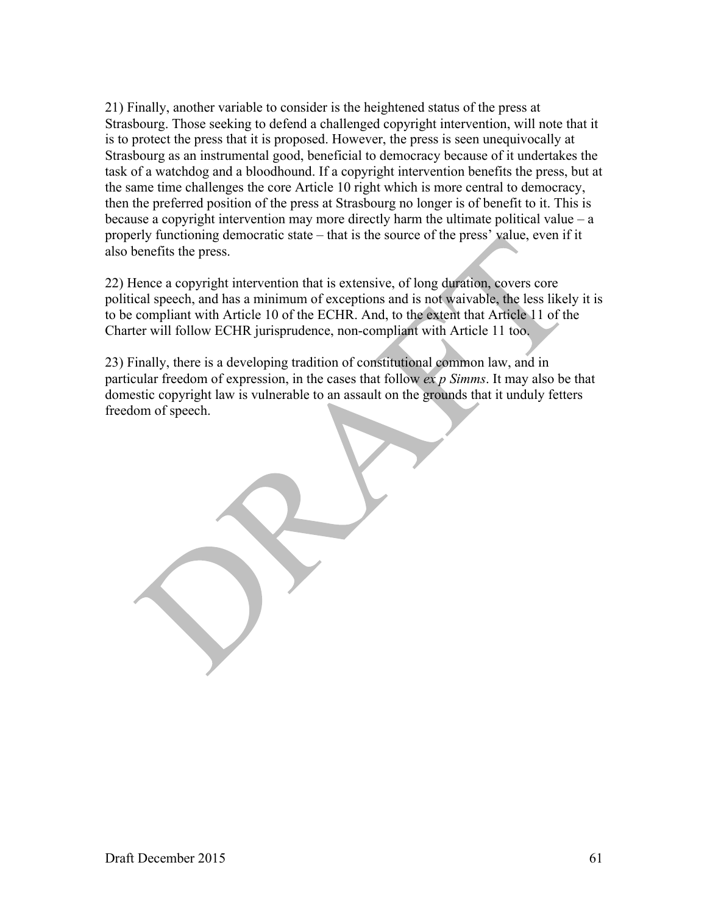21) Finally, another variable to consider is the heightened status of the press at Strasbourg. Those seeking to defend a challenged copyright intervention, will note that it is to protect the press that it is proposed. However, the press is seen unequivocally at Strasbourg as an instrumental good, beneficial to democracy because of it undertakes the task of a watchdog and a bloodhound. If a copyright intervention benefits the press, but at the same time challenges the core Article 10 right which is more central to democracy, then the preferred position of the press at Strasbourg no longer is of benefit to it. This is because a copyright intervention may more directly harm the ultimate political value – a properly functioning democratic state – that is the source of the press' value, even if it also benefits the press.

22) Hence a copyright intervention that is extensive, of long duration, covers core political speech, and has a minimum of exceptions and is not waivable, the less likely it is to be compliant with Article 10 of the ECHR. And, to the extent that Article 11 of the Charter will follow ECHR jurisprudence, non-compliant with Article 11 too.

23) Finally, there is a developing tradition of constitutional common law, and in particular freedom of expression, in the cases that follow *ex p Simms*. It may also be that domestic copyright law is vulnerable to an assault on the grounds that it unduly fetters freedom of speech.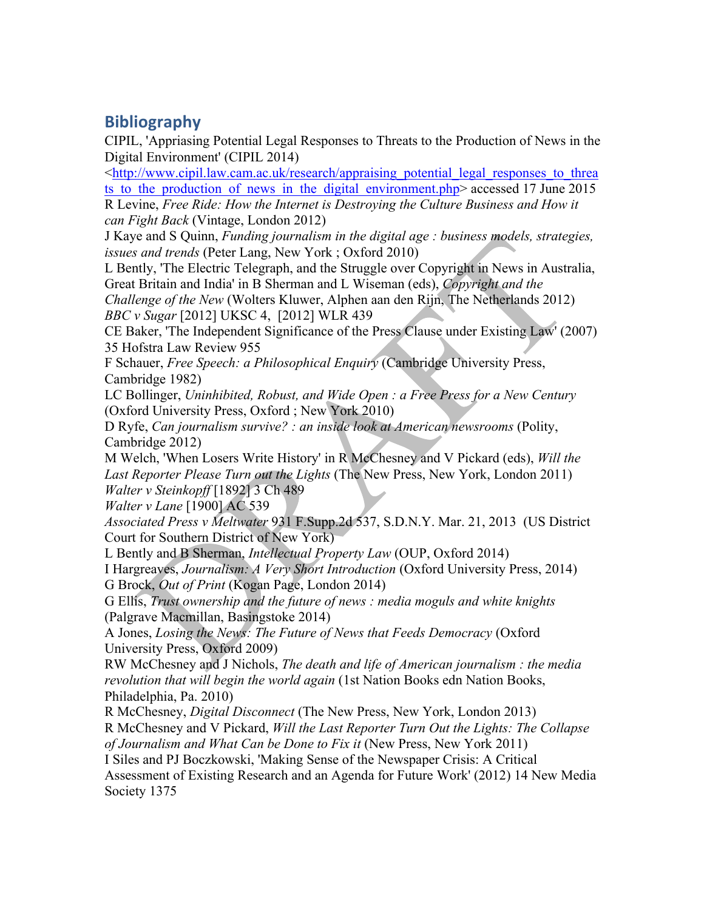## Bibliography

CIPIL, 'Appriasing Potential Legal Responses to Threats to the Production of News in the Digital Environment' (CIPIL 2014) <http://www.cipil.law.cam.ac.uk/research/appraising_potential_legal_responses_to_threats_to_the_production_of_news_in_the_digital_environment.php> accessed 17 June 2015

R Levine, *Free Ride: How the Internet is Destroying the Culture Business and How it can Fight Back* (Vintage, London 2012)

J Kaye and S Quinn, *Funding journalism in the digital age : business models, strategies, issues and trends* (Peter Lang, New York ; Oxford 2010)

L Bently, 'The Electric Telegraph, and the Struggle over Copyright in News in Australia, Great Britain and India' in B Sherman and L Wiseman (eds), *Copyright and the Challenge of the New* (Wolters Kluwer, Alphen aan den Rijn, The Netherlands 2012)

*BBC v Sugar* [2012] UKSC 4, [2012] WLR 439

CE Baker, 'The Independent Significance of the Press Clause under Existing Law' (2007) 35 Hofstra Law Review 955

F Schauer, *Free Speech: a Philosophical Enquiry* (Cambridge University Press, Cambridge 1982)

LC Bollinger, *Uninhibited, Robust, and Wide Open : a Free Press for a New Century* (Oxford University Press, Oxford ; New York 2010)

D Ryfe, *Can journalism survive? : an inside look at American newsrooms* (Polity, Cambridge 2012)

M Welch, 'When Losers Write History' in R McChesney and V Pickard (eds), *Will the Last Reporter Please Turn out the Lights* (The New Press, New York, London 2011)

*Walter v Steinkopff* [1892] 3 Ch 489

*Walter v Lane* [1900] AC 539

*Associated Press v Meltwater* 931 F.Supp.2d 537, S.D.N.Y. Mar. 21, 2013 (US District Court for Southern District of New York)

L Bently and B Sherman, *Intellectual Property Law* (OUP, Oxford 2014)

I Hargreaves, *Journalism: A Very Short Introduction* (Oxford University Press, 2014)

G Brock, *Out of Print* (Kogan Page, London 2014)

G Ellis, *Trust ownership and the future of news : media moguls and white knights* (Palgrave Macmillan, Basingstoke 2014)

A Jones, *Losing the News: The Future of News that Feeds Democracy* (Oxford University Press, Oxford 2009)

RW McChesney and J Nichols, *The death and life of American journalism : the media revolution that will begin the world again* (1st Nation Books edn Nation Books, Philadelphia, Pa. 2010)

R McChesney, *Digital Disconnect* (The New Press, New York, London 2013)

R McChesney and V Pickard, *Will the Last Reporter Turn Out the Lights: The Collapse of Journalism and What Can be Done to Fix it* (New Press, New York 2011)

I Siles and PJ Boczkowski, 'Making Sense of the Newspaper Crisis: A Critical Assessment of Existing Research and an Agenda for Future Work' (2012) 14 New Media Society 1375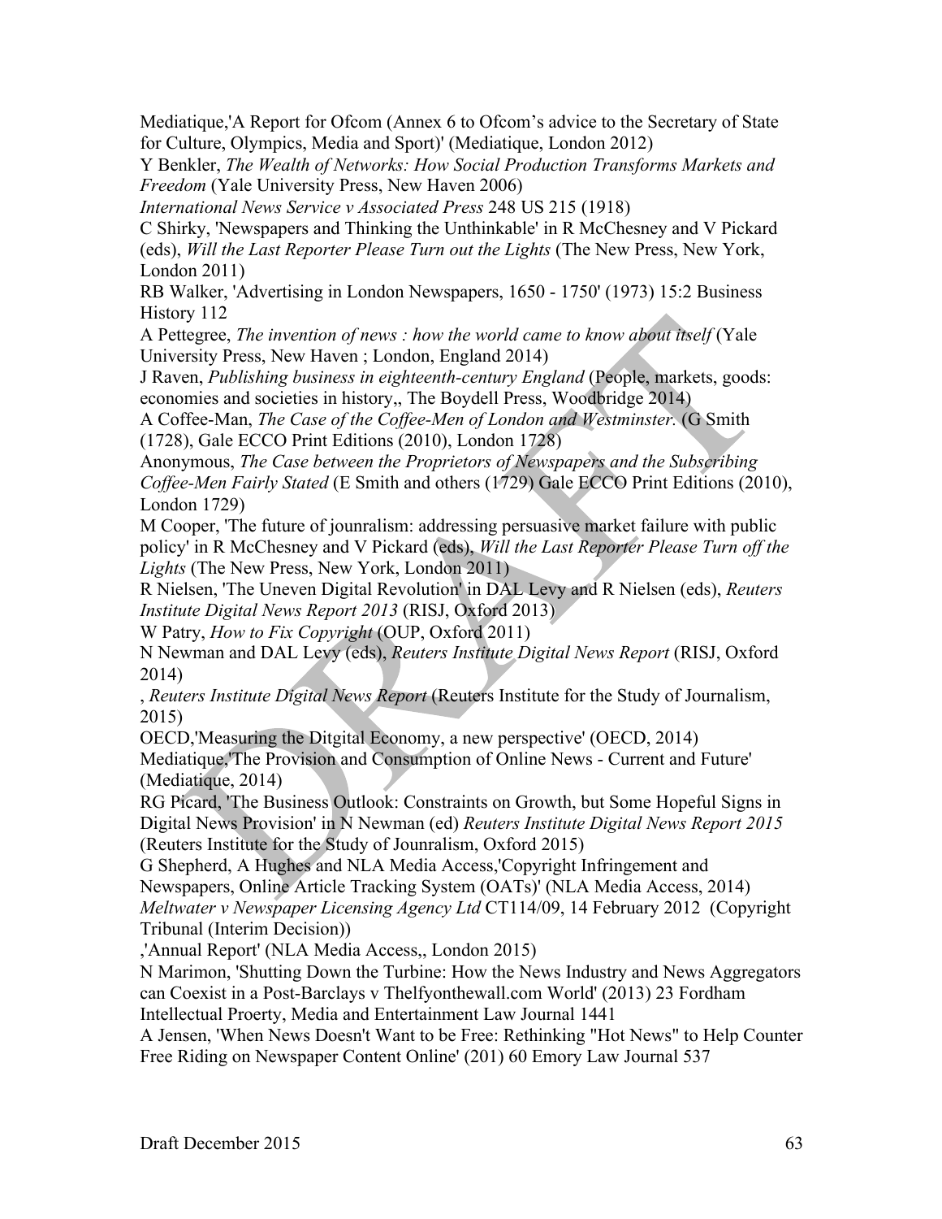Mediatique,'A Report for Ofcom (Annex 6 to Ofcom's advice to the Secretary of State for Culture, Olympics, Media and Sport)' (Mediatique, London 2012)

Y Benkler, *The Wealth of Networks: How Social Production Transforms Markets and Freedom* (Yale University Press, New Haven 2006)

*International News Service v Associated Press* 248 US 215 (1918)

C Shirky, 'Newspapers and Thinking the Unthinkable' in R McChesney and V Pickard (eds), *Will the Last Reporter Please Turn out the Lights* (The New Press, New York, London 2011)

RB Walker, 'Advertising in London Newspapers, 1650 - 1750' (1973) 15:2 Business History 112

A Pettegree, *The invention of news : how the world came to know about itself* (Yale University Press, New Haven ; London, England 2014)

J Raven, *Publishing business in eighteenth-century England* (People, markets, goods: economies and societies in history,, The Boydell Press, Woodbridge 2014)

A Coffee-Man, *The Case of the Coffee-Men of London and Westminster.* (G Smith (1728), Gale ECCO Print Editions (2010), London 1728)

Anonymous, *The Case between the Proprietors of Newspapers and the Subscribing Coffee-Men Fairly Stated* (E Smith and others (1729) Gale ECCO Print Editions (2010), London 1729)

M Cooper, 'The future of jounralism: addressing persuasive market failure with public policy' in R McChesney and V Pickard (eds), *Will the Last Reporter Please Turn off the Lights* (The New Press, New York, London 2011)

R Nielsen, 'The Uneven Digital Revolution' in DAL Levy and R Nielsen (eds), *Reuters Institute Digital News Report 2013* (RISJ, Oxford 2013)

W Patry, *How to Fix Copyright* (OUP, Oxford 2011)

N Newman and DAL Levy (eds), *Reuters Institute Digital News Report* (RISJ, Oxford 2014)

, *Reuters Institute Digital News Report* (Reuters Institute for the Study of Journalism, 2015)

OECD,'Measuring the Ditgital Economy, a new perspective' (OECD, 2014)

Mediatique,'The Provision and Consumption of Online News - Current and Future' (Mediatique, 2014)

RG Picard, 'The Business Outlook: Constraints on Growth, but Some Hopeful Signs in Digital News Provision' in N Newman (ed) *Reuters Institute Digital News Report 2015* (Reuters Institute for the Study of Jounralism, Oxford 2015)

G Shepherd, A Hughes and NLA Media Access,'Copyright Infringement and Newspapers, Online Article Tracking System (OATs)' (NLA Media Access, 2014)

*Meltwater v Newspaper Licensing Agency Ltd* CT114/09, 14 February 2012 (Copyright Tribunal (Interim Decision))

,'Annual Report' (NLA Media Access,, London 2015)

N Marimon, 'Shutting Down the Turbine: How the News Industry and News Aggregators can Coexist in a Post-Barclays v Thelfyonthewall.com World' (2013) 23 Fordham Intellectual Proerty, Media and Entertainment Law Journal 1441

A Jensen, 'When News Doesn't Want to be Free: Rethinking "Hot News" to Help Counter Free Riding on Newspaper Content Online' (201) 60 Emory Law Journal 537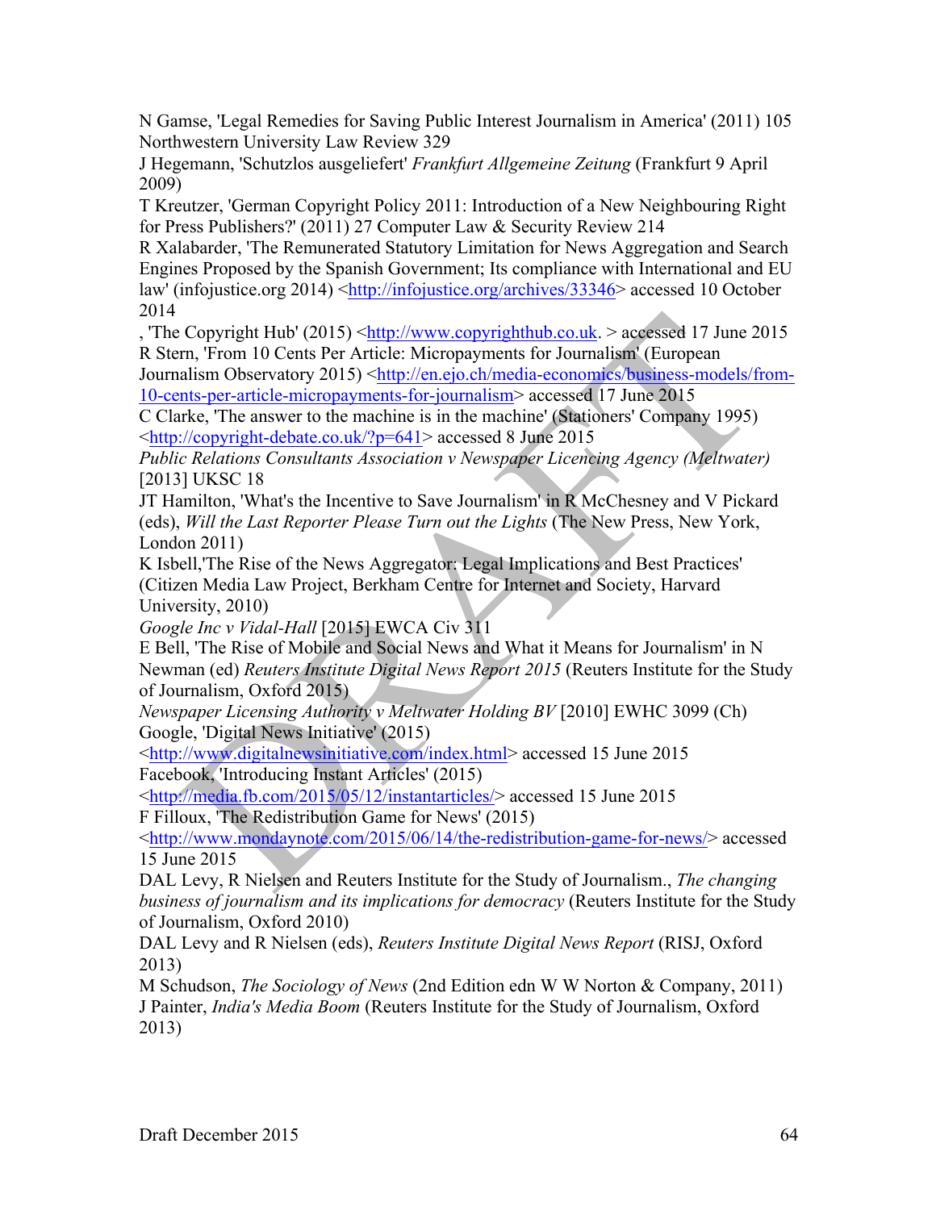N Gamse, 'Legal Remedies for Saving Public Interest Journalism in America' (2011) 105 Northwestern University Law Review 329

J Hegemann, 'Schutzlos ausgeliefert' *Frankfurt Allgemeine Zeitung* (Frankfurt 9 April 2009)

T Kreutzer, 'German Copyright Policy 2011: Introduction of a New Neighbouring Right for Press Publishers?' (2011) 27 Computer Law & Security Review 214

R Xalabarder, 'The Remunerated Statutory Limitation for News Aggregation and Search Engines Proposed by the Spanish Government; Its compliance with International and EU law' (infojustice.org 2014) <http://infojustice.org/archives/33346> accessed 10 October 2014

, 'The Copyright Hub' (2015) <http://www.copyrighthub.co.uk. > accessed 17 June 2015

R Stern, 'From 10 Cents Per Article: Micropayments for Journalism' (European Journalism Observatory 2015) <http://en.ejo.ch/media-economics/business-models/from-10-cents-per-article-micropayments-for-journalism> accessed 17 June 2015

C Clarke, 'The answer to the machine is in the machine' (Stationers' Company 1995) <http://copyright-debate.co.uk/?p=641> accessed 8 June 2015

*Public Relations Consultants Association v Newspaper Licencing Agency (Meltwater)* [2013] UKSC 18

JT Hamilton, 'What's the Incentive to Save Journalism' in R McChesney and V Pickard (eds), *Will the Last Reporter Please Turn out the Lights* (The New Press, New York, London 2011)

K Isbell,'The Rise of the News Aggregator: Legal Implications and Best Practices' (Citizen Media Law Project, Berkham Centre for Internet and Society, Harvard University, 2010)

*Google Inc v Vidal-Hall* [2015] EWCA Civ 311

E Bell, 'The Rise of Mobile and Social News and What it Means for Journalism' in N Newman (ed) *Reuters Institute Digital News Report 2015* (Reuters Institute for the Study of Journalism, Oxford 2015)

*Newspaper Licensing Authority v Meltwater Holding BV* [2010] EWHC 3099 (Ch)

Google, 'Digital News Initiative' (2015) <http://www.digitalnewsinitiative.com/index.html> accessed 15 June 2015

Facebook, 'Introducing Instant Articles' (2015) <http://media.fb.com/2015/05/12/instantarticles/> accessed 15 June 2015

F Filloux, 'The Redistribution Game for News' (2015) <http://www.mondaynote.com/2015/06/14/the-redistribution-game-for-news/> accessed 15 June 2015

DAL Levy, R Nielsen and Reuters Institute for the Study of Journalism., *The changing business of journalism and its implications for democracy* (Reuters Institute for the Study of Journalism, Oxford 2010)

DAL Levy and R Nielsen (eds), *Reuters Institute Digital News Report* (RISJ, Oxford 2013)

M Schudson, *The Sociology of News* (2nd Edition edn W W Norton & Company, 2011)

J Painter, *India's Media Boom* (Reuters Institute for the Study of Journalism, Oxford 2013)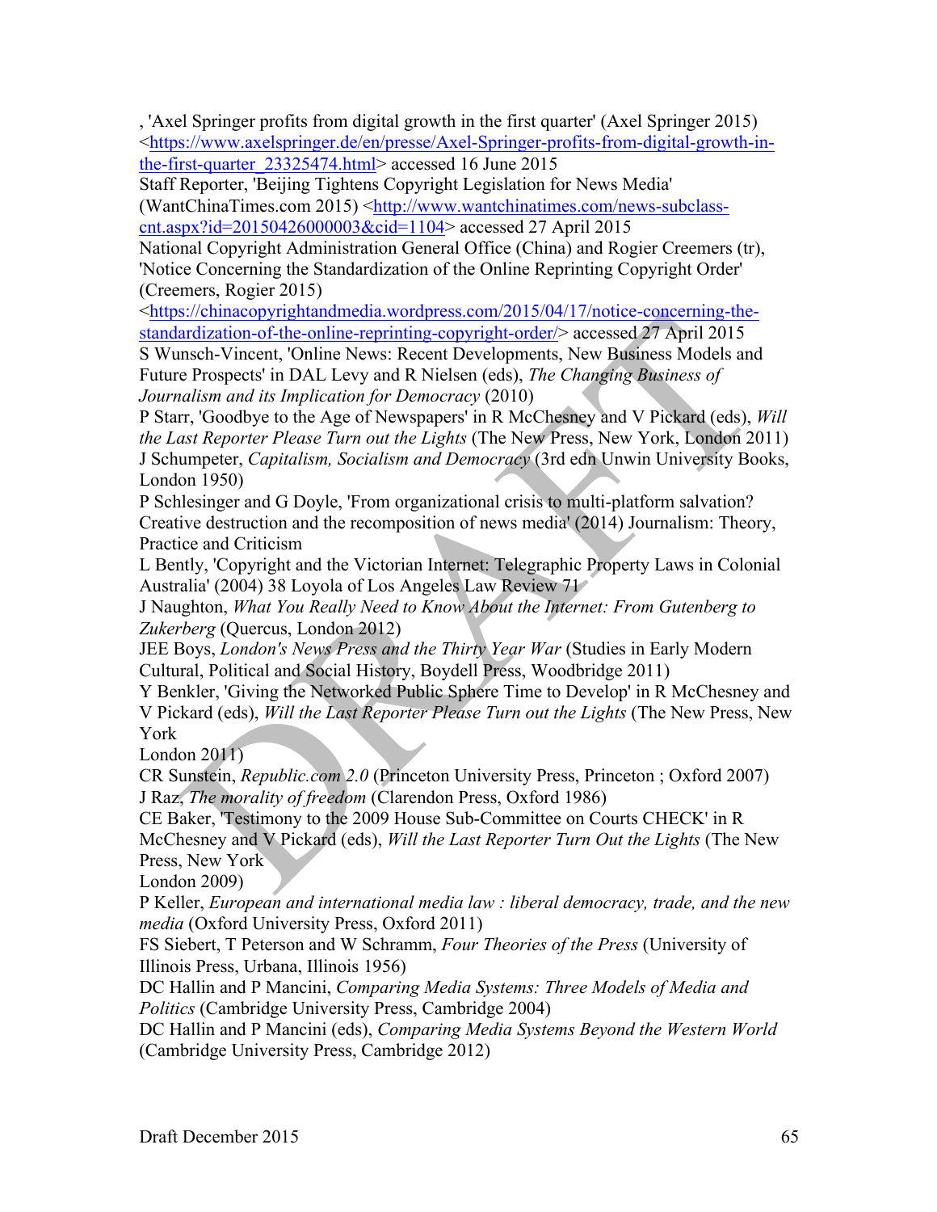, 'Axel Springer profits from digital growth in the first quarter' (Axel Springer 2015) <https://www.axelspringer.de/en/presse/Axel-Springer-profits-from-digital-growth-in-the-first-quarter_23325474.html> accessed 16 June 2015

Staff Reporter, 'Beijing Tightens Copyright Legislation for News Media' (WantChinaTimes.com 2015) <http://www.wantchinatimes.com/news-subclass-cnt.aspx?id=20150426000003&cid=1104> accessed 27 April 2015

National Copyright Administration General Office (China) and Rogier Creemers (tr), 'Notice Concerning the Standardization of the Online Reprinting Copyright Order' (Creemers, Rogier 2015) <https://chinacopyrightandmedia.wordpress.com/2015/04/17/notice-concerning-the-standardization-of-the-online-reprinting-copyright-order/> accessed 27 April 2015

S Wunsch-Vincent, 'Online News: Recent Developments, New Business Models and Future Prospects' in DAL Levy and R Nielsen (eds), *The Changing Business of Journalism and its Implication for Democracy* (2010)

P Starr, 'Goodbye to the Age of Newspapers' in R McChesney and V Pickard (eds), *Will the Last Reporter Please Turn out the Lights* (The New Press, New York, London 2011)

J Schumpeter, *Capitalism, Socialism and Democracy* (3rd edn Unwin University Books, London 1950)

P Schlesinger and G Doyle, 'From organizational crisis to multi-platform salvation? Creative destruction and the recomposition of news media' (2014) Journalism: Theory, Practice and Criticism

L Bently, 'Copyright and the Victorian Internet: Telegraphic Property Laws in Colonial Australia' (2004) 38 Loyola of Los Angeles Law Review 71

J Naughton, *What You Really Need to Know About the Internet: From Gutenberg to Zukerberg* (Quercus, London 2012)

JEE Boys, *London's News Press and the Thirty Year War* (Studies in Early Modern Cultural, Political and Social History, Boydell Press, Woodbridge 2011)

Y Benkler, 'Giving the Networked Public Sphere Time to Develop' in R McChesney and V Pickard (eds), *Will the Last Reporter Please Turn out the Lights* (The New Press, New York
London 2011)

CR Sunstein, *Republic.com 2.0* (Princeton University Press, Princeton ; Oxford 2007)

J Raz, *The morality of freedom* (Clarendon Press, Oxford 1986)

CE Baker, 'Testimony to the 2009 House Sub-Committee on Courts CHECK' in R McChesney and V Pickard (eds), *Will the Last Reporter Turn Out the Lights* (The New Press, New York
London 2009)

P Keller, *European and international media law : liberal democracy, trade, and the new media* (Oxford University Press, Oxford 2011)

FS Siebert, T Peterson and W Schramm, *Four Theories of the Press* (University of Illinois Press, Urbana, Illinois 1956)

DC Hallin and P Mancini, *Comparing Media Systems: Three Models of Media and Politics* (Cambridge University Press, Cambridge 2004)

DC Hallin and P Mancini (eds), *Comparing Media Systems Beyond the Western World* (Cambridge University Press, Cambridge 2012)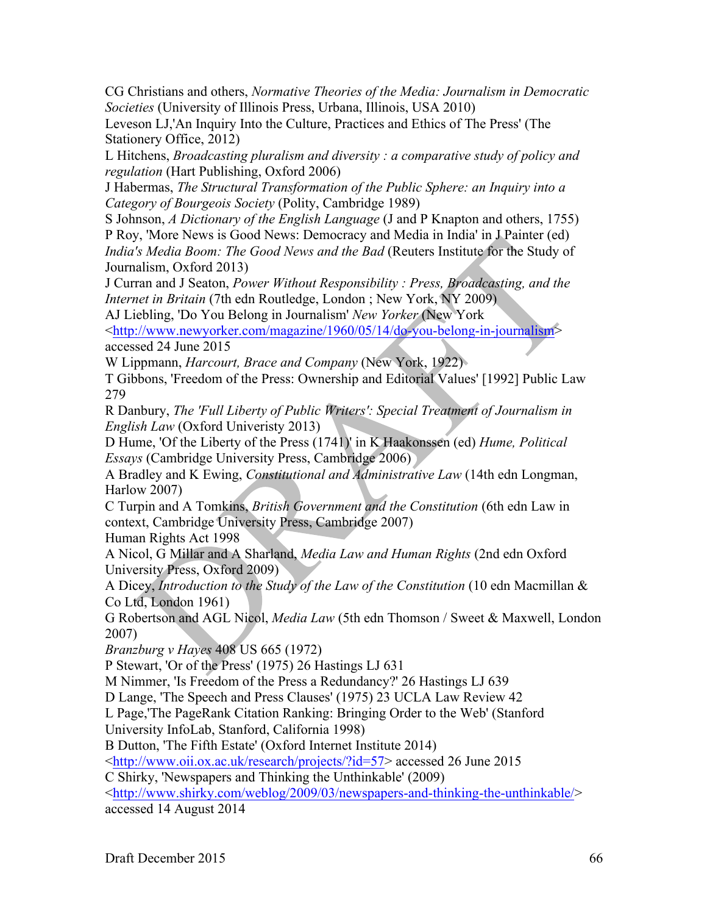CG Christians and others, *Normative Theories of the Media: Journalism in Democratic Societies* (University of Illinois Press, Urbana, Illinois, USA 2010)

Leveson LJ,'An Inquiry Into the Culture, Practices and Ethics of The Press' (The Stationery Office, 2012)

L Hitchens, *Broadcasting pluralism and diversity : a comparative study of policy and regulation* (Hart Publishing, Oxford 2006)

J Habermas, *The Structural Transformation of the Public Sphere: an Inquiry into a Category of Bourgeois Society* (Polity, Cambridge 1989)

S Johnson, *A Dictionary of the English Language* (J and P Knapton and others, 1755)

P Roy, 'More News is Good News: Democracy and Media in India' in J Painter (ed) *India's Media Boom: The Good News and the Bad* (Reuters Institute for the Study of Journalism, Oxford 2013)

J Curran and J Seaton, *Power Without Responsibility : Press, Broadcasting, and the Internet in Britain* (7th edn Routledge, London ; New York, NY 2009)

AJ Liebling, 'Do You Belong in Journalism' *New Yorker* (New York <http://www.newyorker.com/magazine/1960/05/14/do-you-belong-in-journalism> accessed 24 June 2015

W Lippmann, *Harcourt, Brace and Company* (New York, 1922)

T Gibbons, 'Freedom of the Press: Ownership and Editorial Values' [1992] Public Law 279

R Danbury, *The 'Full Liberty of Public Writers': Special Treatment of Journalism in English Law* (Oxford Univeristy 2013)

D Hume, 'Of the Liberty of the Press (1741)' in K Haakonssen (ed) *Hume, Political Essays* (Cambridge University Press, Cambridge 2006)

A Bradley and K Ewing, *Constitutional and Administrative Law* (14th edn Longman, Harlow 2007)

C Turpin and A Tomkins, *British Government and the Constitution* (6th edn Law in context, Cambridge University Press, Cambridge 2007)

Human Rights Act 1998

A Nicol, G Millar and A Sharland, *Media Law and Human Rights* (2nd edn Oxford University Press, Oxford 2009)

A Dicey, *Introduction to the Study of the Law of the Constitution* (10 edn Macmillan & Co Ltd, London 1961)

G Robertson and AGL Nicol, *Media Law* (5th edn Thomson / Sweet & Maxwell, London 2007)

*Branzburg v Hayes* 408 US 665 (1972)

P Stewart, 'Or of the Press' (1975) 26 Hastings LJ 631

M Nimmer, 'Is Freedom of the Press a Redundancy?' 26 Hastings LJ 639

D Lange, 'The Speech and Press Clauses' (1975) 23 UCLA Law Review 42

L Page,'The PageRank Citation Ranking: Bringing Order to the Web' (Stanford University InfoLab, Stanford, California 1998)

B Dutton, 'The Fifth Estate' (Oxford Internet Institute 2014) <http://www.oii.ox.ac.uk/research/projects/?id=57> accessed 26 June 2015

C Shirky, 'Newspapers and Thinking the Unthinkable' (2009) <http://www.shirky.com/weblog/2009/03/newspapers-and-thinking-the-unthinkable/> accessed 14 August 2014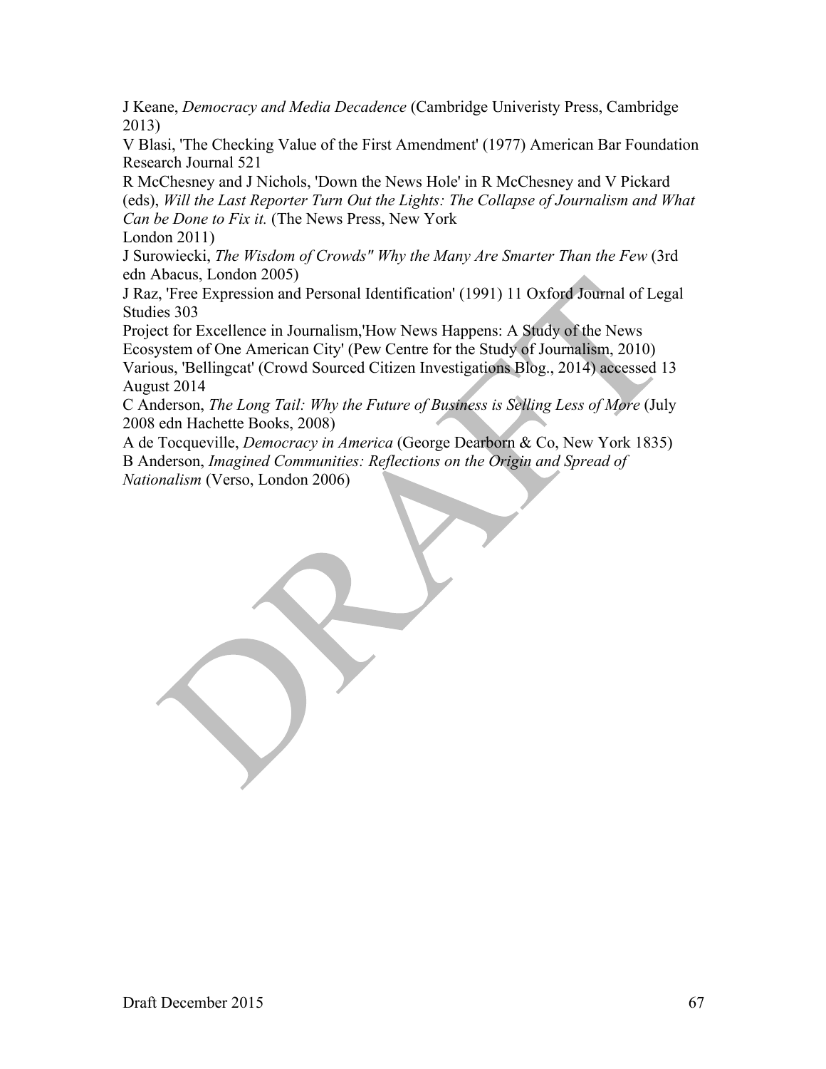J Keane, *Democracy and Media Decadence* (Cambridge Univeristy Press, Cambridge 2013)

V Blasi, 'The Checking Value of the First Amendment' (1977) American Bar Foundation Research Journal 521

R McChesney and J Nichols, 'Down the News Hole' in R McChesney and V Pickard (eds), *Will the Last Reporter Turn Out the Lights: The Collapse of Journalism and What Can be Done to Fix it.* (The News Press, New York London 2011)

J Surowiecki, *The Wisdom of Crowds" Why the Many Are Smarter Than the Few* (3rd edn Abacus, London 2005)

J Raz, 'Free Expression and Personal Identification' (1991) 11 Oxford Journal of Legal Studies 303

Project for Excellence in Journalism,'How News Happens: A Study of the News Ecosystem of One American City' (Pew Centre for the Study of Journalism, 2010)

Various, 'Bellingcat' (Crowd Sourced Citizen Investigations Blog., 2014) accessed 13 August 2014

C Anderson, *The Long Tail: Why the Future of Business is Selling Less of More* (July 2008 edn Hachette Books, 2008)

A de Tocqueville, *Democracy in America* (George Dearborn & Co, New York 1835)

B Anderson, *Imagined Communities: Reflections on the Origin and Spread of Nationalism* (Verso, London 2006)